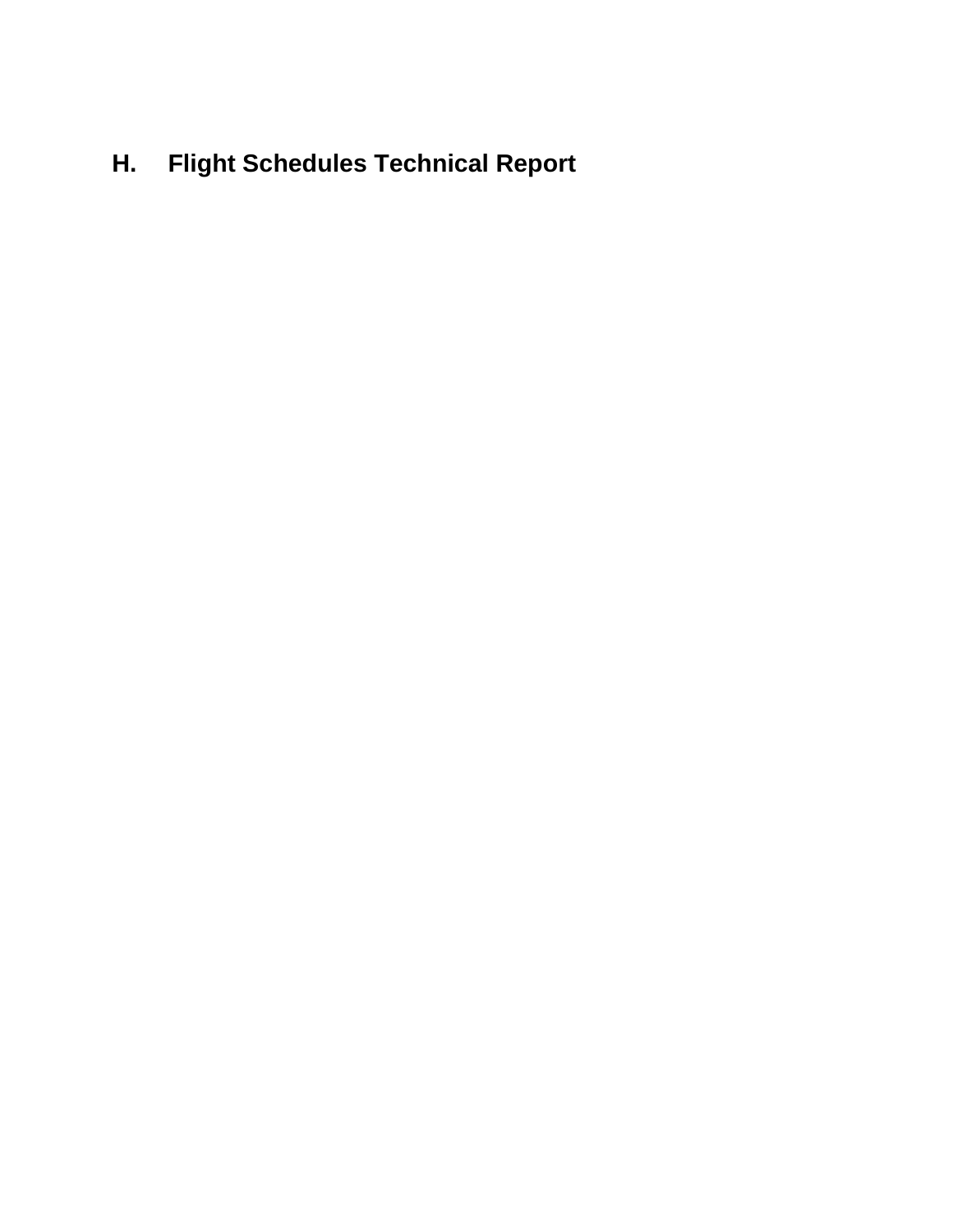# H. Flight Schedules Technical Report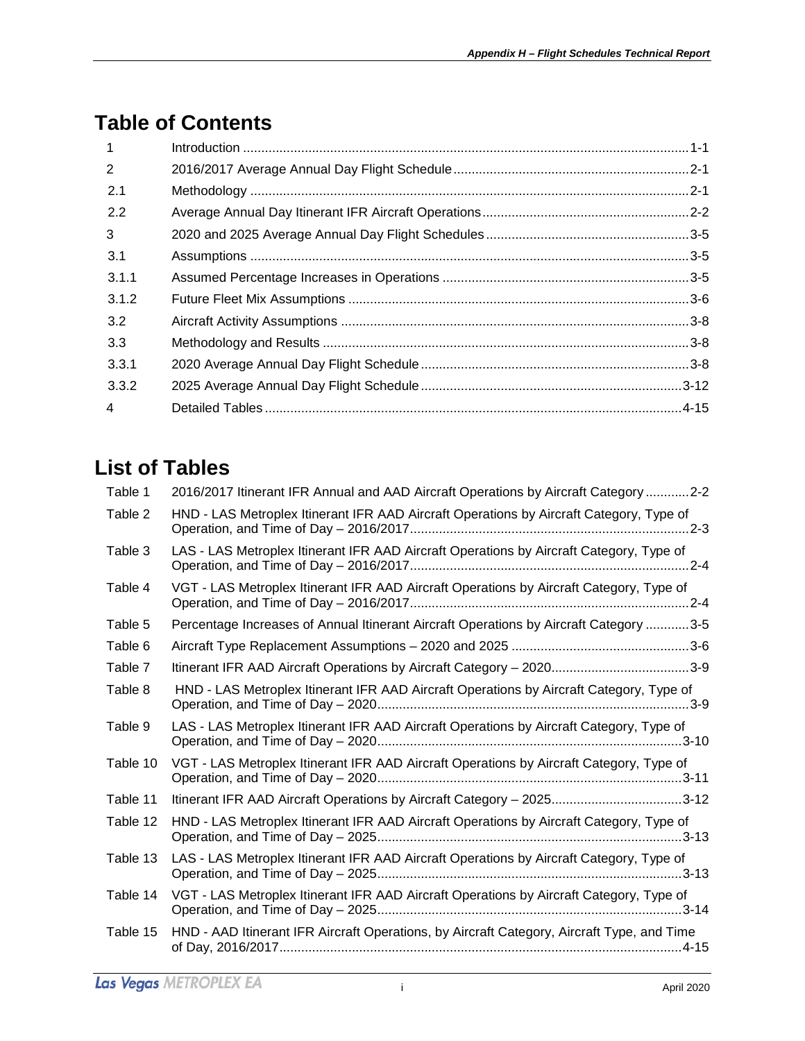# Table of Contents

| | | |
|---|---|---|
| 1 | Introduction | 1-1 |
| 2 | 2016/2017 Average Annual Day Flight Schedule | 2-1 |
| 2.1 | Methodology | 2-1 |
| 2.2 | Average Annual Day Itinerant IFR Aircraft Operations | 2-2 |
| 3 | 2020 and 2025 Average Annual Day Flight Schedules | 3-5 |
| 3.1 | Assumptions | 3-5 |
| 3.1.1 | Assumed Percentage Increases in Operations | 3-5 |
| 3.1.2 | Future Fleet Mix Assumptions | 3-6 |
| 3.2 | Aircraft Activity Assumptions | 3-8 |
| 3.3 | Methodology and Results | 3-8 |
| 3.3.1 | 2020 Average Annual Day Flight Schedule | 3-8 |
| 3.3.2 | 2025 Average Annual Day Flight Schedule | 3-12 |
| 4 | Detailed Tables | 4-15 |

# List of Tables

| | | |
|---|---|---|
| Table 1 | 2016/2017 Itinerant IFR Annual and AAD Aircraft Operations by Aircraft Category | 2-2 |
| Table 2 | HND - LAS Metroplex Itinerant IFR AAD Aircraft Operations by Aircraft Category, Type of Operation, and Time of Day – 2016/2017 | 2-3 |
| Table 3 | LAS - LAS Metroplex Itinerant IFR AAD Aircraft Operations by Aircraft Category, Type of Operation, and Time of Day – 2016/2017 | 2-4 |
| Table 4 | VGT - LAS Metroplex Itinerant IFR AAD Aircraft Operations by Aircraft Category, Type of Operation, and Time of Day – 2016/2017 | 2-4 |
| Table 5 | Percentage Increases of Annual Itinerant Aircraft Operations by Aircraft Category | 3-5 |
| Table 6 | Aircraft Type Replacement Assumptions – 2020 and 2025 | 3-6 |
| Table 7 | Itinerant IFR AAD Aircraft Operations by Aircraft Category – 2020 | 3-9 |
| Table 8 | HND - LAS Metroplex Itinerant IFR AAD Aircraft Operations by Aircraft Category, Type of Operation, and Time of Day – 2020 | 3-9 |
| Table 9 | LAS - LAS Metroplex Itinerant IFR AAD Aircraft Operations by Aircraft Category, Type of Operation, and Time of Day – 2020 | 3-10 |
| Table 10 | VGT - LAS Metroplex Itinerant IFR AAD Aircraft Operations by Aircraft Category, Type of Operation, and Time of Day – 2020 | 3-11 |
| Table 11 | Itinerant IFR AAD Aircraft Operations by Aircraft Category – 2025 | 3-12 |
| Table 12 | HND - LAS Metroplex Itinerant IFR AAD Aircraft Operations by Aircraft Category, Type of Operation, and Time of Day – 2025 | 3-13 |
| Table 13 | LAS - LAS Metroplex Itinerant IFR AAD Aircraft Operations by Aircraft Category, Type of Operation, and Time of Day – 2025 | 3-13 |
| Table 14 | VGT - LAS Metroplex Itinerant IFR AAD Aircraft Operations by Aircraft Category, Type of Operation, and Time of Day – 2025 | 3-14 |
| Table 15 | HND - AAD Itinerant IFR Aircraft Operations, by Aircraft Category, Aircraft Type, and Time of Day, 2016/2017 | 4-15 |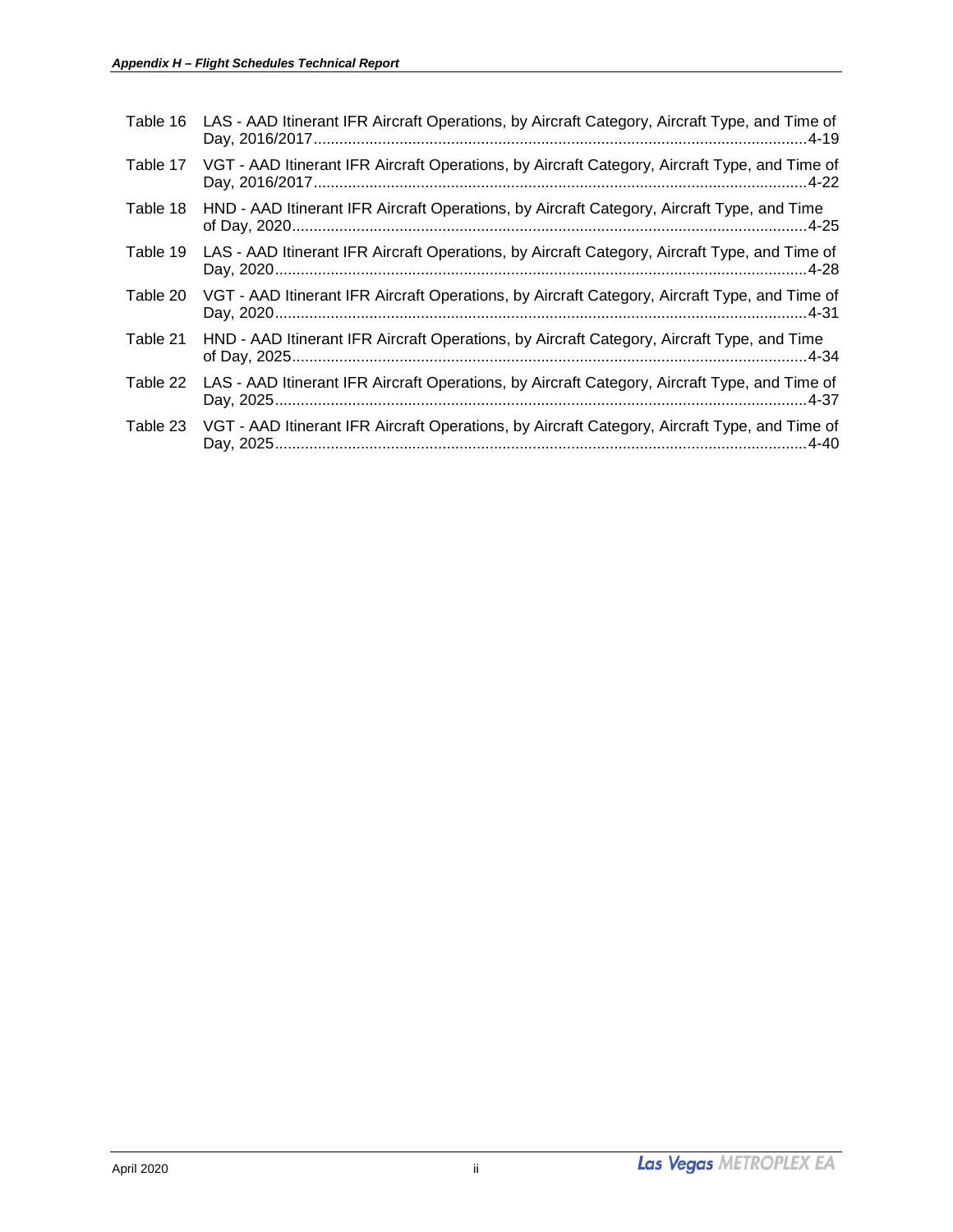Table 16 LAS - AAD Itinerant IFR Aircraft Operations, by Aircraft Category, Aircraft Type, and Time of Day, 2016/2017 ..... 4-19

Table 17 VGT - AAD Itinerant IFR Aircraft Operations, by Aircraft Category, Aircraft Type, and Time of Day, 2016/2017 ..... 4-22

Table 18 HND - AAD Itinerant IFR Aircraft Operations, by Aircraft Category, Aircraft Type, and Time of Day, 2020 ..... 4-25

Table 19 LAS - AAD Itinerant IFR Aircraft Operations, by Aircraft Category, Aircraft Type, and Time of Day, 2020 ..... 4-28

Table 20 VGT - AAD Itinerant IFR Aircraft Operations, by Aircraft Category, Aircraft Type, and Time of Day, 2020 ..... 4-31

Table 21 HND - AAD Itinerant IFR Aircraft Operations, by Aircraft Category, Aircraft Type, and Time of Day, 2025 ..... 4-34

Table 22 LAS - AAD Itinerant IFR Aircraft Operations, by Aircraft Category, Aircraft Type, and Time of Day, 2025 ..... 4-37

Table 23 VGT - AAD Itinerant IFR Aircraft Operations, by Aircraft Category, Aircraft Type, and Time of Day, 2025 ..... 4-40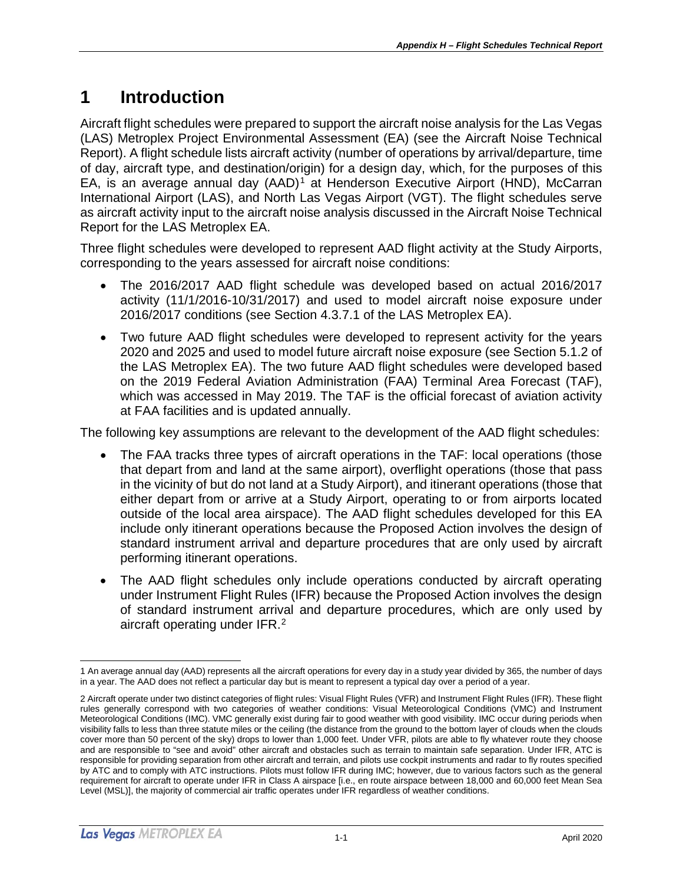# 1 Introduction

Aircraft flight schedules were prepared to support the aircraft noise analysis for the Las Vegas (LAS) Metroplex Project Environmental Assessment (EA) (see the Aircraft Noise Technical Report). A flight schedule lists aircraft activity (number of operations by arrival/departure, time of day, aircraft type, and destination/origin) for a design day, which, for the purposes of this EA, is an average annual day (AAD)[1] at Henderson Executive Airport (HND), McCarran International Airport (LAS), and North Las Vegas Airport (VGT). The flight schedules serve as aircraft activity input to the aircraft noise analysis discussed in the Aircraft Noise Technical Report for the LAS Metroplex EA.

Three flight schedules were developed to represent AAD flight activity at the Study Airports, corresponding to the years assessed for aircraft noise conditions:

- The 2016/2017 AAD flight schedule was developed based on actual 2016/2017 activity (11/1/2016-10/31/2017) and used to model aircraft noise exposure under 2016/2017 conditions (see Section 4.3.7.1 of the LAS Metroplex EA).
- Two future AAD flight schedules were developed to represent activity for the years 2020 and 2025 and used to model future aircraft noise exposure (see Section 5.1.2 of the LAS Metroplex EA). The two future AAD flight schedules were developed based on the 2019 Federal Aviation Administration (FAA) Terminal Area Forecast (TAF), which was accessed in May 2019. The TAF is the official forecast of aviation activity at FAA facilities and is updated annually.

The following key assumptions are relevant to the development of the AAD flight schedules:

- The FAA tracks three types of aircraft operations in the TAF: local operations (those that depart from and land at the same airport), overflight operations (those that pass in the vicinity of but do not land at a Study Airport), and itinerant operations (those that either depart from or arrive at a Study Airport, operating to or from airports located outside of the local area airspace). The AAD flight schedules developed for this EA include only itinerant operations because the Proposed Action involves the design of standard instrument arrival and departure procedures that are only used by aircraft performing itinerant operations.
- The AAD flight schedules only include operations conducted by aircraft operating under Instrument Flight Rules (IFR) because the Proposed Action involves the design of standard instrument arrival and departure procedures, which are only used by aircraft operating under IFR.[2]

---

1 An average annual day (AAD) represents all the aircraft operations for every day in a study year divided by 365, the number of days in a year. The AAD does not reflect a particular day but is meant to represent a typical day over a period of a year.

2 Aircraft operate under two distinct categories of flight rules: Visual Flight Rules (VFR) and Instrument Flight Rules (IFR). These flight rules generally correspond with two categories of weather conditions: Visual Meteorological Conditions (VMC) and Instrument Meteorological Conditions (IMC). VMC generally exist during fair to good weather with good visibility. IMC occur during periods when visibility falls to less than three statute miles or the ceiling (the distance from the ground to the bottom layer of clouds when the clouds cover more than 50 percent of the sky) drops to lower than 1,000 feet. Under VFR, pilots are able to fly whatever route they choose and are responsible to "see and avoid" other aircraft and obstacles such as terrain to maintain safe separation. Under IFR, ATC is responsible for providing separation from other aircraft and terrain, and pilots use cockpit instruments and radar to fly routes specified by ATC and to comply with ATC instructions. Pilots must follow IFR during IMC; however, due to various factors such as the general requirement for aircraft to operate under IFR in Class A airspace [i.e., en route airspace between 18,000 and 60,000 feet Mean Sea Level (MSL)], the majority of commercial air traffic operates under IFR regardless of weather conditions.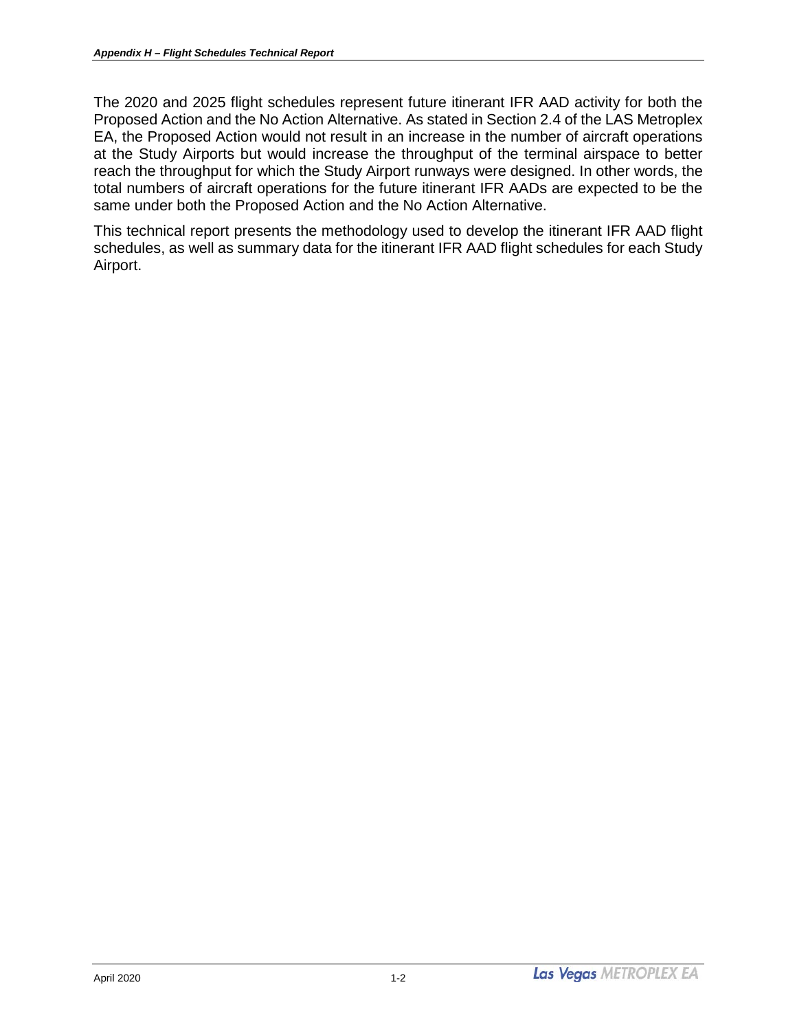The 2020 and 2025 flight schedules represent future itinerant IFR AAD activity for both the Proposed Action and the No Action Alternative. As stated in Section 2.4 of the LAS Metroplex EA, the Proposed Action would not result in an increase in the number of aircraft operations at the Study Airports but would increase the throughput of the terminal airspace to better reach the throughput for which the Study Airport runways were designed. In other words, the total numbers of aircraft operations for the future itinerant IFR AADs are expected to be the same under both the Proposed Action and the No Action Alternative.

This technical report presents the methodology used to develop the itinerant IFR AAD flight schedules, as well as summary data for the itinerant IFR AAD flight schedules for each Study Airport.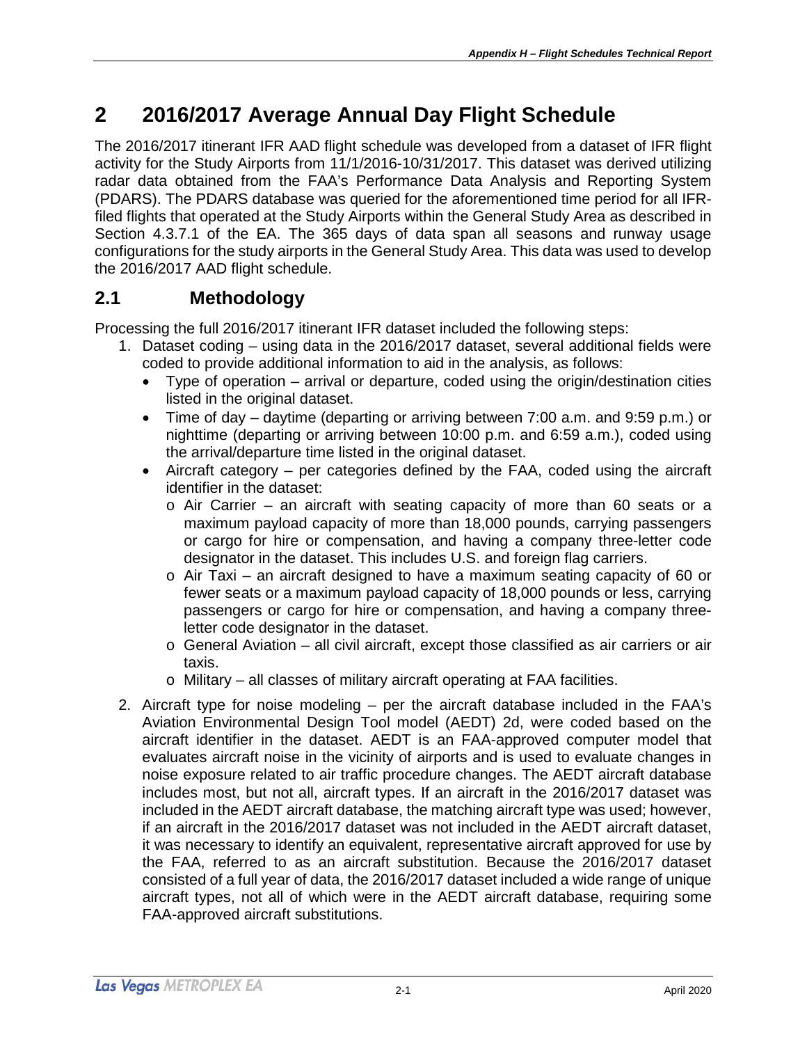# 2 2016/2017 Average Annual Day Flight Schedule

The 2016/2017 itinerant IFR AAD flight schedule was developed from a dataset of IFR flight activity for the Study Airports from 11/1/2016-10/31/2017. This dataset was derived utilizing radar data obtained from the FAA's Performance Data Analysis and Reporting System (PDARS). The PDARS database was queried for the aforementioned time period for all IFR-filed flights that operated at the Study Airports within the General Study Area as described in Section 4.3.7.1 of the EA. The 365 days of data span all seasons and runway usage configurations for the study airports in the General Study Area. This data was used to develop the 2016/2017 AAD flight schedule.

## 2.1 Methodology

Processing the full 2016/2017 itinerant IFR dataset included the following steps:

1. Dataset coding – using data in the 2016/2017 dataset, several additional fields were coded to provide additional information to aid in the analysis, as follows:
   - Type of operation – arrival or departure, coded using the origin/destination cities listed in the original dataset.
   - Time of day – daytime (departing or arriving between 7:00 a.m. and 9:59 p.m.) or nighttime (departing or arriving between 10:00 p.m. and 6:59 a.m.), coded using the arrival/departure time listed in the original dataset.
   - Aircraft category – per categories defined by the FAA, coded using the aircraft identifier in the dataset:
     - Air Carrier – an aircraft with seating capacity of more than 60 seats or a maximum payload capacity of more than 18,000 pounds, carrying passengers or cargo for hire or compensation, and having a company three-letter code designator in the dataset. This includes U.S. and foreign flag carriers.
     - Air Taxi – an aircraft designed to have a maximum seating capacity of 60 or fewer seats or a maximum payload capacity of 18,000 pounds or less, carrying passengers or cargo for hire or compensation, and having a company three-letter code designator in the dataset.
     - General Aviation – all civil aircraft, except those classified as air carriers or air taxis.
     - Military – all classes of military aircraft operating at FAA facilities.
2. Aircraft type for noise modeling – per the aircraft database included in the FAA's Aviation Environmental Design Tool model (AEDT) 2d, were coded based on the aircraft identifier in the dataset. AEDT is an FAA-approved computer model that evaluates aircraft noise in the vicinity of airports and is used to evaluate changes in noise exposure related to air traffic procedure changes. The AEDT aircraft database includes most, but not all, aircraft types. If an aircraft in the 2016/2017 dataset was included in the AEDT aircraft database, the matching aircraft type was used; however, if an aircraft in the 2016/2017 dataset was not included in the AEDT aircraft dataset, it was necessary to identify an equivalent, representative aircraft approved for use by the FAA, referred to as an aircraft substitution. Because the 2016/2017 dataset consisted of a full year of data, the 2016/2017 dataset included a wide range of unique aircraft types, not all of which were in the AEDT aircraft database, requiring some FAA-approved aircraft substitutions.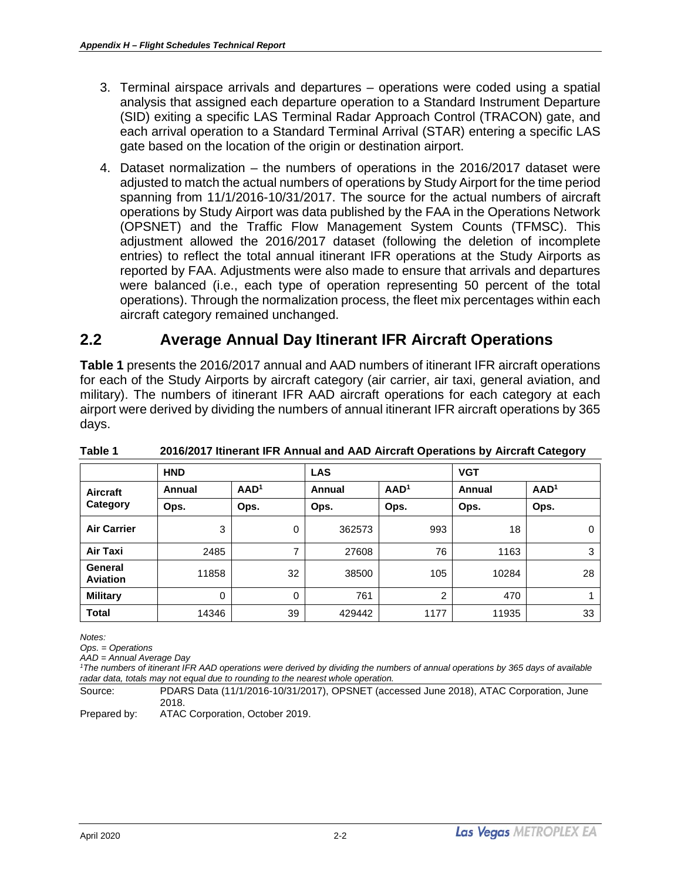3. Terminal airspace arrivals and departures – operations were coded using a spatial analysis that assigned each departure operation to a Standard Instrument Departure (SID) exiting a specific LAS Terminal Radar Approach Control (TRACON) gate, and each arrival operation to a Standard Terminal Arrival (STAR) entering a specific LAS gate based on the location of the origin or destination airport.
4. Dataset normalization – the numbers of operations in the 2016/2017 dataset were adjusted to match the actual numbers of operations by Study Airport for the time period spanning from 11/1/2016-10/31/2017. The source for the actual numbers of aircraft operations by Study Airport was data published by the FAA in the Operations Network (OPSNET) and the Traffic Flow Management System Counts (TFMSC). This adjustment allowed the 2016/2017 dataset (following the deletion of incomplete entries) to reflect the total annual itinerant IFR operations at the Study Airports as reported by FAA. Adjustments were also made to ensure that arrivals and departures were balanced (i.e., each type of operation representing 50 percent of the total operations). Through the normalization process, the fleet mix percentages within each aircraft category remained unchanged.

## 2.2 Average Annual Day Itinerant IFR Aircraft Operations

**Table 1** presents the 2016/2017 annual and AAD numbers of itinerant IFR aircraft operations for each of the Study Airports by aircraft category (air carrier, air taxi, general aviation, and military). The numbers of itinerant IFR AAD aircraft operations for each category at each airport were derived by dividing the numbers of annual itinerant IFR aircraft operations by 365 days.

**Table 1 2016/2017 Itinerant IFR Annual and AAD Aircraft Operations by Aircraft Category**

| | HND | | LAS | | VGT | |
|---|---|---|---|---|---|---|
| **Aircraft Category** | **Annual Ops.** | **AAD[1] Ops.** | **Annual Ops.** | **AAD[1] Ops.** | **Annual Ops.** | **AAD[1] Ops.** |
| **Air Carrier** | 3 | 0 | 362573 | 993 | 18 | 0 |
| **Air Taxi** | 2485 | 7 | 27608 | 76 | 1163 | 3 |
| **General Aviation** | 11858 | 32 | 38500 | 105 | 10284 | 28 |
| **Military** | 0 | 0 | 761 | 2 | 470 | 1 |
| **Total** | 14346 | 39 | 429442 | 1177 | 11935 | 33 |

*Notes:*
*Ops. = Operations*
*AAD = Annual Average Day*
*[1]The numbers of itinerant IFR AAD operations were derived by dividing the numbers of annual operations by 365 days of available radar data, totals may not equal due to rounding to the nearest whole operation.*

Source: PDARS Data (11/1/2016-10/31/2017), OPSNET (accessed June 2018), ATAC Corporation, June 2018.
Prepared by: ATAC Corporation, October 2019.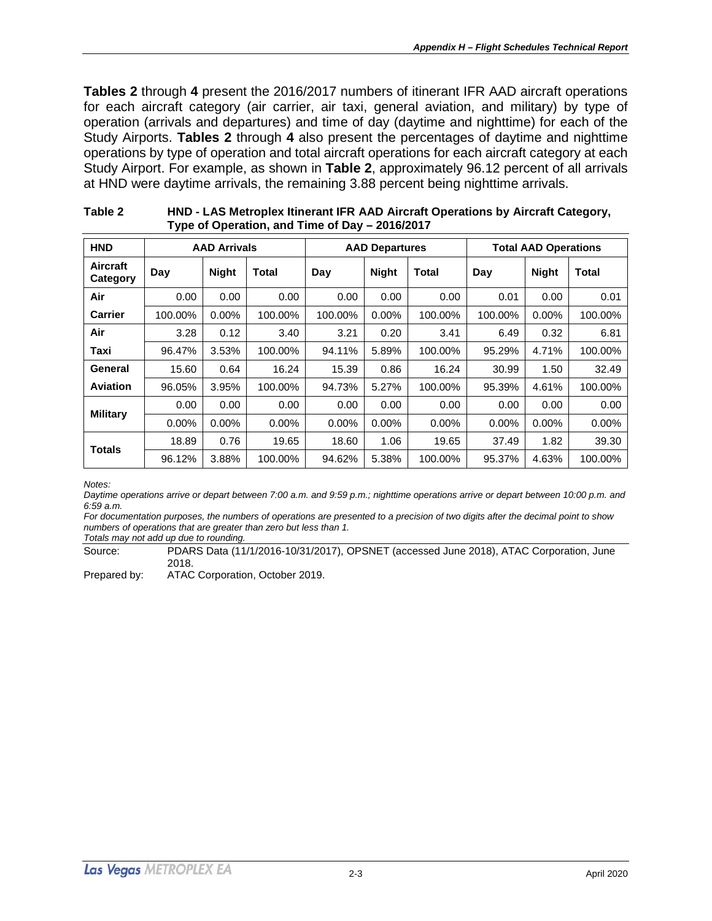**Tables 2** through **4** present the 2016/2017 numbers of itinerant IFR AAD aircraft operations for each aircraft category (air carrier, air taxi, general aviation, and military) by type of operation (arrivals and departures) and time of day (daytime and nighttime) for each of the Study Airports. **Tables 2** through **4** also present the percentages of daytime and nighttime operations by type of operation and total aircraft operations for each aircraft category at each Study Airport. For example, as shown in **Table 2**, approximately 96.12 percent of all arrivals at HND were daytime arrivals, the remaining 3.88 percent being nighttime arrivals.

**Table 2 HND - LAS Metroplex Itinerant IFR AAD Aircraft Operations by Aircraft Category, Type of Operation, and Time of Day – 2016/2017**

| HND | AAD Arrivals | | | AAD Departures | | | Total AAD Operations | | |
|---|---|---|---|---|---|---|---|---|---|
| Aircraft Category | Day | Night | Total | Day | Night | Total | Day | Night | Total |
| Air Carrier | 0.00 | 0.00 | 0.00 | 0.00 | 0.00 | 0.00 | 0.01 | 0.00 | 0.01 |
| | 100.00% | 0.00% | 100.00% | 100.00% | 0.00% | 100.00% | 100.00% | 0.00% | 100.00% |
| Air Taxi | 3.28 | 0.12 | 3.40 | 3.21 | 0.20 | 3.41 | 6.49 | 0.32 | 6.81 |
| | 96.47% | 3.53% | 100.00% | 94.11% | 5.89% | 100.00% | 95.29% | 4.71% | 100.00% |
| General Aviation | 15.60 | 0.64 | 16.24 | 15.39 | 0.86 | 16.24 | 30.99 | 1.50 | 32.49 |
| | 96.05% | 3.95% | 100.00% | 94.73% | 5.27% | 100.00% | 95.39% | 4.61% | 100.00% |
| Military | 0.00 | 0.00 | 0.00 | 0.00 | 0.00 | 0.00 | 0.00 | 0.00 | 0.00 |
| | 0.00% | 0.00% | 0.00% | 0.00% | 0.00% | 0.00% | 0.00% | 0.00% | 0.00% |
| Totals | 18.89 | 0.76 | 19.65 | 18.60 | 1.06 | 19.65 | 37.49 | 1.82 | 39.30 |
| | 96.12% | 3.88% | 100.00% | 94.62% | 5.38% | 100.00% | 95.37% | 4.63% | 100.00% |

*Notes:*
*Daytime operations arrive or depart between 7:00 a.m. and 9:59 p.m.; nighttime operations arrive or depart between 10:00 p.m. and 6:59 a.m.*
*For documentation purposes, the numbers of operations are presented to a precision of two digits after the decimal point to show numbers of operations that are greater than zero but less than 1.*
*Totals may not add up due to rounding.*

Source: PDARS Data (11/1/2016-10/31/2017), OPSNET (accessed June 2018), ATAC Corporation, June 2018.
Prepared by: ATAC Corporation, October 2019.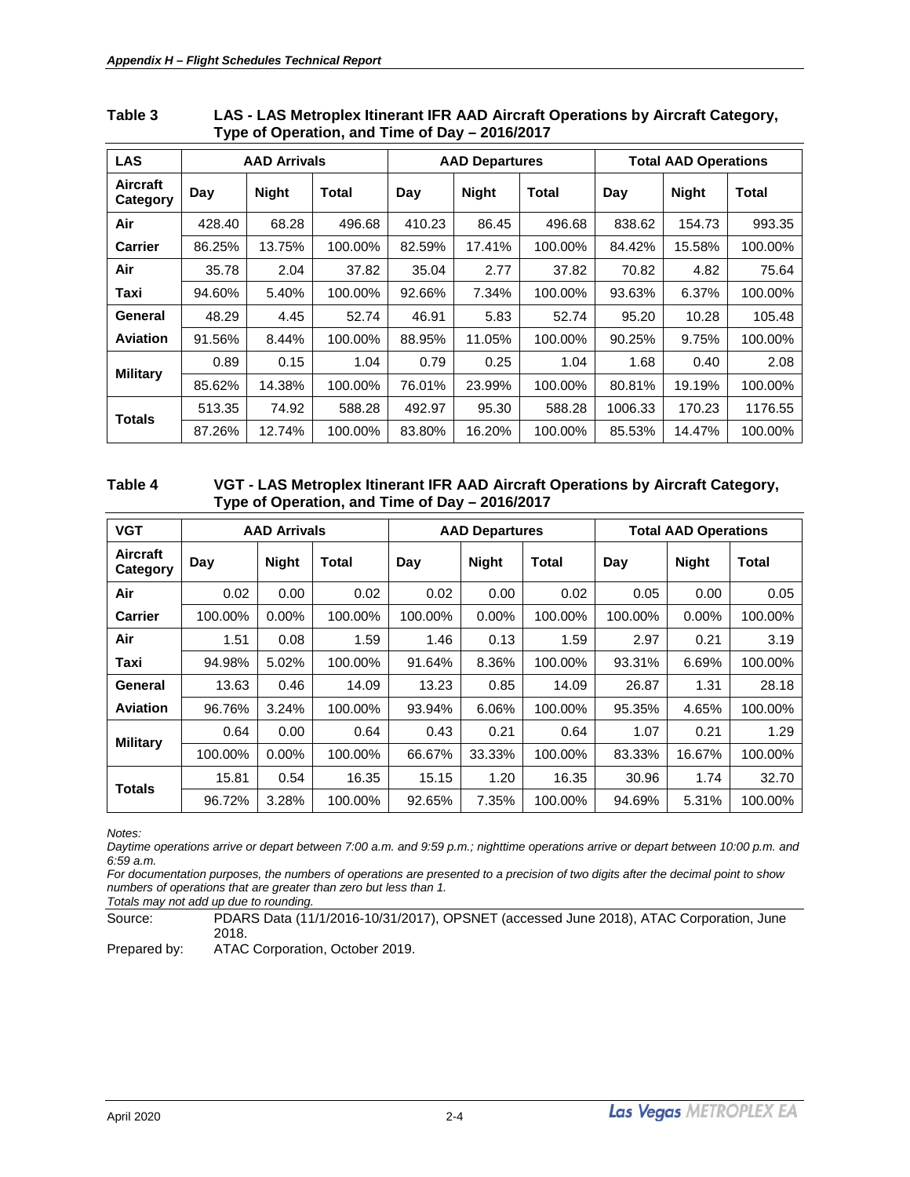**Table 3 LAS - LAS Metroplex Itinerant IFR AAD Aircraft Operations by Aircraft Category, Type of Operation, and Time of Day – 2016/2017**

| LAS | AAD Arrivals | | | AAD Departures | | | Total AAD Operations | | |
|---|---|---|---|---|---|---|---|---|---|
| Aircraft Category | Day | Night | Total | Day | Night | Total | Day | Night | Total |
| Air | 428.40 | 68.28 | 496.68 | 410.23 | 86.45 | 496.68 | 838.62 | 154.73 | 993.35 |
| Carrier | 86.25% | 13.75% | 100.00% | 82.59% | 17.41% | 100.00% | 84.42% | 15.58% | 100.00% |
| Air | 35.78 | 2.04 | 37.82 | 35.04 | 2.77 | 37.82 | 70.82 | 4.82 | 75.64 |
| Taxi | 94.60% | 5.40% | 100.00% | 92.66% | 7.34% | 100.00% | 93.63% | 6.37% | 100.00% |
| General | 48.29 | 4.45 | 52.74 | 46.91 | 5.83 | 52.74 | 95.20 | 10.28 | 105.48 |
| Aviation | 91.56% | 8.44% | 100.00% | 88.95% | 11.05% | 100.00% | 90.25% | 9.75% | 100.00% |
| Military | 0.89 | 0.15 | 1.04 | 0.79 | 0.25 | 1.04 | 1.68 | 0.40 | 2.08 |
| | 85.62% | 14.38% | 100.00% | 76.01% | 23.99% | 100.00% | 80.81% | 19.19% | 100.00% |
| Totals | 513.35 | 74.92 | 588.28 | 492.97 | 95.30 | 588.28 | 1006.33 | 170.23 | 1176.55 |
| | 87.26% | 12.74% | 100.00% | 83.80% | 16.20% | 100.00% | 85.53% | 14.47% | 100.00% |

**Table 4 VGT - LAS Metroplex Itinerant IFR AAD Aircraft Operations by Aircraft Category, Type of Operation, and Time of Day – 2016/2017**

| VGT | AAD Arrivals | | | AAD Departures | | | Total AAD Operations | | |
|---|---|---|---|---|---|---|---|---|---|
| Aircraft Category | Day | Night | Total | Day | Night | Total | Day | Night | Total |
| Air | 0.02 | 0.00 | 0.02 | 0.02 | 0.00 | 0.02 | 0.05 | 0.00 | 0.05 |
| Carrier | 100.00% | 0.00% | 100.00% | 100.00% | 0.00% | 100.00% | 100.00% | 0.00% | 100.00% |
| Air | 1.51 | 0.08 | 1.59 | 1.46 | 0.13 | 1.59 | 2.97 | 0.21 | 3.19 |
| Taxi | 94.98% | 5.02% | 100.00% | 91.64% | 8.36% | 100.00% | 93.31% | 6.69% | 100.00% |
| General | 13.63 | 0.46 | 14.09 | 13.23 | 0.85 | 14.09 | 26.87 | 1.31 | 28.18 |
| Aviation | 96.76% | 3.24% | 100.00% | 93.94% | 6.06% | 100.00% | 95.35% | 4.65% | 100.00% |
| Military | 0.64 | 0.00 | 0.64 | 0.43 | 0.21 | 0.64 | 1.07 | 0.21 | 1.29 |
| | 100.00% | 0.00% | 100.00% | 66.67% | 33.33% | 100.00% | 83.33% | 16.67% | 100.00% |
| Totals | 15.81 | 0.54 | 16.35 | 15.15 | 1.20 | 16.35 | 30.96 | 1.74 | 32.70 |
| | 96.72% | 3.28% | 100.00% | 92.65% | 7.35% | 100.00% | 94.69% | 5.31% | 100.00% |

*Notes:*
*Daytime operations arrive or depart between 7:00 a.m. and 9:59 p.m.; nighttime operations arrive or depart between 10:00 p.m. and 6:59 a.m.*
*For documentation purposes, the numbers of operations are presented to a precision of two digits after the decimal point to show numbers of operations that are greater than zero but less than 1.*
*Totals may not add up due to rounding.*

Source: PDARS Data (11/1/2016-10/31/2017), OPSNET (accessed June 2018), ATAC Corporation, June 2018.

Prepared by: ATAC Corporation, October 2019.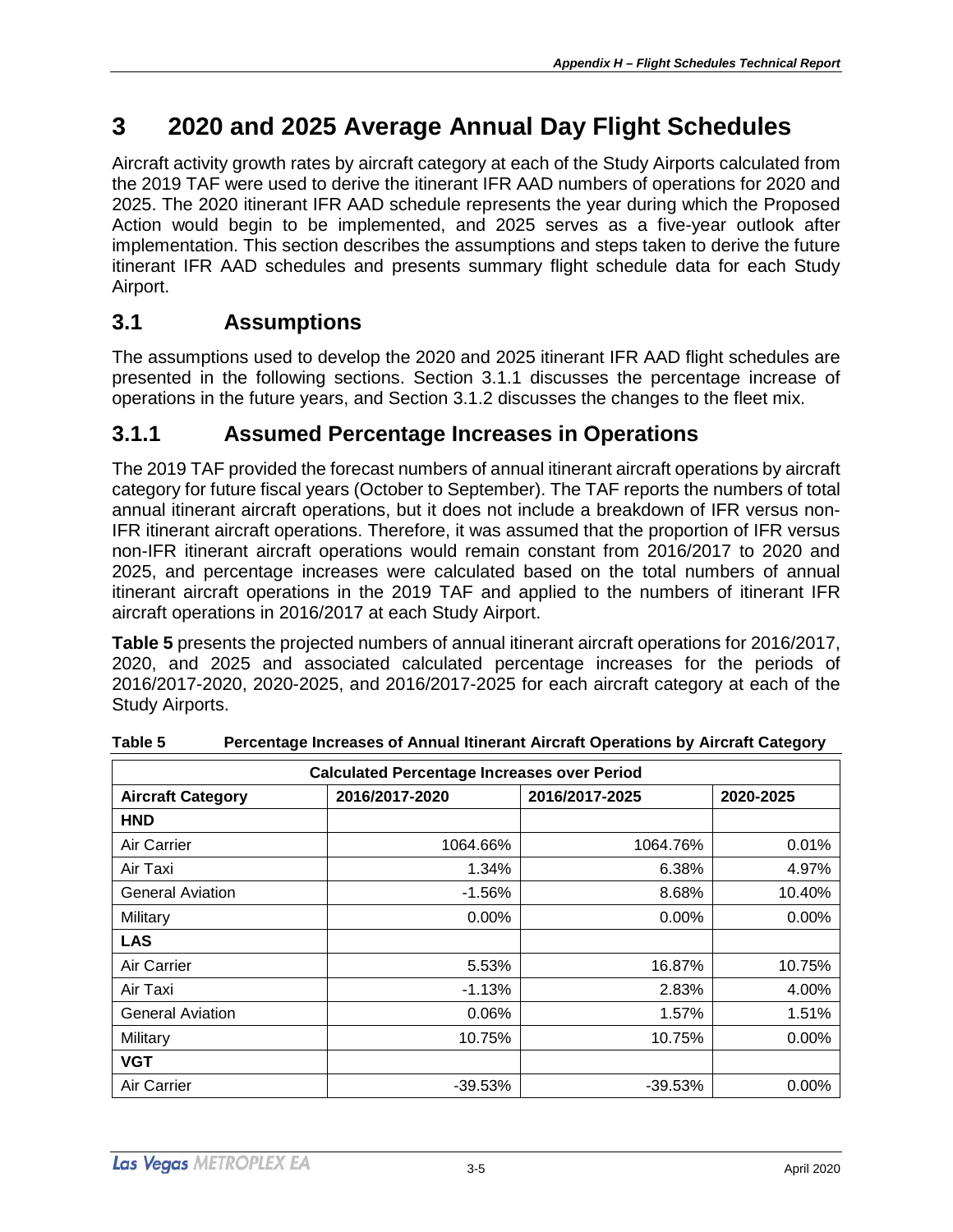# 3 2020 and 2025 Average Annual Day Flight Schedules

Aircraft activity growth rates by aircraft category at each of the Study Airports calculated from the 2019 TAF were used to derive the itinerant IFR AAD numbers of operations for 2020 and 2025. The 2020 itinerant IFR AAD schedule represents the year during which the Proposed Action would begin to be implemented, and 2025 serves as a five-year outlook after implementation. This section describes the assumptions and steps taken to derive the future itinerant IFR AAD schedules and presents summary flight schedule data for each Study Airport.

## 3.1 Assumptions

The assumptions used to develop the 2020 and 2025 itinerant IFR AAD flight schedules are presented in the following sections. Section 3.1.1 discusses the percentage increase of operations in the future years, and Section 3.1.2 discusses the changes to the fleet mix.

### 3.1.1 Assumed Percentage Increases in Operations

The 2019 TAF provided the forecast numbers of annual itinerant aircraft operations by aircraft category for future fiscal years (October to September). The TAF reports the numbers of total annual itinerant aircraft operations, but it does not include a breakdown of IFR versus non-IFR itinerant aircraft operations. Therefore, it was assumed that the proportion of IFR versus non-IFR itinerant aircraft operations would remain constant from 2016/2017 to 2020 and 2025, and percentage increases were calculated based on the total numbers of annual itinerant aircraft operations in the 2019 TAF and applied to the numbers of itinerant IFR aircraft operations in 2016/2017 at each Study Airport.

**Table 5** presents the projected numbers of annual itinerant aircraft operations for 2016/2017, 2020, and 2025 and associated calculated percentage increases for the periods of 2016/2017-2020, 2020-2025, and 2016/2017-2025 for each aircraft category at each of the Study Airports.

**Table 5 Percentage Increases of Annual Itinerant Aircraft Operations by Aircraft Category**

| Calculated Percentage Increases over Period | | | |
|---|---|---|---|
| **Aircraft Category** | **2016/2017-2020** | **2016/2017-2025** | **2020-2025** |
| **HND** | | | |
| Air Carrier | 1064.66% | 1064.76% | 0.01% |
| Air Taxi | 1.34% | 6.38% | 4.97% |
| General Aviation | -1.56% | 8.68% | 10.40% |
| Military | 0.00% | 0.00% | 0.00% |
| **LAS** | | | |
| Air Carrier | 5.53% | 16.87% | 10.75% |
| Air Taxi | -1.13% | 2.83% | 4.00% |
| General Aviation | 0.06% | 1.57% | 1.51% |
| Military | 10.75% | 10.75% | 0.00% |
| **VGT** | | | |
| Air Carrier | -39.53% | -39.53% | 0.00% |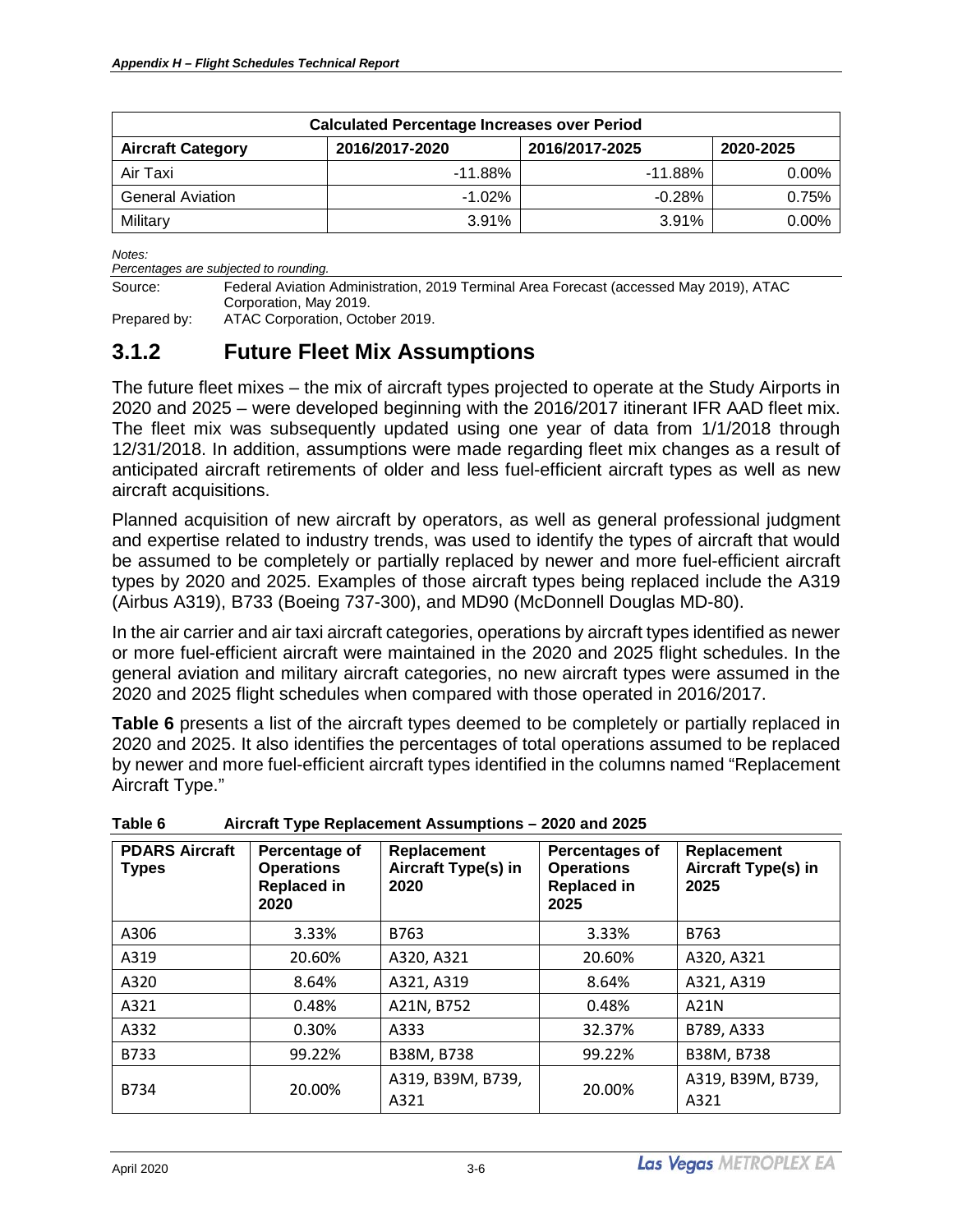| Calculated Percentage Increases over Period | | | |
|---|---|---|---|
| **Aircraft Category** | **2016/2017-2020** | **2016/2017-2025** | **2020-2025** |
| Air Taxi | -11.88% | -11.88% | 0.00% |
| General Aviation | -1.02% | -0.28% | 0.75% |
| Military | 3.91% | 3.91% | 0.00% |

*Notes:*
*Percentages are subjected to rounding.*

Source: Federal Aviation Administration, 2019 Terminal Area Forecast (accessed May 2019), ATAC Corporation, May 2019.
Prepared by: ATAC Corporation, October 2019.

## 3.1.2 Future Fleet Mix Assumptions

The future fleet mixes – the mix of aircraft types projected to operate at the Study Airports in 2020 and 2025 – were developed beginning with the 2016/2017 itinerant IFR AAD fleet mix. The fleet mix was subsequently updated using one year of data from 1/1/2018 through 12/31/2018. In addition, assumptions were made regarding fleet mix changes as a result of anticipated aircraft retirements of older and less fuel-efficient aircraft types as well as new aircraft acquisitions.

Planned acquisition of new aircraft by operators, as well as general professional judgment and expertise related to industry trends, was used to identify the types of aircraft that would be assumed to be completely or partially replaced by newer and more fuel-efficient aircraft types by 2020 and 2025. Examples of those aircraft types being replaced include the A319 (Airbus A319), B733 (Boeing 737-300), and MD90 (McDonnell Douglas MD-80).

In the air carrier and air taxi aircraft categories, operations by aircraft types identified as newer or more fuel-efficient aircraft were maintained in the 2020 and 2025 flight schedules. In the general aviation and military aircraft categories, no new aircraft types were assumed in the 2020 and 2025 flight schedules when compared with those operated in 2016/2017.

**Table 6** presents a list of the aircraft types deemed to be completely or partially replaced in 2020 and 2025. It also identifies the percentages of total operations assumed to be replaced by newer and more fuel-efficient aircraft types identified in the columns named "Replacement Aircraft Type."

**Table 6 Aircraft Type Replacement Assumptions – 2020 and 2025**

| PDARS Aircraft Types | Percentage of Operations Replaced in 2020 | Replacement Aircraft Type(s) in 2020 | Percentages of Operations Replaced in 2025 | Replacement Aircraft Type(s) in 2025 |
|---|---|---|---|---|
| A306 | 3.33% | B763 | 3.33% | B763 |
| A319 | 20.60% | A320, A321 | 20.60% | A320, A321 |
| A320 | 8.64% | A321, A319 | 8.64% | A321, A319 |
| A321 | 0.48% | A21N, B752 | 0.48% | A21N |
| A332 | 0.30% | A333 | 32.37% | B789, A333 |
| B733 | 99.22% | B38M, B738 | 99.22% | B38M, B738 |
| B734 | 20.00% | A319, B39M, B739, A321 | 20.00% | A319, B39M, B739, A321 |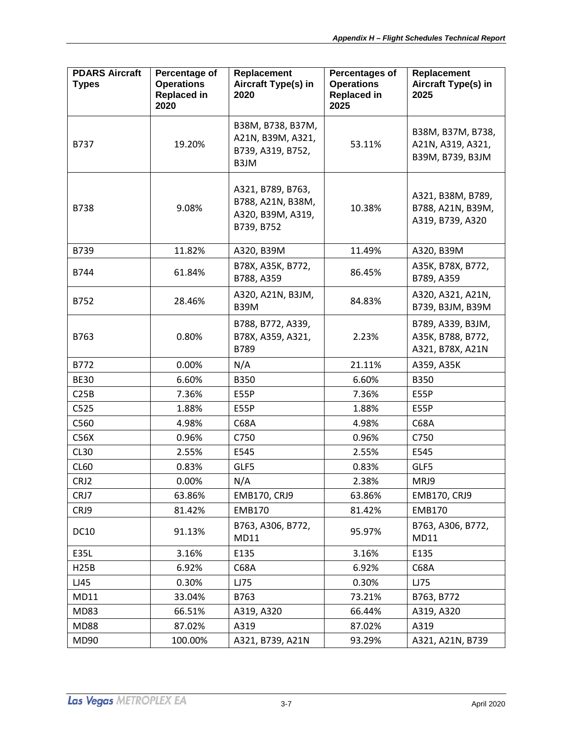| PDARS Aircraft Types | Percentage of Operations Replaced in 2020 | Replacement Aircraft Type(s) in 2020 | Percentages of Operations Replaced in 2025 | Replacement Aircraft Type(s) in 2025 |
|---|---|---|---|---|
| B737 | 19.20% | B38M, B738, B37M, A21N, B39M, A321, B739, A319, B752, B3JM | 53.11% | B38M, B37M, B738, A21N, A319, A321, B39M, B739, B3JM |
| B738 | 9.08% | A321, B789, B763, B788, A21N, B38M, A320, B39M, A319, B739, B752 | 10.38% | A321, B38M, B789, B788, A21N, B39M, A319, B739, A320 |
| B739 | 11.82% | A320, B39M | 11.49% | A320, B39M |
| B744 | 61.84% | B78X, A35K, B772, B788, A359 | 86.45% | A35K, B78X, B772, B789, A359 |
| B752 | 28.46% | A320, A21N, B3JM, B39M | 84.83% | A320, A321, A21N, B739, B3JM, B39M |
| B763 | 0.80% | B788, B772, A339, B78X, A359, A321, B789 | 2.23% | B789, A339, B3JM, A35K, B788, B772, A321, B78X, A21N |
| B772 | 0.00% | N/A | 21.11% | A359, A35K |
| BE30 | 6.60% | B350 | 6.60% | B350 |
| C25B | 7.36% | E55P | 7.36% | E55P |
| C525 | 1.88% | E55P | 1.88% | E55P |
| C560 | 4.98% | C68A | 4.98% | C68A |
| C56X | 0.96% | C750 | 0.96% | C750 |
| CL30 | 2.55% | E545 | 2.55% | E545 |
| CL60 | 0.83% | GLF5 | 0.83% | GLF5 |
| CRJ2 | 0.00% | N/A | 2.38% | MRJ9 |
| CRJ7 | 63.86% | EMB170, CRJ9 | 63.86% | EMB170, CRJ9 |
| CRJ9 | 81.42% | EMB170 | 81.42% | EMB170 |
| DC10 | 91.13% | B763, A306, B772, MD11 | 95.97% | B763, A306, B772, MD11 |
| E35L | 3.16% | E135 | 3.16% | E135 |
| H25B | 6.92% | C68A | 6.92% | C68A |
| LJ45 | 0.30% | LJ75 | 0.30% | LJ75 |
| MD11 | 33.04% | B763 | 73.21% | B763, B772 |
| MD83 | 66.51% | A319, A320 | 66.44% | A319, A320 |
| MD88 | 87.02% | A319 | 87.02% | A319 |
| MD90 | 100.00% | A321, B739, A21N | 93.29% | A321, A21N, B739 |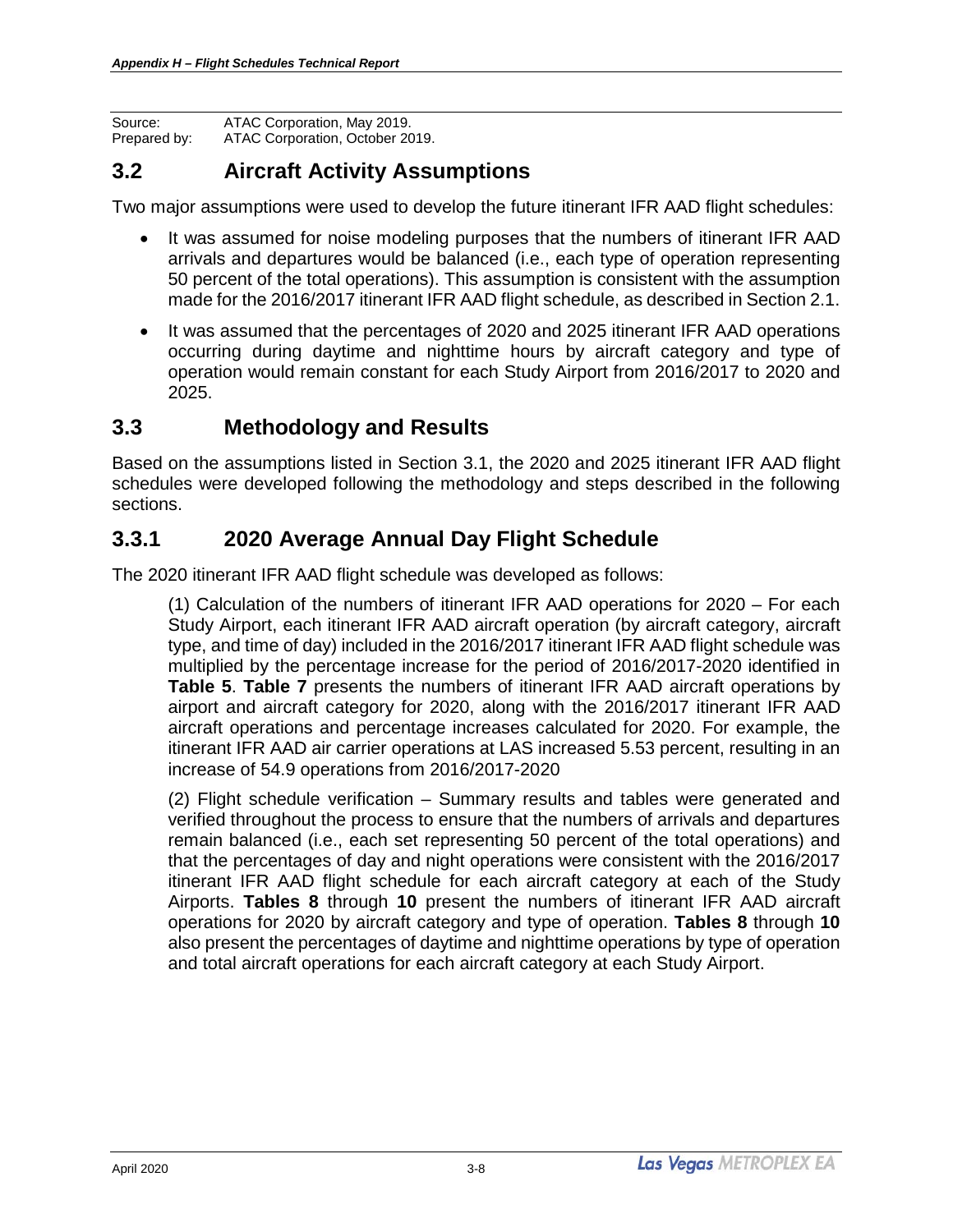Source: ATAC Corporation, May 2019.
Prepared by: ATAC Corporation, October 2019.

## 3.2 Aircraft Activity Assumptions

Two major assumptions were used to develop the future itinerant IFR AAD flight schedules:

- It was assumed for noise modeling purposes that the numbers of itinerant IFR AAD arrivals and departures would be balanced (i.e., each type of operation representing 50 percent of the total operations). This assumption is consistent with the assumption made for the 2016/2017 itinerant IFR AAD flight schedule, as described in Section 2.1.
- It was assumed that the percentages of 2020 and 2025 itinerant IFR AAD operations occurring during daytime and nighttime hours by aircraft category and type of operation would remain constant for each Study Airport from 2016/2017 to 2020 and 2025.

## 3.3 Methodology and Results

Based on the assumptions listed in Section 3.1, the 2020 and 2025 itinerant IFR AAD flight schedules were developed following the methodology and steps described in the following sections.

### 3.3.1 2020 Average Annual Day Flight Schedule

The 2020 itinerant IFR AAD flight schedule was developed as follows:

(1) Calculation of the numbers of itinerant IFR AAD operations for 2020 – For each Study Airport, each itinerant IFR AAD aircraft operation (by aircraft category, aircraft type, and time of day) included in the 2016/2017 itinerant IFR AAD flight schedule was multiplied by the percentage increase for the period of 2016/2017-2020 identified in **Table 5**. **Table 7** presents the numbers of itinerant IFR AAD aircraft operations by airport and aircraft category for 2020, along with the 2016/2017 itinerant IFR AAD aircraft operations and percentage increases calculated for 2020. For example, the itinerant IFR AAD air carrier operations at LAS increased 5.53 percent, resulting in an increase of 54.9 operations from 2016/2017-2020

(2) Flight schedule verification – Summary results and tables were generated and verified throughout the process to ensure that the numbers of arrivals and departures remain balanced (i.e., each set representing 50 percent of the total operations) and that the percentages of day and night operations were consistent with the 2016/2017 itinerant IFR AAD flight schedule for each aircraft category at each of the Study Airports. **Tables 8** through **10** present the numbers of itinerant IFR AAD aircraft operations for 2020 by aircraft category and type of operation. **Tables 8** through **10** also present the percentages of daytime and nighttime operations by type of operation and total aircraft operations for each aircraft category at each Study Airport.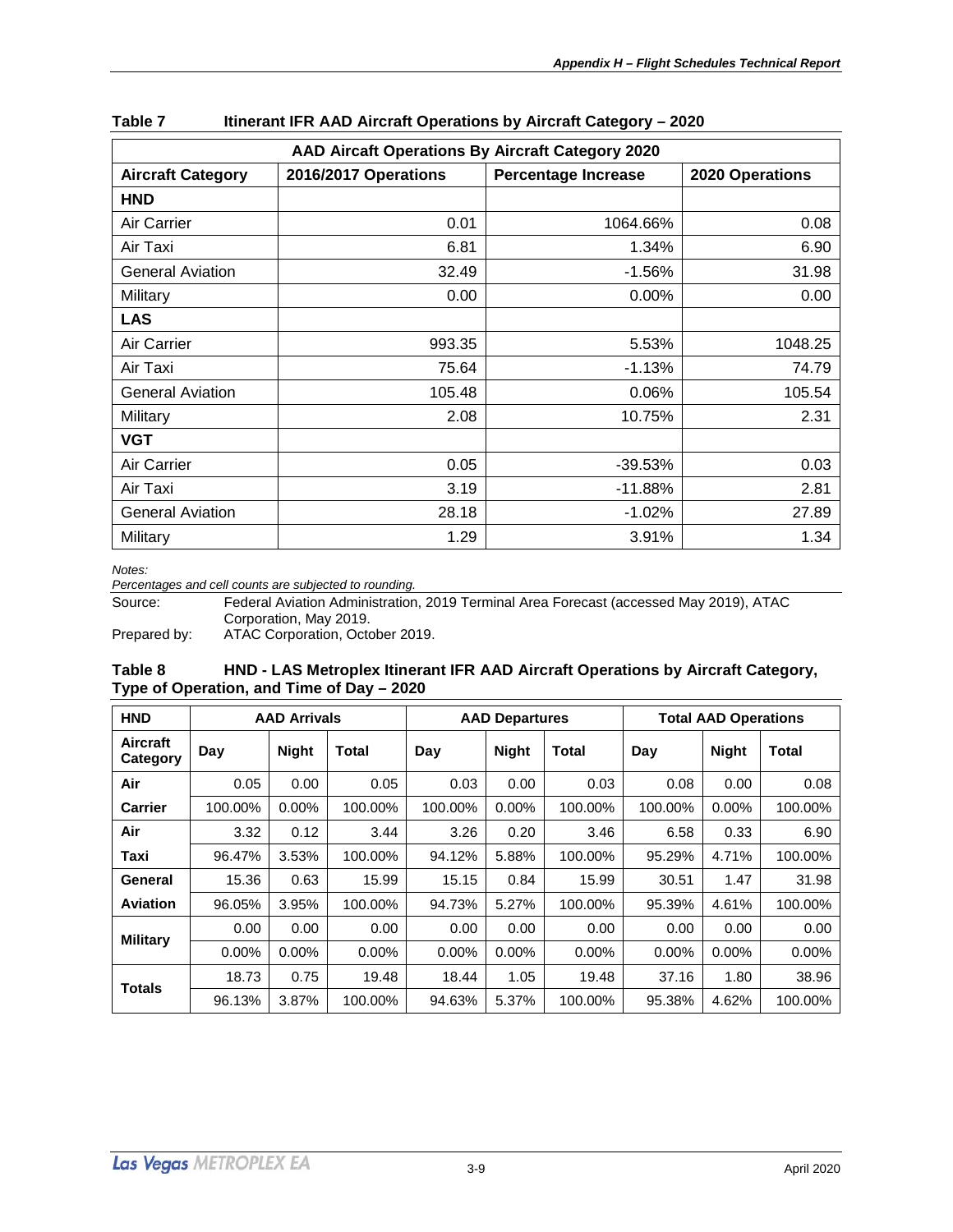**Table 7 Itinerant IFR AAD Aircraft Operations by Aircraft Category – 2020**

| AAD Aircraft Operations By Aircraft Category 2020 | | | |
|---|---|---|---|
| **Aircraft Category** | **2016/2017 Operations** | **Percentage Increase** | **2020 Operations** |
| **HND** | | | |
| Air Carrier | 0.01 | 1064.66% | 0.08 |
| Air Taxi | 6.81 | 1.34% | 6.90 |
| General Aviation | 32.49 | -1.56% | 31.98 |
| Military | 0.00 | 0.00% | 0.00 |
| **LAS** | | | |
| Air Carrier | 993.35 | 5.53% | 1048.25 |
| Air Taxi | 75.64 | -1.13% | 74.79 |
| General Aviation | 105.48 | 0.06% | 105.54 |
| Military | 2.08 | 10.75% | 2.31 |
| **VGT** | | | |
| Air Carrier | 0.05 | -39.53% | 0.03 |
| Air Taxi | 3.19 | -11.88% | 2.81 |
| General Aviation | 28.18 | -1.02% | 27.89 |
| Military | 1.29 | 3.91% | 1.34 |

*Notes:*
*Percentages and cell counts are subjected to rounding.*

Source: Federal Aviation Administration, 2019 Terminal Area Forecast (accessed May 2019), ATAC Corporation, May 2019.
Prepared by: ATAC Corporation, October 2019.

**Table 8 HND - LAS Metroplex Itinerant IFR AAD Aircraft Operations by Aircraft Category, Type of Operation, and Time of Day – 2020**

| **HND** | **AAD Arrivals** | | | **AAD Departures** | | | **Total AAD Operations** | | |
|---|---|---|---|---|---|---|---|---|---|
| **Aircraft Category** | **Day** | **Night** | **Total** | **Day** | **Night** | **Total** | **Day** | **Night** | **Total** |
| **Air Carrier** | 0.05 | 0.00 | 0.05 | 0.03 | 0.00 | 0.03 | 0.08 | 0.00 | 0.08 |
| | 100.00% | 0.00% | 100.00% | 100.00% | 0.00% | 100.00% | 100.00% | 0.00% | 100.00% |
| **Air Taxi** | 3.32 | 0.12 | 3.44 | 3.26 | 0.20 | 3.46 | 6.58 | 0.33 | 6.90 |
| | 96.47% | 3.53% | 100.00% | 94.12% | 5.88% | 100.00% | 95.29% | 4.71% | 100.00% |
| **General Aviation** | 15.36 | 0.63 | 15.99 | 15.15 | 0.84 | 15.99 | 30.51 | 1.47 | 31.98 |
| | 96.05% | 3.95% | 100.00% | 94.73% | 5.27% | 100.00% | 95.39% | 4.61% | 100.00% |
| **Military** | 0.00 | 0.00 | 0.00 | 0.00 | 0.00 | 0.00 | 0.00 | 0.00 | 0.00 |
| | 0.00% | 0.00% | 0.00% | 0.00% | 0.00% | 0.00% | 0.00% | 0.00% | 0.00% |
| **Totals** | 18.73 | 0.75 | 19.48 | 18.44 | 1.05 | 19.48 | 37.16 | 1.80 | 38.96 |
| | 96.13% | 3.87% | 100.00% | 94.63% | 5.37% | 100.00% | 95.38% | 4.62% | 100.00% |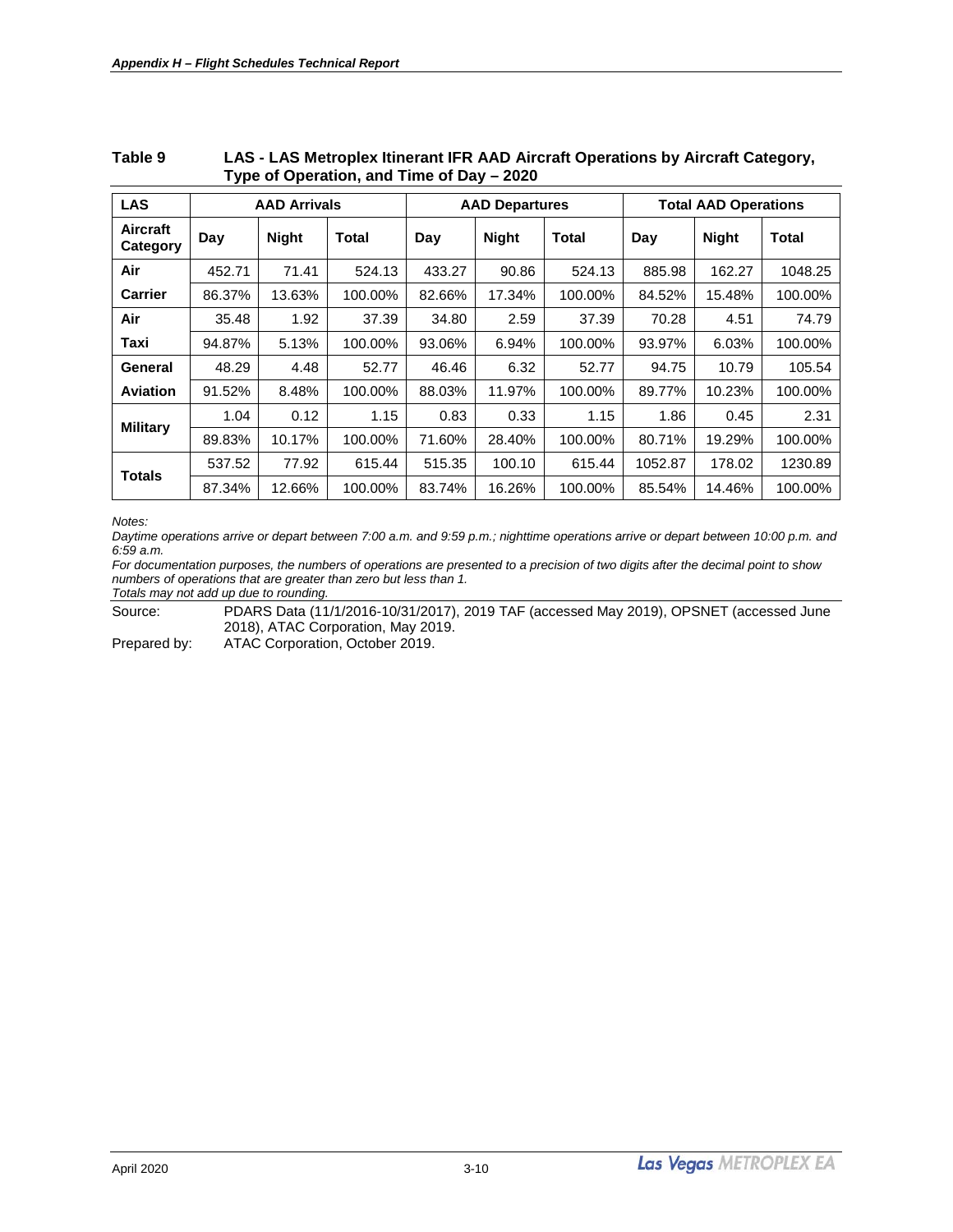**Table 9 LAS - LAS Metroplex Itinerant IFR AAD Aircraft Operations by Aircraft Category, Type of Operation, and Time of Day – 2020**

| LAS | AAD Arrivals | | | AAD Departures | | | Total AAD Operations | | |
|---|---|---|---|---|---|---|---|---|---|
| **Aircraft Category** | **Day** | **Night** | **Total** | **Day** | **Night** | **Total** | **Day** | **Night** | **Total** |
| **Air** | 452.71 | 71.41 | 524.13 | 433.27 | 90.86 | 524.13 | 885.98 | 162.27 | 1048.25 |
| **Carrier** | 86.37% | 13.63% | 100.00% | 82.66% | 17.34% | 100.00% | 84.52% | 15.48% | 100.00% |
| **Air** | 35.48 | 1.92 | 37.39 | 34.80 | 2.59 | 37.39 | 70.28 | 4.51 | 74.79 |
| **Taxi** | 94.87% | 5.13% | 100.00% | 93.06% | 6.94% | 100.00% | 93.97% | 6.03% | 100.00% |
| **General** | 48.29 | 4.48 | 52.77 | 46.46 | 6.32 | 52.77 | 94.75 | 10.79 | 105.54 |
| **Aviation** | 91.52% | 8.48% | 100.00% | 88.03% | 11.97% | 100.00% | 89.77% | 10.23% | 100.00% |
| **Military** | 1.04 | 0.12 | 1.15 | 0.83 | 0.33 | 1.15 | 1.86 | 0.45 | 2.31 |
| | 89.83% | 10.17% | 100.00% | 71.60% | 28.40% | 100.00% | 80.71% | 19.29% | 100.00% |
| **Totals** | 537.52 | 77.92 | 615.44 | 515.35 | 100.10 | 615.44 | 1052.87 | 178.02 | 1230.89 |
| | 87.34% | 12.66% | 100.00% | 83.74% | 16.26% | 100.00% | 85.54% | 14.46% | 100.00% |

*Notes:*
*Daytime operations arrive or depart between 7:00 a.m. and 9:59 p.m.; nighttime operations arrive or depart between 10:00 p.m. and 6:59 a.m.*
*For documentation purposes, the numbers of operations are presented to a precision of two digits after the decimal point to show numbers of operations that are greater than zero but less than 1.*
*Totals may not add up due to rounding.*

Source: PDARS Data (11/1/2016-10/31/2017), 2019 TAF (accessed May 2019), OPSNET (accessed June 2018), ATAC Corporation, May 2019.

Prepared by: ATAC Corporation, October 2019.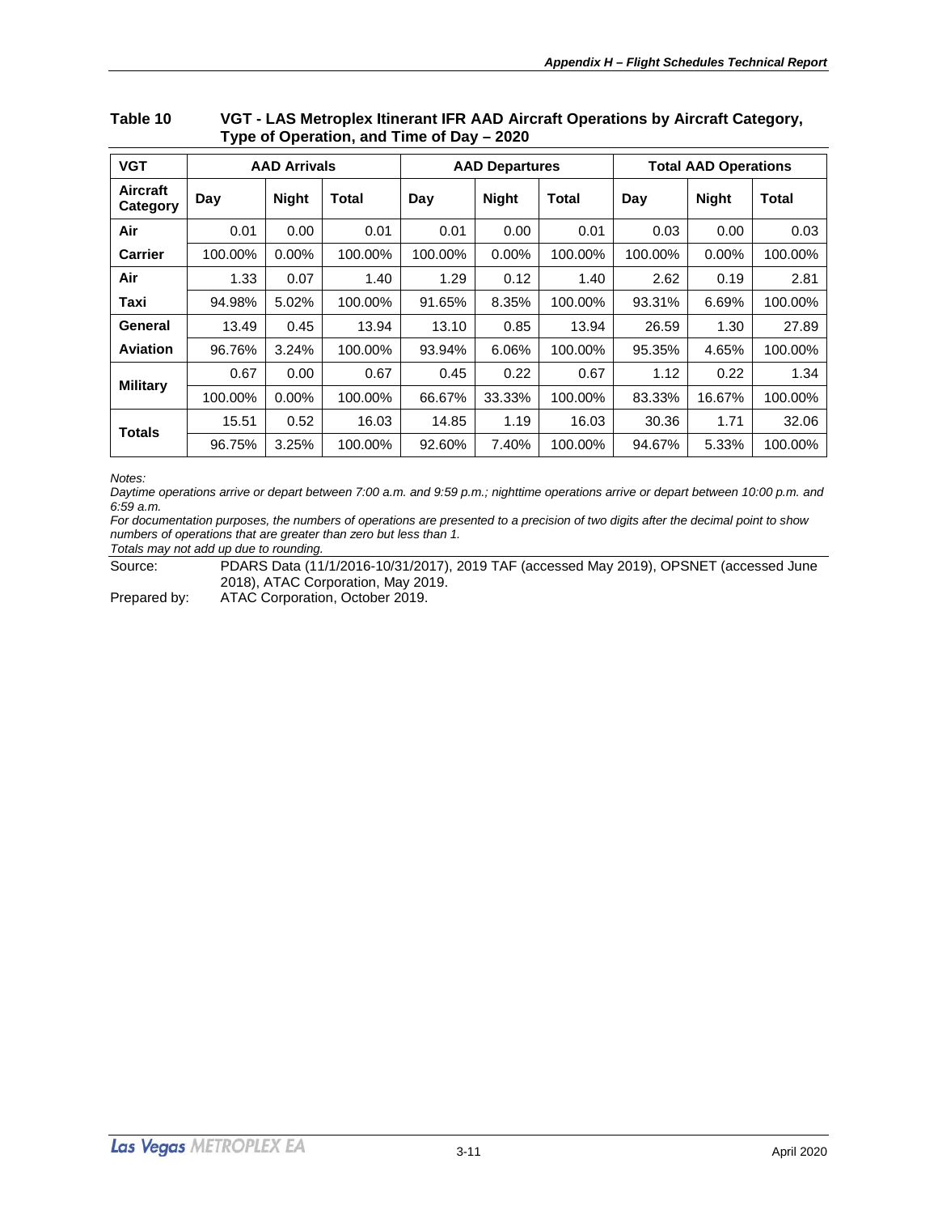**Table 10 VGT - LAS Metroplex Itinerant IFR AAD Aircraft Operations by Aircraft Category, Type of Operation, and Time of Day – 2020**

| VGT | AAD Arrivals | | | AAD Departures | | | Total AAD Operations | | |
|---|---|---|---|---|---|---|---|---|---|
| Aircraft Category | Day | Night | Total | Day | Night | Total | Day | Night | Total |
| Air Carrier | 0.01 | 0.00 | 0.01 | 0.01 | 0.00 | 0.01 | 0.03 | 0.00 | 0.03 |
| | 100.00% | 0.00% | 100.00% | 100.00% | 0.00% | 100.00% | 100.00% | 0.00% | 100.00% |
| Air Taxi | 1.33 | 0.07 | 1.40 | 1.29 | 0.12 | 1.40 | 2.62 | 0.19 | 2.81 |
| | 94.98% | 5.02% | 100.00% | 91.65% | 8.35% | 100.00% | 93.31% | 6.69% | 100.00% |
| General Aviation | 13.49 | 0.45 | 13.94 | 13.10 | 0.85 | 13.94 | 26.59 | 1.30 | 27.89 |
| | 96.76% | 3.24% | 100.00% | 93.94% | 6.06% | 100.00% | 95.35% | 4.65% | 100.00% |
| Military | 0.67 | 0.00 | 0.67 | 0.45 | 0.22 | 0.67 | 1.12 | 0.22 | 1.34 |
| | 100.00% | 0.00% | 100.00% | 66.67% | 33.33% | 100.00% | 83.33% | 16.67% | 100.00% |
| Totals | 15.51 | 0.52 | 16.03 | 14.85 | 1.19 | 16.03 | 30.36 | 1.71 | 32.06 |
| | 96.75% | 3.25% | 100.00% | 92.60% | 7.40% | 100.00% | 94.67% | 5.33% | 100.00% |

*Notes:*
*Daytime operations arrive or depart between 7:00 a.m. and 9:59 p.m.; nighttime operations arrive or depart between 10:00 p.m. and 6:59 a.m.*
*For documentation purposes, the numbers of operations are presented to a precision of two digits after the decimal point to show numbers of operations that are greater than zero but less than 1.*
*Totals may not add up due to rounding.*

Source: PDARS Data (11/1/2016-10/31/2017), 2019 TAF (accessed May 2019), OPSNET (accessed June 2018), ATAC Corporation, May 2019.
Prepared by: ATAC Corporation, October 2019.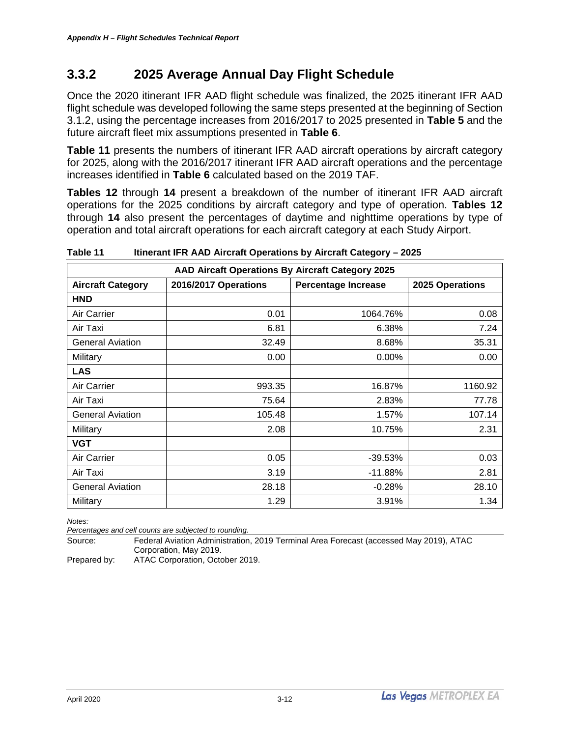### 3.3.2 2025 Average Annual Day Flight Schedule

Once the 2020 itinerant IFR AAD flight schedule was finalized, the 2025 itinerant IFR AAD flight schedule was developed following the same steps presented at the beginning of Section 3.1.2, using the percentage increases from 2016/2017 to 2025 presented in **Table 5** and the future aircraft fleet mix assumptions presented in **Table 6**.

**Table 11** presents the numbers of itinerant IFR AAD aircraft operations by aircraft category for 2025, along with the 2016/2017 itinerant IFR AAD aircraft operations and the percentage increases identified in **Table 6** calculated based on the 2019 TAF.

**Tables 12** through **14** present a breakdown of the number of itinerant IFR AAD aircraft operations for the 2025 conditions by aircraft category and type of operation. **Tables 12** through **14** also present the percentages of daytime and nighttime operations by type of operation and total aircraft operations for each aircraft category at each Study Airport.

**Table 11 Itinerant IFR AAD Aircraft Operations by Aircraft Category – 2025**

| AAD Aircaft Operations By Aircraft Category 2025 | | | |
|---|---|---|---|
| **Aircraft Category** | **2016/2017 Operations** | **Percentage Increase** | **2025 Operations** |
| **HND** | | | |
| Air Carrier | 0.01 | 1064.76% | 0.08 |
| Air Taxi | 6.81 | 6.38% | 7.24 |
| General Aviation | 32.49 | 8.68% | 35.31 |
| Military | 0.00 | 0.00% | 0.00 |
| **LAS** | | | |
| Air Carrier | 993.35 | 16.87% | 1160.92 |
| Air Taxi | 75.64 | 2.83% | 77.78 |
| General Aviation | 105.48 | 1.57% | 107.14 |
| Military | 2.08 | 10.75% | 2.31 |
| **VGT** | | | |
| Air Carrier | 0.05 | -39.53% | 0.03 |
| Air Taxi | 3.19 | -11.88% | 2.81 |
| General Aviation | 28.18 | -0.28% | 28.10 |
| Military | 1.29 | 3.91% | 1.34 |

*Notes:*
*Percentages and cell counts are subjected to rounding.*

Source: Federal Aviation Administration, 2019 Terminal Area Forecast (accessed May 2019), ATAC Corporation, May 2019.

Prepared by: ATAC Corporation, October 2019.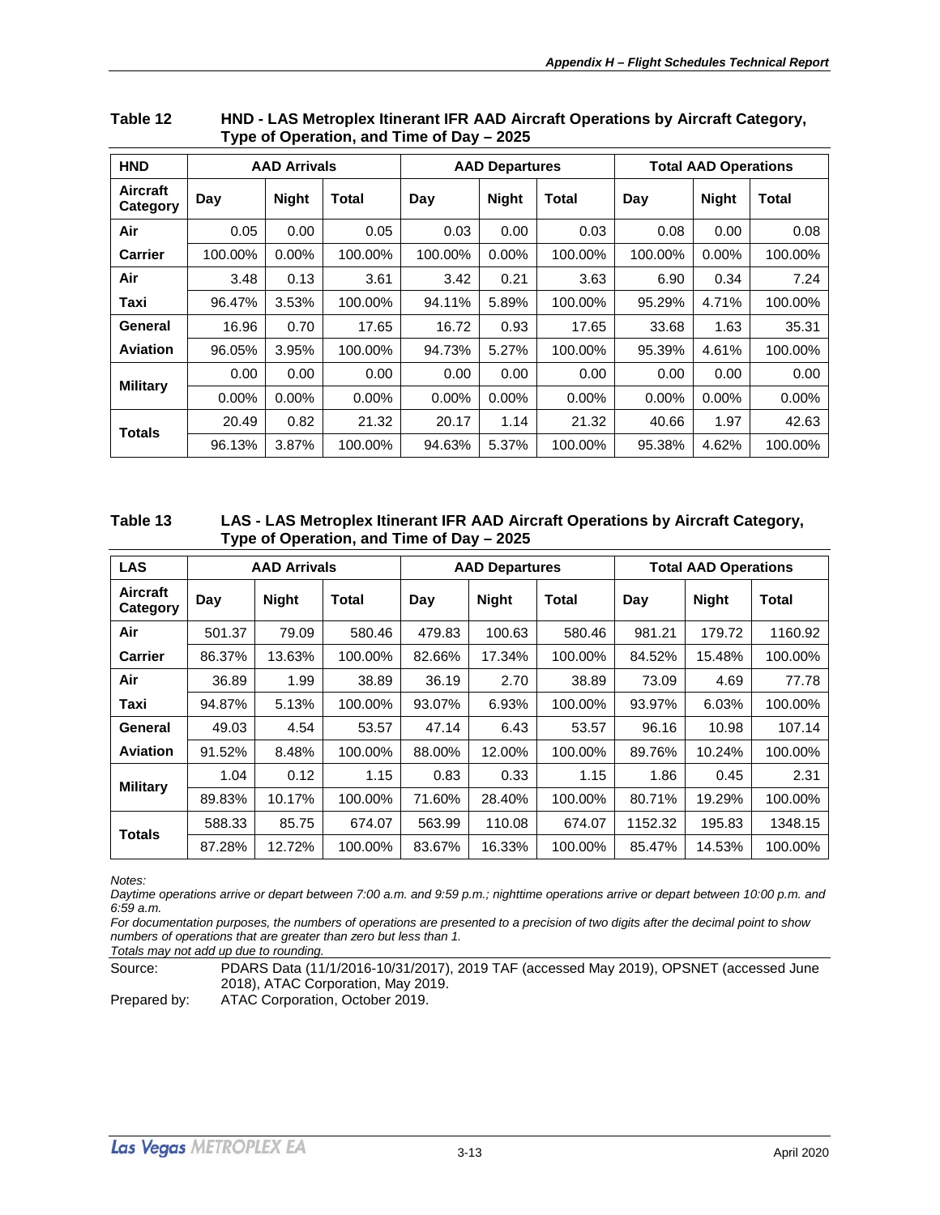**Table 12 HND - LAS Metroplex Itinerant IFR AAD Aircraft Operations by Aircraft Category, Type of Operation, and Time of Day – 2025**

| HND | AAD Arrivals | | | AAD Departures | | | Total AAD Operations | | |
|---|---|---|---|---|---|---|---|---|---|
| Aircraft Category | Day | Night | Total | Day | Night | Total | Day | Night | Total |
| Air | 0.05 | 0.00 | 0.05 | 0.03 | 0.00 | 0.03 | 0.08 | 0.00 | 0.08 |
| Carrier | 100.00% | 0.00% | 100.00% | 100.00% | 0.00% | 100.00% | 100.00% | 0.00% | 100.00% |
| Air | 3.48 | 0.13 | 3.61 | 3.42 | 0.21 | 3.63 | 6.90 | 0.34 | 7.24 |
| Taxi | 96.47% | 3.53% | 100.00% | 94.11% | 5.89% | 100.00% | 95.29% | 4.71% | 100.00% |
| General | 16.96 | 0.70 | 17.65 | 16.72 | 0.93 | 17.65 | 33.68 | 1.63 | 35.31 |
| Aviation | 96.05% | 3.95% | 100.00% | 94.73% | 5.27% | 100.00% | 95.39% | 4.61% | 100.00% |
| Military | 0.00 | 0.00 | 0.00 | 0.00 | 0.00 | 0.00 | 0.00 | 0.00 | 0.00 |
| | 0.00% | 0.00% | 0.00% | 0.00% | 0.00% | 0.00% | 0.00% | 0.00% | 0.00% |
| Totals | 20.49 | 0.82 | 21.32 | 20.17 | 1.14 | 21.32 | 40.66 | 1.97 | 42.63 |
| | 96.13% | 3.87% | 100.00% | 94.63% | 5.37% | 100.00% | 95.38% | 4.62% | 100.00% |

**Table 13 LAS - LAS Metroplex Itinerant IFR AAD Aircraft Operations by Aircraft Category, Type of Operation, and Time of Day – 2025**

| LAS | AAD Arrivals | | | AAD Departures | | | Total AAD Operations | | |
|---|---|---|---|---|---|---|---|---|---|
| Aircraft Category | Day | Night | Total | Day | Night | Total | Day | Night | Total |
| Air | 501.37 | 79.09 | 580.46 | 479.83 | 100.63 | 580.46 | 981.21 | 179.72 | 1160.92 |
| Carrier | 86.37% | 13.63% | 100.00% | 82.66% | 17.34% | 100.00% | 84.52% | 15.48% | 100.00% |
| Air | 36.89 | 1.99 | 38.89 | 36.19 | 2.70 | 38.89 | 73.09 | 4.69 | 77.78 |
| Taxi | 94.87% | 5.13% | 100.00% | 93.07% | 6.93% | 100.00% | 93.97% | 6.03% | 100.00% |
| General | 49.03 | 4.54 | 53.57 | 47.14 | 6.43 | 53.57 | 96.16 | 10.98 | 107.14 |
| Aviation | 91.52% | 8.48% | 100.00% | 88.00% | 12.00% | 100.00% | 89.76% | 10.24% | 100.00% |
| Military | 1.04 | 0.12 | 1.15 | 0.83 | 0.33 | 1.15 | 1.86 | 0.45 | 2.31 |
| | 89.83% | 10.17% | 100.00% | 71.60% | 28.40% | 100.00% | 80.71% | 19.29% | 100.00% |
| Totals | 588.33 | 85.75 | 674.07 | 563.99 | 110.08 | 674.07 | 1152.32 | 195.83 | 1348.15 |
| | 87.28% | 12.72% | 100.00% | 83.67% | 16.33% | 100.00% | 85.47% | 14.53% | 100.00% |

*Notes:*
*Daytime operations arrive or depart between 7:00 a.m. and 9:59 p.m.; nighttime operations arrive or depart between 10:00 p.m. and 6:59 a.m.*
*For documentation purposes, the numbers of operations are presented to a precision of two digits after the decimal point to show numbers of operations that are greater than zero but less than 1.*
*Totals may not add up due to rounding.*

Source: PDARS Data (11/1/2016-10/31/2017), 2019 TAF (accessed May 2019), OPSNET (accessed June 2018), ATAC Corporation, May 2019.
Prepared by: ATAC Corporation, October 2019.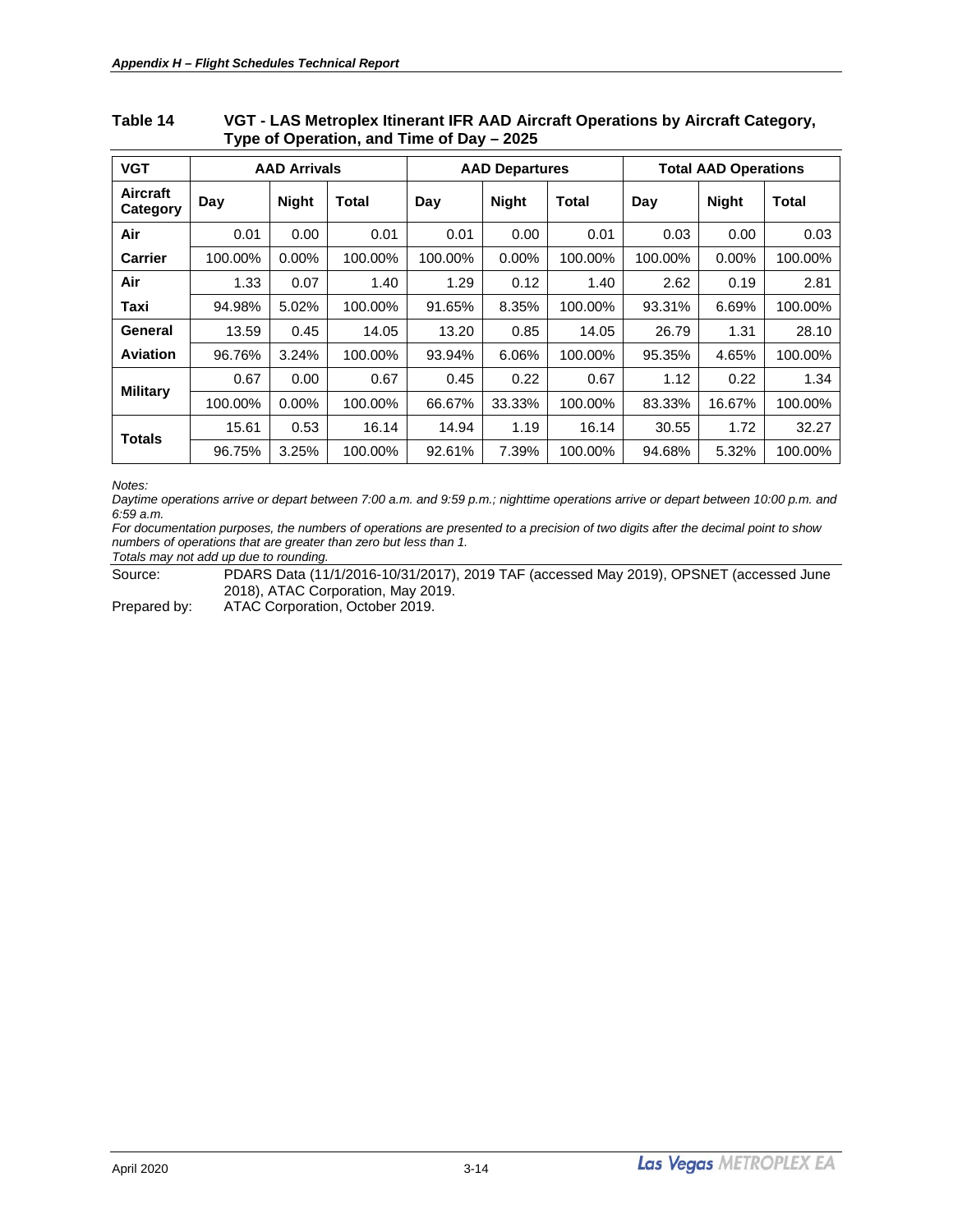**Table 14 VGT - LAS Metroplex Itinerant IFR AAD Aircraft Operations by Aircraft Category, Type of Operation, and Time of Day – 2025**

| VGT | AAD Arrivals | | | AAD Departures | | | Total AAD Operations | | |
|---|---|---|---|---|---|---|---|---|---|
| Aircraft Category | Day | Night | Total | Day | Night | Total | Day | Night | Total |
| Air Carrier | 0.01 | 0.00 | 0.01 | 0.01 | 0.00 | 0.01 | 0.03 | 0.00 | 0.03 |
| | 100.00% | 0.00% | 100.00% | 100.00% | 0.00% | 100.00% | 100.00% | 0.00% | 100.00% |
| Air Taxi | 1.33 | 0.07 | 1.40 | 1.29 | 0.12 | 1.40 | 2.62 | 0.19 | 2.81 |
| | 94.98% | 5.02% | 100.00% | 91.65% | 8.35% | 100.00% | 93.31% | 6.69% | 100.00% |
| General Aviation | 13.59 | 0.45 | 14.05 | 13.20 | 0.85 | 14.05 | 26.79 | 1.31 | 28.10 |
| | 96.76% | 3.24% | 100.00% | 93.94% | 6.06% | 100.00% | 95.35% | 4.65% | 100.00% |
| Military | 0.67 | 0.00 | 0.67 | 0.45 | 0.22 | 0.67 | 1.12 | 0.22 | 1.34 |
| | 100.00% | 0.00% | 100.00% | 66.67% | 33.33% | 100.00% | 83.33% | 16.67% | 100.00% |
| Totals | 15.61 | 0.53 | 16.14 | 14.94 | 1.19 | 16.14 | 30.55 | 1.72 | 32.27 |
| | 96.75% | 3.25% | 100.00% | 92.61% | 7.39% | 100.00% | 94.68% | 5.32% | 100.00% |

*Notes:*
*Daytime operations arrive or depart between 7:00 a.m. and 9:59 p.m.; nighttime operations arrive or depart between 10:00 p.m. and 6:59 a.m.*
*For documentation purposes, the numbers of operations are presented to a precision of two digits after the decimal point to show numbers of operations that are greater than zero but less than 1.*
*Totals may not add up due to rounding.*

Source: PDARS Data (11/1/2016-10/31/2017), 2019 TAF (accessed May 2019), OPSNET (accessed June 2018), ATAC Corporation, May 2019.

Prepared by: ATAC Corporation, October 2019.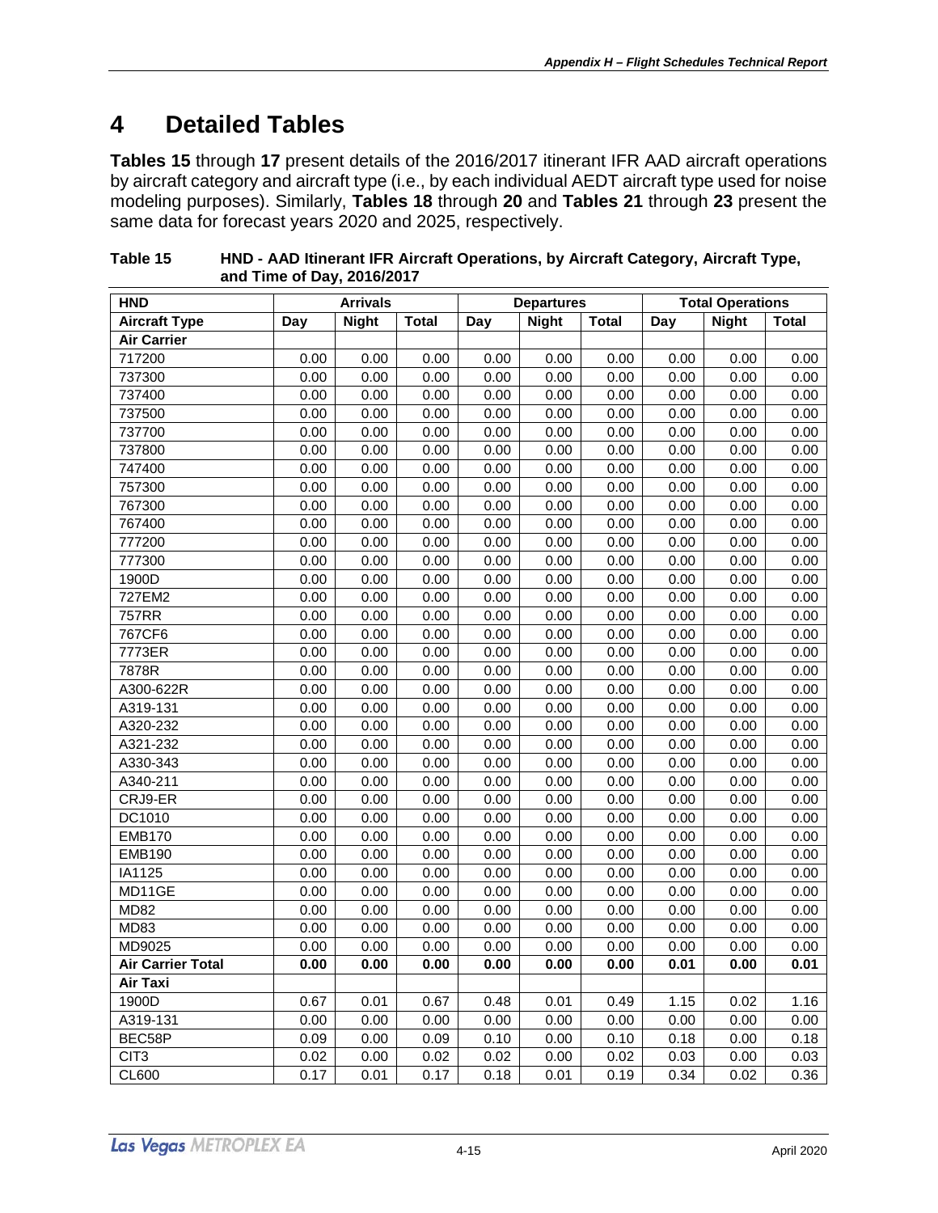# 4 Detailed Tables

**Tables 15** through **17** present details of the 2016/2017 itinerant IFR AAD aircraft operations by aircraft category and aircraft type (i.e., by each individual AEDT aircraft type used for noise modeling purposes). Similarly, **Tables 18** through **20** and **Tables 21** through **23** present the same data for forecast years 2020 and 2025, respectively.

**Table 15 HND - AAD Itinerant IFR Aircraft Operations, by Aircraft Category, Aircraft Type, and Time of Day, 2016/2017**

| HND | Arrivals | | | Departures | | | Total Operations | | |
|---|---|---|---|---|---|---|---|---|---|
| **Aircraft Type** | **Day** | **Night** | **Total** | **Day** | **Night** | **Total** | **Day** | **Night** | **Total** |
| **Air Carrier** | | | | | | | | | |
| 717200 | 0.00 | 0.00 | 0.00 | 0.00 | 0.00 | 0.00 | 0.00 | 0.00 | 0.00 |
| 737300 | 0.00 | 0.00 | 0.00 | 0.00 | 0.00 | 0.00 | 0.00 | 0.00 | 0.00 |
| 737400 | 0.00 | 0.00 | 0.00 | 0.00 | 0.00 | 0.00 | 0.00 | 0.00 | 0.00 |
| 737500 | 0.00 | 0.00 | 0.00 | 0.00 | 0.00 | 0.00 | 0.00 | 0.00 | 0.00 |
| 737700 | 0.00 | 0.00 | 0.00 | 0.00 | 0.00 | 0.00 | 0.00 | 0.00 | 0.00 |
| 737800 | 0.00 | 0.00 | 0.00 | 0.00 | 0.00 | 0.00 | 0.00 | 0.00 | 0.00 |
| 747400 | 0.00 | 0.00 | 0.00 | 0.00 | 0.00 | 0.00 | 0.00 | 0.00 | 0.00 |
| 757300 | 0.00 | 0.00 | 0.00 | 0.00 | 0.00 | 0.00 | 0.00 | 0.00 | 0.00 |
| 767300 | 0.00 | 0.00 | 0.00 | 0.00 | 0.00 | 0.00 | 0.00 | 0.00 | 0.00 |
| 767400 | 0.00 | 0.00 | 0.00 | 0.00 | 0.00 | 0.00 | 0.00 | 0.00 | 0.00 |
| 777200 | 0.00 | 0.00 | 0.00 | 0.00 | 0.00 | 0.00 | 0.00 | 0.00 | 0.00 |
| 777300 | 0.00 | 0.00 | 0.00 | 0.00 | 0.00 | 0.00 | 0.00 | 0.00 | 0.00 |
| 1900D | 0.00 | 0.00 | 0.00 | 0.00 | 0.00 | 0.00 | 0.00 | 0.00 | 0.00 |
| 727EM2 | 0.00 | 0.00 | 0.00 | 0.00 | 0.00 | 0.00 | 0.00 | 0.00 | 0.00 |
| 757RR | 0.00 | 0.00 | 0.00 | 0.00 | 0.00 | 0.00 | 0.00 | 0.00 | 0.00 |
| 767CF6 | 0.00 | 0.00 | 0.00 | 0.00 | 0.00 | 0.00 | 0.00 | 0.00 | 0.00 |
| 7773ER | 0.00 | 0.00 | 0.00 | 0.00 | 0.00 | 0.00 | 0.00 | 0.00 | 0.00 |
| 7878R | 0.00 | 0.00 | 0.00 | 0.00 | 0.00 | 0.00 | 0.00 | 0.00 | 0.00 |
| A300-622R | 0.00 | 0.00 | 0.00 | 0.00 | 0.00 | 0.00 | 0.00 | 0.00 | 0.00 |
| A319-131 | 0.00 | 0.00 | 0.00 | 0.00 | 0.00 | 0.00 | 0.00 | 0.00 | 0.00 |
| A320-232 | 0.00 | 0.00 | 0.00 | 0.00 | 0.00 | 0.00 | 0.00 | 0.00 | 0.00 |
| A321-232 | 0.00 | 0.00 | 0.00 | 0.00 | 0.00 | 0.00 | 0.00 | 0.00 | 0.00 |
| A330-343 | 0.00 | 0.00 | 0.00 | 0.00 | 0.00 | 0.00 | 0.00 | 0.00 | 0.00 |
| A340-211 | 0.00 | 0.00 | 0.00 | 0.00 | 0.00 | 0.00 | 0.00 | 0.00 | 0.00 |
| CRJ9-ER | 0.00 | 0.00 | 0.00 | 0.00 | 0.00 | 0.00 | 0.00 | 0.00 | 0.00 |
| DC1010 | 0.00 | 0.00 | 0.00 | 0.00 | 0.00 | 0.00 | 0.00 | 0.00 | 0.00 |
| EMB170 | 0.00 | 0.00 | 0.00 | 0.00 | 0.00 | 0.00 | 0.00 | 0.00 | 0.00 |
| EMB190 | 0.00 | 0.00 | 0.00 | 0.00 | 0.00 | 0.00 | 0.00 | 0.00 | 0.00 |
| IA1125 | 0.00 | 0.00 | 0.00 | 0.00 | 0.00 | 0.00 | 0.00 | 0.00 | 0.00 |
| MD11GE | 0.00 | 0.00 | 0.00 | 0.00 | 0.00 | 0.00 | 0.00 | 0.00 | 0.00 |
| MD82 | 0.00 | 0.00 | 0.00 | 0.00 | 0.00 | 0.00 | 0.00 | 0.00 | 0.00 |
| MD83 | 0.00 | 0.00 | 0.00 | 0.00 | 0.00 | 0.00 | 0.00 | 0.00 | 0.00 |
| MD9025 | 0.00 | 0.00 | 0.00 | 0.00 | 0.00 | 0.00 | 0.00 | 0.00 | 0.00 |
| **Air Carrier Total** | **0.00** | **0.00** | **0.00** | **0.00** | **0.00** | **0.00** | **0.01** | **0.00** | **0.01** |
| **Air Taxi** | | | | | | | | | |
| 1900D | 0.67 | 0.01 | 0.67 | 0.48 | 0.01 | 0.49 | 1.15 | 0.02 | 1.16 |
| A319-131 | 0.00 | 0.00 | 0.00 | 0.00 | 0.00 | 0.00 | 0.00 | 0.00 | 0.00 |
| BEC58P | 0.09 | 0.00 | 0.09 | 0.10 | 0.00 | 0.10 | 0.18 | 0.00 | 0.18 |
| CIT3 | 0.02 | 0.00 | 0.02 | 0.02 | 0.00 | 0.02 | 0.03 | 0.00 | 0.03 |
| CL600 | 0.17 | 0.01 | 0.17 | 0.18 | 0.01 | 0.19 | 0.34 | 0.02 | 0.36 |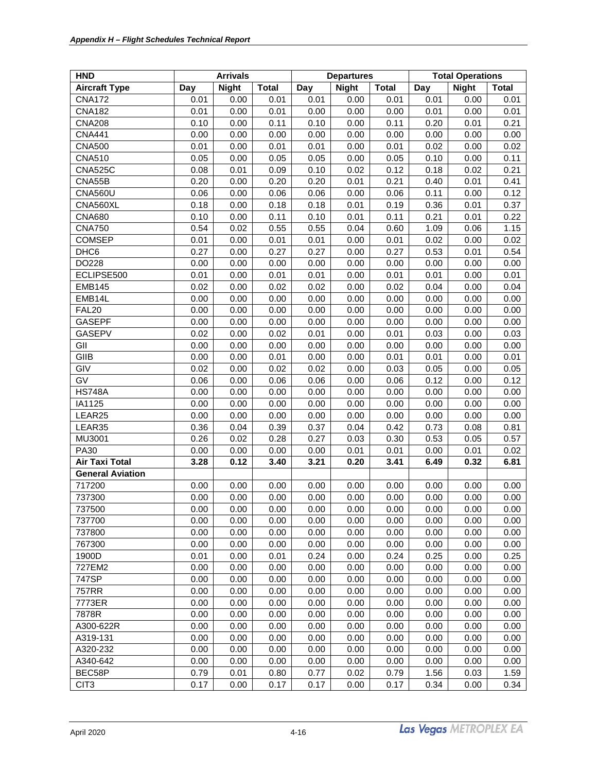| HND | Arrivals | | | Departures | | | Total Operations | | |
|---|---|---|---|---|---|---|---|---|---|
| **Aircraft Type** | **Day** | **Night** | **Total** | **Day** | **Night** | **Total** | **Day** | **Night** | **Total** |
| CNA172 | 0.01 | 0.00 | 0.01 | 0.01 | 0.00 | 0.01 | 0.01 | 0.00 | 0.01 |
| CNA182 | 0.01 | 0.00 | 0.01 | 0.00 | 0.00 | 0.00 | 0.01 | 0.00 | 0.01 |
| CNA208 | 0.10 | 0.00 | 0.11 | 0.10 | 0.00 | 0.11 | 0.20 | 0.01 | 0.21 |
| CNA441 | 0.00 | 0.00 | 0.00 | 0.00 | 0.00 | 0.00 | 0.00 | 0.00 | 0.00 |
| CNA500 | 0.01 | 0.00 | 0.01 | 0.01 | 0.00 | 0.01 | 0.02 | 0.00 | 0.02 |
| CNA510 | 0.05 | 0.00 | 0.05 | 0.05 | 0.00 | 0.05 | 0.10 | 0.00 | 0.11 |
| CNA525C | 0.08 | 0.01 | 0.09 | 0.10 | 0.02 | 0.12 | 0.18 | 0.02 | 0.21 |
| CNA55B | 0.20 | 0.00 | 0.20 | 0.20 | 0.01 | 0.21 | 0.40 | 0.01 | 0.41 |
| CNA560U | 0.06 | 0.00 | 0.06 | 0.06 | 0.00 | 0.06 | 0.11 | 0.00 | 0.12 |
| CNA560XL | 0.18 | 0.00 | 0.18 | 0.18 | 0.01 | 0.19 | 0.36 | 0.01 | 0.37 |
| CNA680 | 0.10 | 0.00 | 0.11 | 0.10 | 0.01 | 0.11 | 0.21 | 0.01 | 0.22 |
| CNA750 | 0.54 | 0.02 | 0.55 | 0.55 | 0.04 | 0.60 | 1.09 | 0.06 | 1.15 |
| COMSEP | 0.01 | 0.00 | 0.01 | 0.01 | 0.00 | 0.01 | 0.02 | 0.00 | 0.02 |
| DHC6 | 0.27 | 0.00 | 0.27 | 0.27 | 0.00 | 0.27 | 0.53 | 0.01 | 0.54 |
| DO228 | 0.00 | 0.00 | 0.00 | 0.00 | 0.00 | 0.00 | 0.00 | 0.00 | 0.00 |
| ECLIPSE500 | 0.01 | 0.00 | 0.01 | 0.01 | 0.00 | 0.01 | 0.01 | 0.00 | 0.01 |
| EMB145 | 0.02 | 0.00 | 0.02 | 0.02 | 0.00 | 0.02 | 0.04 | 0.00 | 0.04 |
| EMB14L | 0.00 | 0.00 | 0.00 | 0.00 | 0.00 | 0.00 | 0.00 | 0.00 | 0.00 |
| FAL20 | 0.00 | 0.00 | 0.00 | 0.00 | 0.00 | 0.00 | 0.00 | 0.00 | 0.00 |
| GASEPF | 0.00 | 0.00 | 0.00 | 0.00 | 0.00 | 0.00 | 0.00 | 0.00 | 0.00 |
| GASEPV | 0.02 | 0.00 | 0.02 | 0.01 | 0.00 | 0.01 | 0.03 | 0.00 | 0.03 |
| GII | 0.00 | 0.00 | 0.00 | 0.00 | 0.00 | 0.00 | 0.00 | 0.00 | 0.00 |
| GIIB | 0.00 | 0.00 | 0.01 | 0.00 | 0.00 | 0.01 | 0.01 | 0.00 | 0.01 |
| GIV | 0.02 | 0.00 | 0.02 | 0.02 | 0.00 | 0.03 | 0.05 | 0.00 | 0.05 |
| GV | 0.06 | 0.00 | 0.06 | 0.06 | 0.00 | 0.06 | 0.12 | 0.00 | 0.12 |
| HS748A | 0.00 | 0.00 | 0.00 | 0.00 | 0.00 | 0.00 | 0.00 | 0.00 | 0.00 |
| IA1125 | 0.00 | 0.00 | 0.00 | 0.00 | 0.00 | 0.00 | 0.00 | 0.00 | 0.00 |
| LEAR25 | 0.00 | 0.00 | 0.00 | 0.00 | 0.00 | 0.00 | 0.00 | 0.00 | 0.00 |
| LEAR35 | 0.36 | 0.04 | 0.39 | 0.37 | 0.04 | 0.42 | 0.73 | 0.08 | 0.81 |
| MU3001 | 0.26 | 0.02 | 0.28 | 0.27 | 0.03 | 0.30 | 0.53 | 0.05 | 0.57 |
| PA30 | 0.00 | 0.00 | 0.00 | 0.00 | 0.01 | 0.01 | 0.00 | 0.01 | 0.02 |
| **Air Taxi Total** | **3.28** | **0.12** | **3.40** | **3.21** | **0.20** | **3.41** | **6.49** | **0.32** | **6.81** |
| **General Aviation** | | | | | | | | | |
| 717200 | 0.00 | 0.00 | 0.00 | 0.00 | 0.00 | 0.00 | 0.00 | 0.00 | 0.00 |
| 737300 | 0.00 | 0.00 | 0.00 | 0.00 | 0.00 | 0.00 | 0.00 | 0.00 | 0.00 |
| 737500 | 0.00 | 0.00 | 0.00 | 0.00 | 0.00 | 0.00 | 0.00 | 0.00 | 0.00 |
| 737700 | 0.00 | 0.00 | 0.00 | 0.00 | 0.00 | 0.00 | 0.00 | 0.00 | 0.00 |
| 737800 | 0.00 | 0.00 | 0.00 | 0.00 | 0.00 | 0.00 | 0.00 | 0.00 | 0.00 |
| 767300 | 0.00 | 0.00 | 0.00 | 0.00 | 0.00 | 0.00 | 0.00 | 0.00 | 0.00 |
| 1900D | 0.01 | 0.00 | 0.01 | 0.24 | 0.00 | 0.24 | 0.25 | 0.00 | 0.25 |
| 727EM2 | 0.00 | 0.00 | 0.00 | 0.00 | 0.00 | 0.00 | 0.00 | 0.00 | 0.00 |
| 747SP | 0.00 | 0.00 | 0.00 | 0.00 | 0.00 | 0.00 | 0.00 | 0.00 | 0.00 |
| 757RR | 0.00 | 0.00 | 0.00 | 0.00 | 0.00 | 0.00 | 0.00 | 0.00 | 0.00 |
| 7773ER | 0.00 | 0.00 | 0.00 | 0.00 | 0.00 | 0.00 | 0.00 | 0.00 | 0.00 |
| 7878R | 0.00 | 0.00 | 0.00 | 0.00 | 0.00 | 0.00 | 0.00 | 0.00 | 0.00 |
| A300-622R | 0.00 | 0.00 | 0.00 | 0.00 | 0.00 | 0.00 | 0.00 | 0.00 | 0.00 |
| A319-131 | 0.00 | 0.00 | 0.00 | 0.00 | 0.00 | 0.00 | 0.00 | 0.00 | 0.00 |
| A320-232 | 0.00 | 0.00 | 0.00 | 0.00 | 0.00 | 0.00 | 0.00 | 0.00 | 0.00 |
| A340-642 | 0.00 | 0.00 | 0.00 | 0.00 | 0.00 | 0.00 | 0.00 | 0.00 | 0.00 |
| BEC58P | 0.79 | 0.01 | 0.80 | 0.77 | 0.02 | 0.79 | 1.56 | 0.03 | 1.59 |
| CIT3 | 0.17 | 0.00 | 0.17 | 0.17 | 0.00 | 0.17 | 0.34 | 0.00 | 0.34 |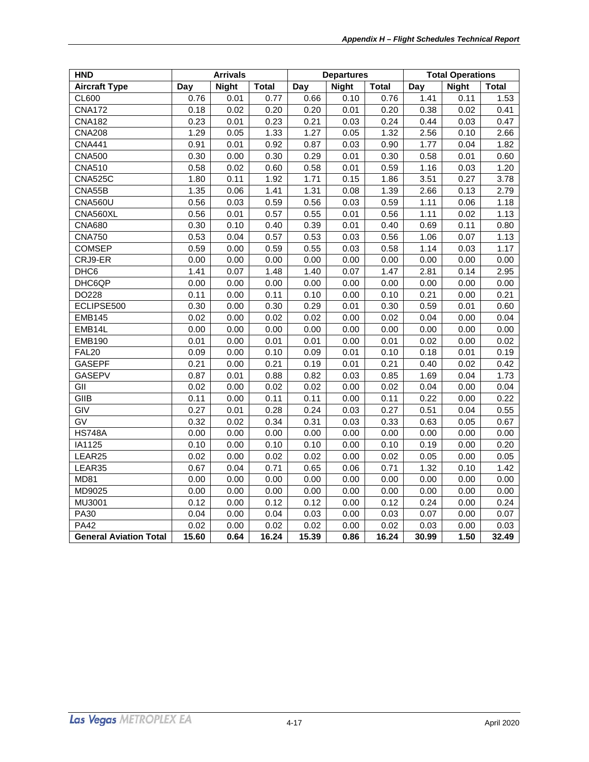| HND | Arrivals | | | Departures | | | Total Operations | | |
|---|---|---|---|---|---|---|---|---|---|
| **Aircraft Type** | **Day** | **Night** | **Total** | **Day** | **Night** | **Total** | **Day** | **Night** | **Total** |
| CL600 | 0.76 | 0.01 | 0.77 | 0.66 | 0.10 | 0.76 | 1.41 | 0.11 | 1.53 |
| CNA172 | 0.18 | 0.02 | 0.20 | 0.20 | 0.01 | 0.20 | 0.38 | 0.02 | 0.41 |
| CNA182 | 0.23 | 0.01 | 0.23 | 0.21 | 0.03 | 0.24 | 0.44 | 0.03 | 0.47 |
| CNA208 | 1.29 | 0.05 | 1.33 | 1.27 | 0.05 | 1.32 | 2.56 | 0.10 | 2.66 |
| CNA441 | 0.91 | 0.01 | 0.92 | 0.87 | 0.03 | 0.90 | 1.77 | 0.04 | 1.82 |
| CNA500 | 0.30 | 0.00 | 0.30 | 0.29 | 0.01 | 0.30 | 0.58 | 0.01 | 0.60 |
| CNA510 | 0.58 | 0.02 | 0.60 | 0.58 | 0.01 | 0.59 | 1.16 | 0.03 | 1.20 |
| CNA525C | 1.80 | 0.11 | 1.92 | 1.71 | 0.15 | 1.86 | 3.51 | 0.27 | 3.78 |
| CNA55B | 1.35 | 0.06 | 1.41 | 1.31 | 0.08 | 1.39 | 2.66 | 0.13 | 2.79 |
| CNA560U | 0.56 | 0.03 | 0.59 | 0.56 | 0.03 | 0.59 | 1.11 | 0.06 | 1.18 |
| CNA560XL | 0.56 | 0.01 | 0.57 | 0.55 | 0.01 | 0.56 | 1.11 | 0.02 | 1.13 |
| CNA680 | 0.30 | 0.10 | 0.40 | 0.39 | 0.01 | 0.40 | 0.69 | 0.11 | 0.80 |
| CNA750 | 0.53 | 0.04 | 0.57 | 0.53 | 0.03 | 0.56 | 1.06 | 0.07 | 1.13 |
| COMSEP | 0.59 | 0.00 | 0.59 | 0.55 | 0.03 | 0.58 | 1.14 | 0.03 | 1.17 |
| CRJ9-ER | 0.00 | 0.00 | 0.00 | 0.00 | 0.00 | 0.00 | 0.00 | 0.00 | 0.00 |
| DHC6 | 1.41 | 0.07 | 1.48 | 1.40 | 0.07 | 1.47 | 2.81 | 0.14 | 2.95 |
| DHC6QP | 0.00 | 0.00 | 0.00 | 0.00 | 0.00 | 0.00 | 0.00 | 0.00 | 0.00 |
| DO228 | 0.11 | 0.00 | 0.11 | 0.10 | 0.00 | 0.10 | 0.21 | 0.00 | 0.21 |
| ECLIPSE500 | 0.30 | 0.00 | 0.30 | 0.29 | 0.01 | 0.30 | 0.59 | 0.01 | 0.60 |
| EMB145 | 0.02 | 0.00 | 0.02 | 0.02 | 0.00 | 0.02 | 0.04 | 0.00 | 0.04 |
| EMB14L | 0.00 | 0.00 | 0.00 | 0.00 | 0.00 | 0.00 | 0.00 | 0.00 | 0.00 |
| EMB190 | 0.01 | 0.00 | 0.01 | 0.01 | 0.00 | 0.01 | 0.02 | 0.00 | 0.02 |
| FAL20 | 0.09 | 0.00 | 0.10 | 0.09 | 0.01 | 0.10 | 0.18 | 0.01 | 0.19 |
| GASEPF | 0.21 | 0.00 | 0.21 | 0.19 | 0.01 | 0.21 | 0.40 | 0.02 | 0.42 |
| GASEPV | 0.87 | 0.01 | 0.88 | 0.82 | 0.03 | 0.85 | 1.69 | 0.04 | 1.73 |
| GII | 0.02 | 0.00 | 0.02 | 0.02 | 0.00 | 0.02 | 0.04 | 0.00 | 0.04 |
| GIIB | 0.11 | 0.00 | 0.11 | 0.11 | 0.00 | 0.11 | 0.22 | 0.00 | 0.22 |
| GIV | 0.27 | 0.01 | 0.28 | 0.24 | 0.03 | 0.27 | 0.51 | 0.04 | 0.55 |
| GV | 0.32 | 0.02 | 0.34 | 0.31 | 0.03 | 0.33 | 0.63 | 0.05 | 0.67 |
| HS748A | 0.00 | 0.00 | 0.00 | 0.00 | 0.00 | 0.00 | 0.00 | 0.00 | 0.00 |
| IA1125 | 0.10 | 0.00 | 0.10 | 0.10 | 0.00 | 0.10 | 0.19 | 0.00 | 0.20 |
| LEAR25 | 0.02 | 0.00 | 0.02 | 0.02 | 0.00 | 0.02 | 0.05 | 0.00 | 0.05 |
| LEAR35 | 0.67 | 0.04 | 0.71 | 0.65 | 0.06 | 0.71 | 1.32 | 0.10 | 1.42 |
| MD81 | 0.00 | 0.00 | 0.00 | 0.00 | 0.00 | 0.00 | 0.00 | 0.00 | 0.00 |
| MD9025 | 0.00 | 0.00 | 0.00 | 0.00 | 0.00 | 0.00 | 0.00 | 0.00 | 0.00 |
| MU3001 | 0.12 | 0.00 | 0.12 | 0.12 | 0.00 | 0.12 | 0.24 | 0.00 | 0.24 |
| PA30 | 0.04 | 0.00 | 0.04 | 0.03 | 0.00 | 0.03 | 0.07 | 0.00 | 0.07 |
| PA42 | 0.02 | 0.00 | 0.02 | 0.02 | 0.00 | 0.02 | 0.03 | 0.00 | 0.03 |
| **General Aviation Total** | **15.60** | **0.64** | **16.24** | **15.39** | **0.86** | **16.24** | **30.99** | **1.50** | **32.49** |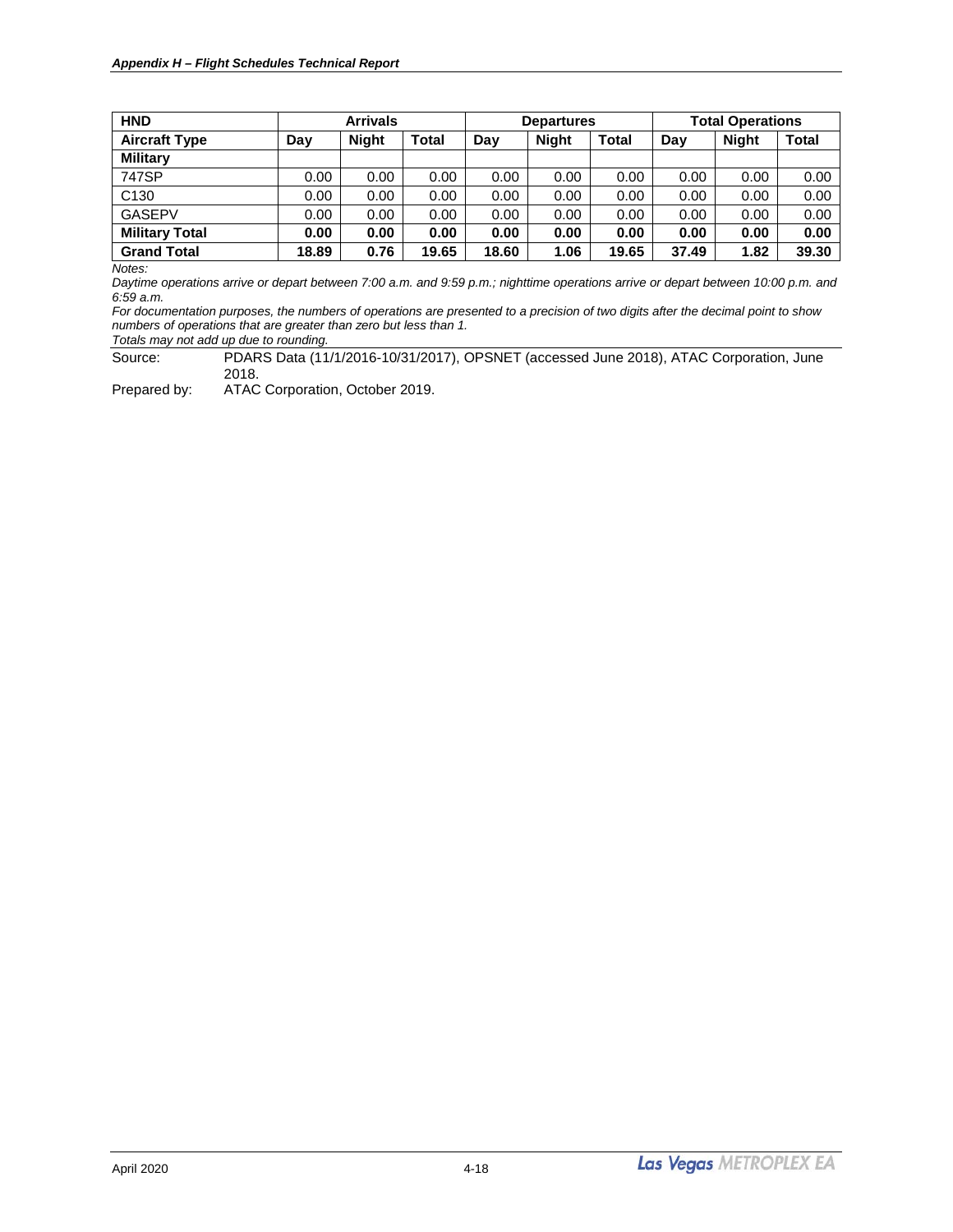| HND | Arrivals | | | Departures | | | Total Operations | | |
|---|---|---|---|---|---|---|---|---|---|
| **Aircraft Type** | **Day** | **Night** | **Total** | **Day** | **Night** | **Total** | **Day** | **Night** | **Total** |
| **Military** | | | | | | | | | |
| 747SP | 0.00 | 0.00 | 0.00 | 0.00 | 0.00 | 0.00 | 0.00 | 0.00 | 0.00 |
| C130 | 0.00 | 0.00 | 0.00 | 0.00 | 0.00 | 0.00 | 0.00 | 0.00 | 0.00 |
| GASEPV | 0.00 | 0.00 | 0.00 | 0.00 | 0.00 | 0.00 | 0.00 | 0.00 | 0.00 |
| **Military Total** | **0.00** | **0.00** | **0.00** | **0.00** | **0.00** | **0.00** | **0.00** | **0.00** | **0.00** |
| **Grand Total** | **18.89** | **0.76** | **19.65** | **18.60** | **1.06** | **19.65** | **37.49** | **1.82** | **39.30** |

*Notes:*

*Daytime operations arrive or depart between 7:00 a.m. and 9:59 p.m.; nighttime operations arrive or depart between 10:00 p.m. and 6:59 a.m.*

*For documentation purposes, the numbers of operations are presented to a precision of two digits after the decimal point to show numbers of operations that are greater than zero but less than 1.*

*Totals may not add up due to rounding.*

Source: PDARS Data (11/1/2016-10/31/2017), OPSNET (accessed June 2018), ATAC Corporation, June 2018.

Prepared by: ATAC Corporation, October 2019.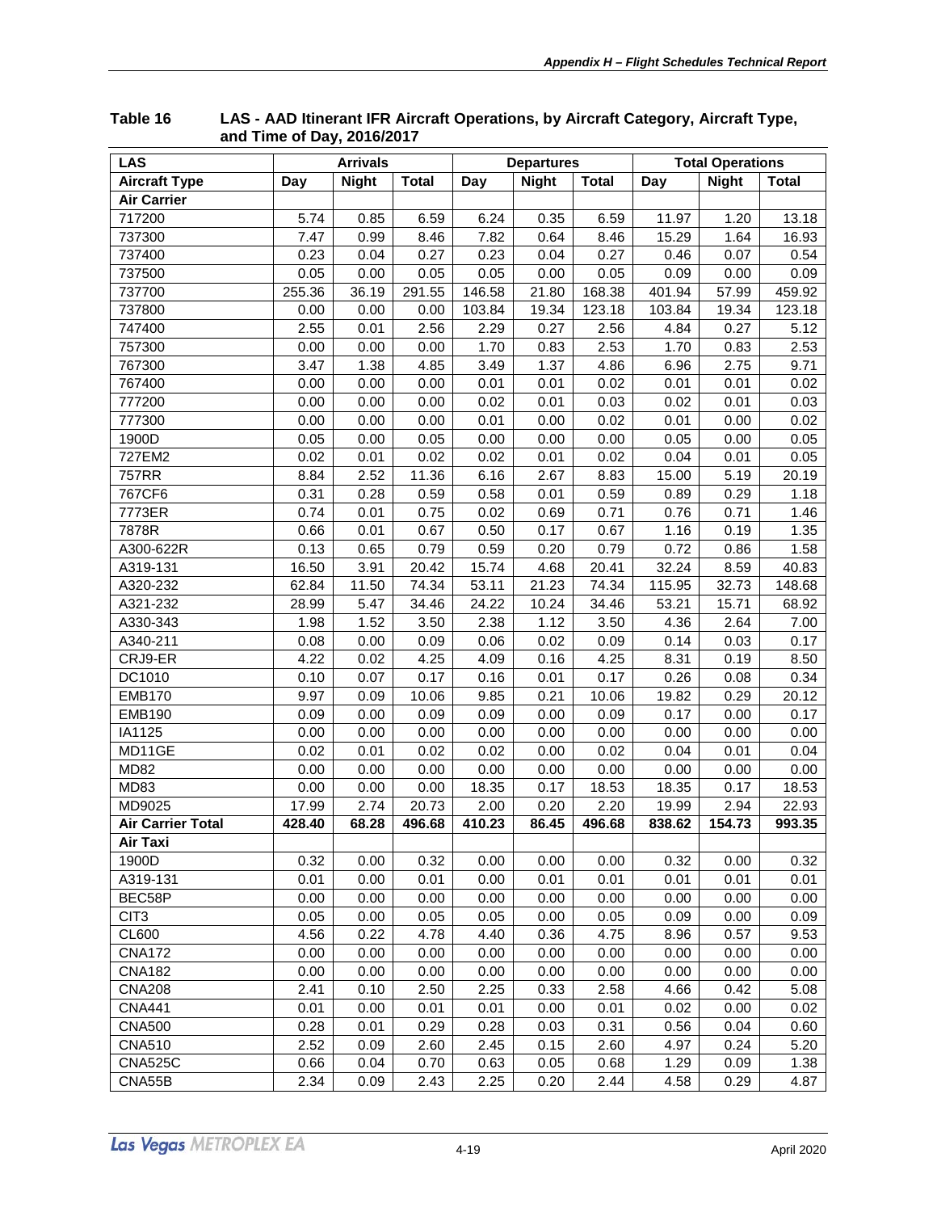**Table 16 LAS - AAD Itinerant IFR Aircraft Operations, by Aircraft Category, Aircraft Type, and Time of Day, 2016/2017**

| LAS | Arrivals | | | Departures | | | Total Operations | | |
|---|---|---|---|---|---|---|---|---|---|
| **Aircraft Type** | **Day** | **Night** | **Total** | **Day** | **Night** | **Total** | **Day** | **Night** | **Total** |
| **Air Carrier** | | | | | | | | | |
| 717200 | 5.74 | 0.85 | 6.59 | 6.24 | 0.35 | 6.59 | 11.97 | 1.20 | 13.18 |
| 737300 | 7.47 | 0.99 | 8.46 | 7.82 | 0.64 | 8.46 | 15.29 | 1.64 | 16.93 |
| 737400 | 0.23 | 0.04 | 0.27 | 0.23 | 0.04 | 0.27 | 0.46 | 0.07 | 0.54 |
| 737500 | 0.05 | 0.00 | 0.05 | 0.05 | 0.00 | 0.05 | 0.09 | 0.00 | 0.09 |
| 737700 | 255.36 | 36.19 | 291.55 | 146.58 | 21.80 | 168.38 | 401.94 | 57.99 | 459.92 |
| 737800 | 0.00 | 0.00 | 0.00 | 103.84 | 19.34 | 123.18 | 103.84 | 19.34 | 123.18 |
| 747400 | 2.55 | 0.01 | 2.56 | 2.29 | 0.27 | 2.56 | 4.84 | 0.27 | 5.12 |
| 757300 | 0.00 | 0.00 | 0.00 | 1.70 | 0.83 | 2.53 | 1.70 | 0.83 | 2.53 |
| 767300 | 3.47 | 1.38 | 4.85 | 3.49 | 1.37 | 4.86 | 6.96 | 2.75 | 9.71 |
| 767400 | 0.00 | 0.00 | 0.00 | 0.01 | 0.01 | 0.02 | 0.01 | 0.01 | 0.02 |
| 777200 | 0.00 | 0.00 | 0.00 | 0.02 | 0.01 | 0.03 | 0.02 | 0.01 | 0.03 |
| 777300 | 0.00 | 0.00 | 0.00 | 0.01 | 0.00 | 0.02 | 0.01 | 0.00 | 0.02 |
| 1900D | 0.05 | 0.00 | 0.05 | 0.00 | 0.00 | 0.00 | 0.05 | 0.00 | 0.05 |
| 727EM2 | 0.02 | 0.01 | 0.02 | 0.02 | 0.01 | 0.02 | 0.04 | 0.01 | 0.05 |
| 757RR | 8.84 | 2.52 | 11.36 | 6.16 | 2.67 | 8.83 | 15.00 | 5.19 | 20.19 |
| 767CF6 | 0.31 | 0.28 | 0.59 | 0.58 | 0.01 | 0.59 | 0.89 | 0.29 | 1.18 |
| 7773ER | 0.74 | 0.01 | 0.75 | 0.02 | 0.69 | 0.71 | 0.76 | 0.71 | 1.46 |
| 7878R | 0.66 | 0.01 | 0.67 | 0.50 | 0.17 | 0.67 | 1.16 | 0.19 | 1.35 |
| A300-622R | 0.13 | 0.65 | 0.79 | 0.59 | 0.20 | 0.79 | 0.72 | 0.86 | 1.58 |
| A319-131 | 16.50 | 3.91 | 20.42 | 15.74 | 4.68 | 20.41 | 32.24 | 8.59 | 40.83 |
| A320-232 | 62.84 | 11.50 | 74.34 | 53.11 | 21.23 | 74.34 | 115.95 | 32.73 | 148.68 |
| A321-232 | 28.99 | 5.47 | 34.46 | 24.22 | 10.24 | 34.46 | 53.21 | 15.71 | 68.92 |
| A330-343 | 1.98 | 1.52 | 3.50 | 2.38 | 1.12 | 3.50 | 4.36 | 2.64 | 7.00 |
| A340-211 | 0.08 | 0.00 | 0.09 | 0.06 | 0.02 | 0.09 | 0.14 | 0.03 | 0.17 |
| CRJ9-ER | 4.22 | 0.02 | 4.25 | 4.09 | 0.16 | 4.25 | 8.31 | 0.19 | 8.50 |
| DC1010 | 0.10 | 0.07 | 0.17 | 0.16 | 0.01 | 0.17 | 0.26 | 0.08 | 0.34 |
| EMB170 | 9.97 | 0.09 | 10.06 | 9.85 | 0.21 | 10.06 | 19.82 | 0.29 | 20.12 |
| EMB190 | 0.09 | 0.00 | 0.09 | 0.09 | 0.00 | 0.09 | 0.17 | 0.00 | 0.17 |
| IA1125 | 0.00 | 0.00 | 0.00 | 0.00 | 0.00 | 0.00 | 0.00 | 0.00 | 0.00 |
| MD11GE | 0.02 | 0.01 | 0.02 | 0.02 | 0.00 | 0.02 | 0.04 | 0.01 | 0.04 |
| MD82 | 0.00 | 0.00 | 0.00 | 0.00 | 0.00 | 0.00 | 0.00 | 0.00 | 0.00 |
| MD83 | 0.00 | 0.00 | 0.00 | 18.35 | 0.17 | 18.53 | 18.35 | 0.17 | 18.53 |
| MD9025 | 17.99 | 2.74 | 20.73 | 2.00 | 0.20 | 2.20 | 19.99 | 2.94 | 22.93 |
| **Air Carrier Total** | **428.40** | **68.28** | **496.68** | **410.23** | **86.45** | **496.68** | **838.62** | **154.73** | **993.35** |
| **Air Taxi** | | | | | | | | | |
| 1900D | 0.32 | 0.00 | 0.32 | 0.00 | 0.00 | 0.00 | 0.32 | 0.00 | 0.32 |
| A319-131 | 0.01 | 0.00 | 0.01 | 0.00 | 0.01 | 0.01 | 0.01 | 0.01 | 0.01 |
| BEC58P | 0.00 | 0.00 | 0.00 | 0.00 | 0.00 | 0.00 | 0.00 | 0.00 | 0.00 |
| CIT3 | 0.05 | 0.00 | 0.05 | 0.05 | 0.00 | 0.05 | 0.09 | 0.00 | 0.09 |
| CL600 | 4.56 | 0.22 | 4.78 | 4.40 | 0.36 | 4.75 | 8.96 | 0.57 | 9.53 |
| CNA172 | 0.00 | 0.00 | 0.00 | 0.00 | 0.00 | 0.00 | 0.00 | 0.00 | 0.00 |
| CNA182 | 0.00 | 0.00 | 0.00 | 0.00 | 0.00 | 0.00 | 0.00 | 0.00 | 0.00 |
| CNA208 | 2.41 | 0.10 | 2.50 | 2.25 | 0.33 | 2.58 | 4.66 | 0.42 | 5.08 |
| CNA441 | 0.01 | 0.00 | 0.01 | 0.01 | 0.00 | 0.01 | 0.02 | 0.00 | 0.02 |
| CNA500 | 0.28 | 0.01 | 0.29 | 0.28 | 0.03 | 0.31 | 0.56 | 0.04 | 0.60 |
| CNA510 | 2.52 | 0.09 | 2.60 | 2.45 | 0.15 | 2.60 | 4.97 | 0.24 | 5.20 |
| CNA525C | 0.66 | 0.04 | 0.70 | 0.63 | 0.05 | 0.68 | 1.29 | 0.09 | 1.38 |
| CNA55B | 2.34 | 0.09 | 2.43 | 2.25 | 0.20 | 2.44 | 4.58 | 0.29 | 4.87 |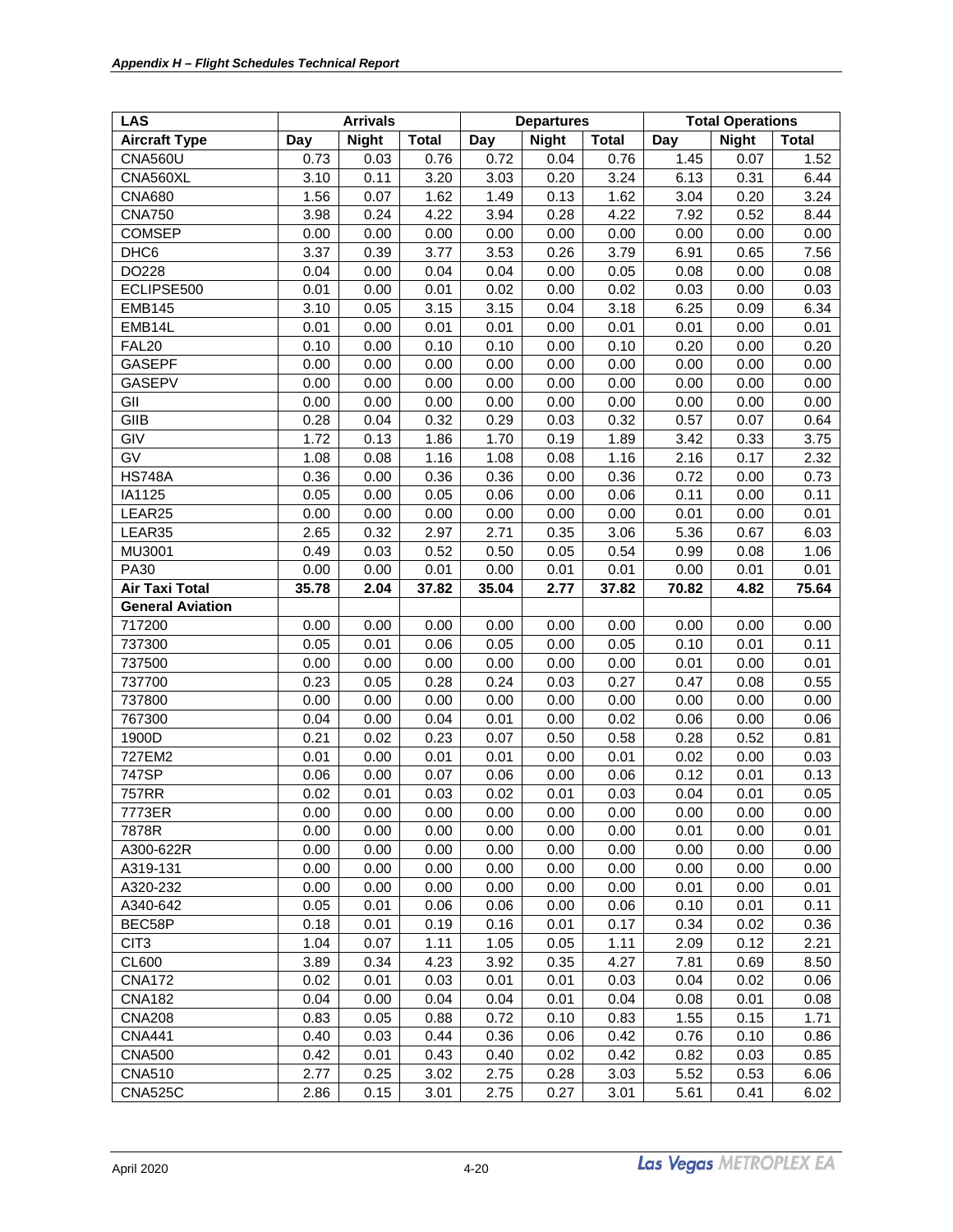| LAS | Arrivals | | | Departures | | | Total Operations | | |
|---|---|---|---|---|---|---|---|---|---|
| **Aircraft Type** | **Day** | **Night** | **Total** | **Day** | **Night** | **Total** | **Day** | **Night** | **Total** |
| CNA560U | 0.73 | 0.03 | 0.76 | 0.72 | 0.04 | 0.76 | 1.45 | 0.07 | 1.52 |
| CNA560XL | 3.10 | 0.11 | 3.20 | 3.03 | 0.20 | 3.24 | 6.13 | 0.31 | 6.44 |
| CNA680 | 1.56 | 0.07 | 1.62 | 1.49 | 0.13 | 1.62 | 3.04 | 0.20 | 3.24 |
| CNA750 | 3.98 | 0.24 | 4.22 | 3.94 | 0.28 | 4.22 | 7.92 | 0.52 | 8.44 |
| COMSEP | 0.00 | 0.00 | 0.00 | 0.00 | 0.00 | 0.00 | 0.00 | 0.00 | 0.00 |
| DHC6 | 3.37 | 0.39 | 3.77 | 3.53 | 0.26 | 3.79 | 6.91 | 0.65 | 7.56 |
| DO228 | 0.04 | 0.00 | 0.04 | 0.04 | 0.00 | 0.05 | 0.08 | 0.00 | 0.08 |
| ECLIPSE500 | 0.01 | 0.00 | 0.01 | 0.02 | 0.00 | 0.02 | 0.03 | 0.00 | 0.03 |
| EMB145 | 3.10 | 0.05 | 3.15 | 3.15 | 0.04 | 3.18 | 6.25 | 0.09 | 6.34 |
| EMB14L | 0.01 | 0.00 | 0.01 | 0.01 | 0.00 | 0.01 | 0.01 | 0.00 | 0.01 |
| FAL20 | 0.10 | 0.00 | 0.10 | 0.10 | 0.00 | 0.10 | 0.20 | 0.00 | 0.20 |
| GASEPF | 0.00 | 0.00 | 0.00 | 0.00 | 0.00 | 0.00 | 0.00 | 0.00 | 0.00 |
| GASEPV | 0.00 | 0.00 | 0.00 | 0.00 | 0.00 | 0.00 | 0.00 | 0.00 | 0.00 |
| GII | 0.00 | 0.00 | 0.00 | 0.00 | 0.00 | 0.00 | 0.00 | 0.00 | 0.00 |
| GIIB | 0.28 | 0.04 | 0.32 | 0.29 | 0.03 | 0.32 | 0.57 | 0.07 | 0.64 |
| GIV | 1.72 | 0.13 | 1.86 | 1.70 | 0.19 | 1.89 | 3.42 | 0.33 | 3.75 |
| GV | 1.08 | 0.08 | 1.16 | 1.08 | 0.08 | 1.16 | 2.16 | 0.17 | 2.32 |
| HS748A | 0.36 | 0.00 | 0.36 | 0.36 | 0.00 | 0.36 | 0.72 | 0.00 | 0.73 |
| IA1125 | 0.05 | 0.00 | 0.05 | 0.06 | 0.00 | 0.06 | 0.11 | 0.00 | 0.11 |
| LEAR25 | 0.00 | 0.00 | 0.00 | 0.00 | 0.00 | 0.00 | 0.01 | 0.00 | 0.01 |
| LEAR35 | 2.65 | 0.32 | 2.97 | 2.71 | 0.35 | 3.06 | 5.36 | 0.67 | 6.03 |
| MU3001 | 0.49 | 0.03 | 0.52 | 0.50 | 0.05 | 0.54 | 0.99 | 0.08 | 1.06 |
| PA30 | 0.00 | 0.00 | 0.01 | 0.00 | 0.01 | 0.01 | 0.00 | 0.01 | 0.01 |
| **Air Taxi Total** | **35.78** | **2.04** | **37.82** | **35.04** | **2.77** | **37.82** | **70.82** | **4.82** | **75.64** |
| **General Aviation** | | | | | | | | | |
| 717200 | 0.00 | 0.00 | 0.00 | 0.00 | 0.00 | 0.00 | 0.00 | 0.00 | 0.00 |
| 737300 | 0.05 | 0.01 | 0.06 | 0.05 | 0.00 | 0.05 | 0.10 | 0.01 | 0.11 |
| 737500 | 0.00 | 0.00 | 0.00 | 0.00 | 0.00 | 0.00 | 0.01 | 0.00 | 0.01 |
| 737700 | 0.23 | 0.05 | 0.28 | 0.24 | 0.03 | 0.27 | 0.47 | 0.08 | 0.55 |
| 737800 | 0.00 | 0.00 | 0.00 | 0.00 | 0.00 | 0.00 | 0.00 | 0.00 | 0.00 |
| 767300 | 0.04 | 0.00 | 0.04 | 0.01 | 0.00 | 0.02 | 0.06 | 0.00 | 0.06 |
| 1900D | 0.21 | 0.02 | 0.23 | 0.07 | 0.50 | 0.58 | 0.28 | 0.52 | 0.81 |
| 727EM2 | 0.01 | 0.00 | 0.01 | 0.01 | 0.00 | 0.01 | 0.02 | 0.00 | 0.03 |
| 747SP | 0.06 | 0.00 | 0.07 | 0.06 | 0.00 | 0.06 | 0.12 | 0.01 | 0.13 |
| 757RR | 0.02 | 0.01 | 0.03 | 0.02 | 0.01 | 0.03 | 0.04 | 0.01 | 0.05 |
| 7773ER | 0.00 | 0.00 | 0.00 | 0.00 | 0.00 | 0.00 | 0.00 | 0.00 | 0.00 |
| 7878R | 0.00 | 0.00 | 0.00 | 0.00 | 0.00 | 0.00 | 0.01 | 0.00 | 0.01 |
| A300-622R | 0.00 | 0.00 | 0.00 | 0.00 | 0.00 | 0.00 | 0.00 | 0.00 | 0.00 |
| A319-131 | 0.00 | 0.00 | 0.00 | 0.00 | 0.00 | 0.00 | 0.00 | 0.00 | 0.00 |
| A320-232 | 0.00 | 0.00 | 0.00 | 0.00 | 0.00 | 0.00 | 0.01 | 0.00 | 0.01 |
| A340-642 | 0.05 | 0.01 | 0.06 | 0.06 | 0.00 | 0.06 | 0.10 | 0.01 | 0.11 |
| BEC58P | 0.18 | 0.01 | 0.19 | 0.16 | 0.01 | 0.17 | 0.34 | 0.02 | 0.36 |
| CIT3 | 1.04 | 0.07 | 1.11 | 1.05 | 0.05 | 1.11 | 2.09 | 0.12 | 2.21 |
| CL600 | 3.89 | 0.34 | 4.23 | 3.92 | 0.35 | 4.27 | 7.81 | 0.69 | 8.50 |
| CNA172 | 0.02 | 0.01 | 0.03 | 0.01 | 0.01 | 0.03 | 0.04 | 0.02 | 0.06 |
| CNA182 | 0.04 | 0.00 | 0.04 | 0.04 | 0.01 | 0.04 | 0.08 | 0.01 | 0.08 |
| CNA208 | 0.83 | 0.05 | 0.88 | 0.72 | 0.10 | 0.83 | 1.55 | 0.15 | 1.71 |
| CNA441 | 0.40 | 0.03 | 0.44 | 0.36 | 0.06 | 0.42 | 0.76 | 0.10 | 0.86 |
| CNA500 | 0.42 | 0.01 | 0.43 | 0.40 | 0.02 | 0.42 | 0.82 | 0.03 | 0.85 |
| CNA510 | 2.77 | 0.25 | 3.02 | 2.75 | 0.28 | 3.03 | 5.52 | 0.53 | 6.06 |
| CNA525C | 2.86 | 0.15 | 3.01 | 2.75 | 0.27 | 3.01 | 5.61 | 0.41 | 6.02 |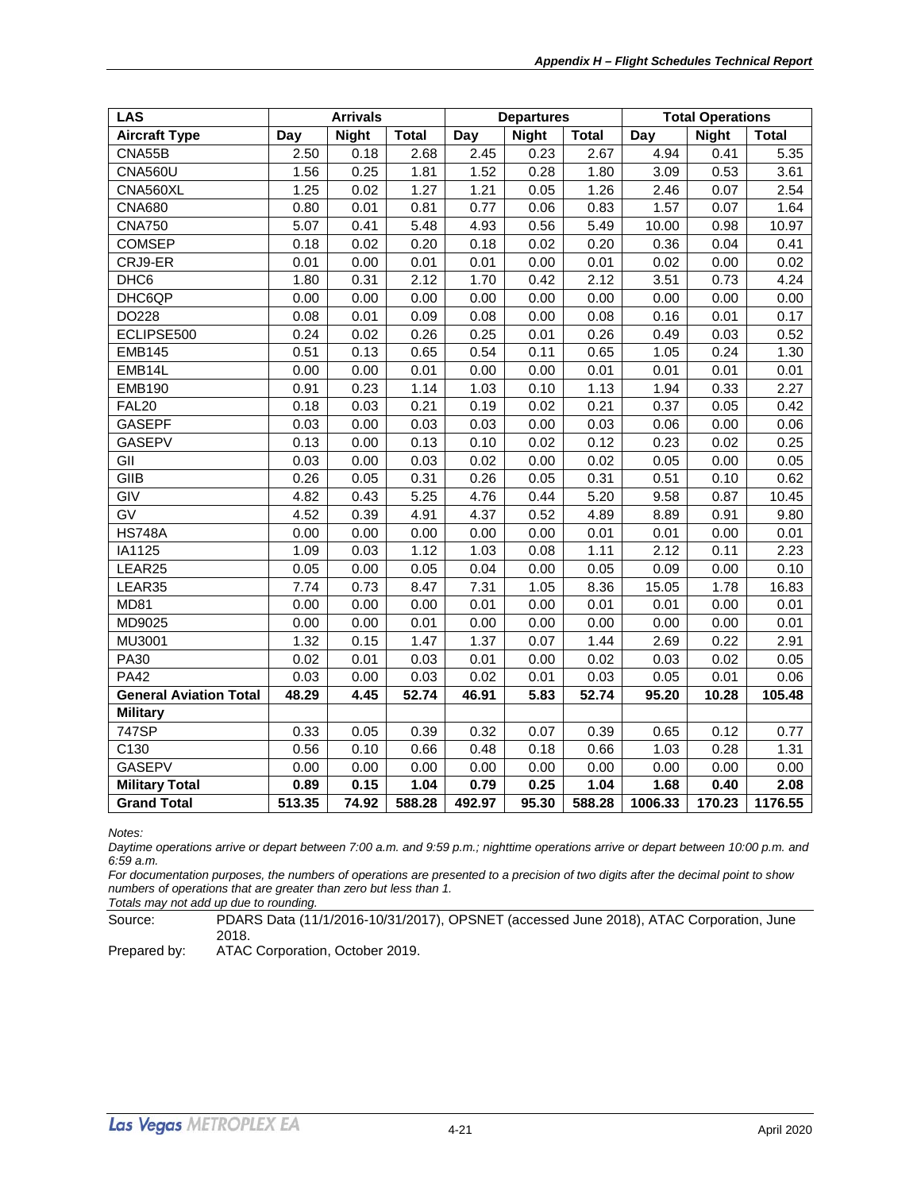| LAS | Arrivals | | | Departures | | | Total Operations | | |
|---|---|---|---|---|---|---|---|---|---|
| **Aircraft Type** | **Day** | **Night** | **Total** | **Day** | **Night** | **Total** | **Day** | **Night** | **Total** |
| CNA55B | 2.50 | 0.18 | 2.68 | 2.45 | 0.23 | 2.67 | 4.94 | 0.41 | 5.35 |
| CNA560U | 1.56 | 0.25 | 1.81 | 1.52 | 0.28 | 1.80 | 3.09 | 0.53 | 3.61 |
| CNA560XL | 1.25 | 0.02 | 1.27 | 1.21 | 0.05 | 1.26 | 2.46 | 0.07 | 2.54 |
| CNA680 | 0.80 | 0.01 | 0.81 | 0.77 | 0.06 | 0.83 | 1.57 | 0.07 | 1.64 |
| CNA750 | 5.07 | 0.41 | 5.48 | 4.93 | 0.56 | 5.49 | 10.00 | 0.98 | 10.97 |
| COMSEP | 0.18 | 0.02 | 0.20 | 0.18 | 0.02 | 0.20 | 0.36 | 0.04 | 0.41 |
| CRJ9-ER | 0.01 | 0.00 | 0.01 | 0.01 | 0.00 | 0.01 | 0.02 | 0.00 | 0.02 |
| DHC6 | 1.80 | 0.31 | 2.12 | 1.70 | 0.42 | 2.12 | 3.51 | 0.73 | 4.24 |
| DHC6QP | 0.00 | 0.00 | 0.00 | 0.00 | 0.00 | 0.00 | 0.00 | 0.00 | 0.00 |
| DO228 | 0.08 | 0.01 | 0.09 | 0.08 | 0.00 | 0.08 | 0.16 | 0.01 | 0.17 |
| ECLIPSE500 | 0.24 | 0.02 | 0.26 | 0.25 | 0.01 | 0.26 | 0.49 | 0.03 | 0.52 |
| EMB145 | 0.51 | 0.13 | 0.65 | 0.54 | 0.11 | 0.65 | 1.05 | 0.24 | 1.30 |
| EMB14L | 0.00 | 0.00 | 0.01 | 0.00 | 0.00 | 0.01 | 0.01 | 0.01 | 0.01 |
| EMB190 | 0.91 | 0.23 | 1.14 | 1.03 | 0.10 | 1.13 | 1.94 | 0.33 | 2.27 |
| FAL20 | 0.18 | 0.03 | 0.21 | 0.19 | 0.02 | 0.21 | 0.37 | 0.05 | 0.42 |
| GASEPF | 0.03 | 0.00 | 0.03 | 0.03 | 0.00 | 0.03 | 0.06 | 0.00 | 0.06 |
| GASEPV | 0.13 | 0.00 | 0.13 | 0.10 | 0.02 | 0.12 | 0.23 | 0.02 | 0.25 |
| GII | 0.03 | 0.00 | 0.03 | 0.02 | 0.00 | 0.02 | 0.05 | 0.00 | 0.05 |
| GIIB | 0.26 | 0.05 | 0.31 | 0.26 | 0.05 | 0.31 | 0.51 | 0.10 | 0.62 |
| GIV | 4.82 | 0.43 | 5.25 | 4.76 | 0.44 | 5.20 | 9.58 | 0.87 | 10.45 |
| GV | 4.52 | 0.39 | 4.91 | 4.37 | 0.52 | 4.89 | 8.89 | 0.91 | 9.80 |
| HS748A | 0.00 | 0.00 | 0.00 | 0.00 | 0.00 | 0.01 | 0.01 | 0.00 | 0.01 |
| IA1125 | 1.09 | 0.03 | 1.12 | 1.03 | 0.08 | 1.11 | 2.12 | 0.11 | 2.23 |
| LEAR25 | 0.05 | 0.00 | 0.05 | 0.04 | 0.00 | 0.05 | 0.09 | 0.00 | 0.10 |
| LEAR35 | 7.74 | 0.73 | 8.47 | 7.31 | 1.05 | 8.36 | 15.05 | 1.78 | 16.83 |
| MD81 | 0.00 | 0.00 | 0.00 | 0.01 | 0.00 | 0.01 | 0.01 | 0.00 | 0.01 |
| MD9025 | 0.00 | 0.00 | 0.01 | 0.00 | 0.00 | 0.00 | 0.00 | 0.00 | 0.01 |
| MU3001 | 1.32 | 0.15 | 1.47 | 1.37 | 0.07 | 1.44 | 2.69 | 0.22 | 2.91 |
| PA30 | 0.02 | 0.01 | 0.03 | 0.01 | 0.00 | 0.02 | 0.03 | 0.02 | 0.05 |
| PA42 | 0.03 | 0.00 | 0.03 | 0.02 | 0.01 | 0.03 | 0.05 | 0.01 | 0.06 |
| **General Aviation Total** | **48.29** | **4.45** | **52.74** | **46.91** | **5.83** | **52.74** | **95.20** | **10.28** | **105.48** |
| **Military** | | | | | | | | | |
| 747SP | 0.33 | 0.05 | 0.39 | 0.32 | 0.07 | 0.39 | 0.65 | 0.12 | 0.77 |
| C130 | 0.56 | 0.10 | 0.66 | 0.48 | 0.18 | 0.66 | 1.03 | 0.28 | 1.31 |
| GASEPV | 0.00 | 0.00 | 0.00 | 0.00 | 0.00 | 0.00 | 0.00 | 0.00 | 0.00 |
| **Military Total** | **0.89** | **0.15** | **1.04** | **0.79** | **0.25** | **1.04** | **1.68** | **0.40** | **2.08** |
| **Grand Total** | **513.35** | **74.92** | **588.28** | **492.97** | **95.30** | **588.28** | **1006.33** | **170.23** | **1176.55** |

*Notes:*

*Daytime operations arrive or depart between 7:00 a.m. and 9:59 p.m.; nighttime operations arrive or depart between 10:00 p.m. and 6:59 a.m.*

*For documentation purposes, the numbers of operations are presented to a precision of two digits after the decimal point to show numbers of operations that are greater than zero but less than 1.*

*Totals may not add up due to rounding.*

Source: PDARS Data (11/1/2016-10/31/2017), OPSNET (accessed June 2018), ATAC Corporation, June 2018.

Prepared by: ATAC Corporation, October 2019.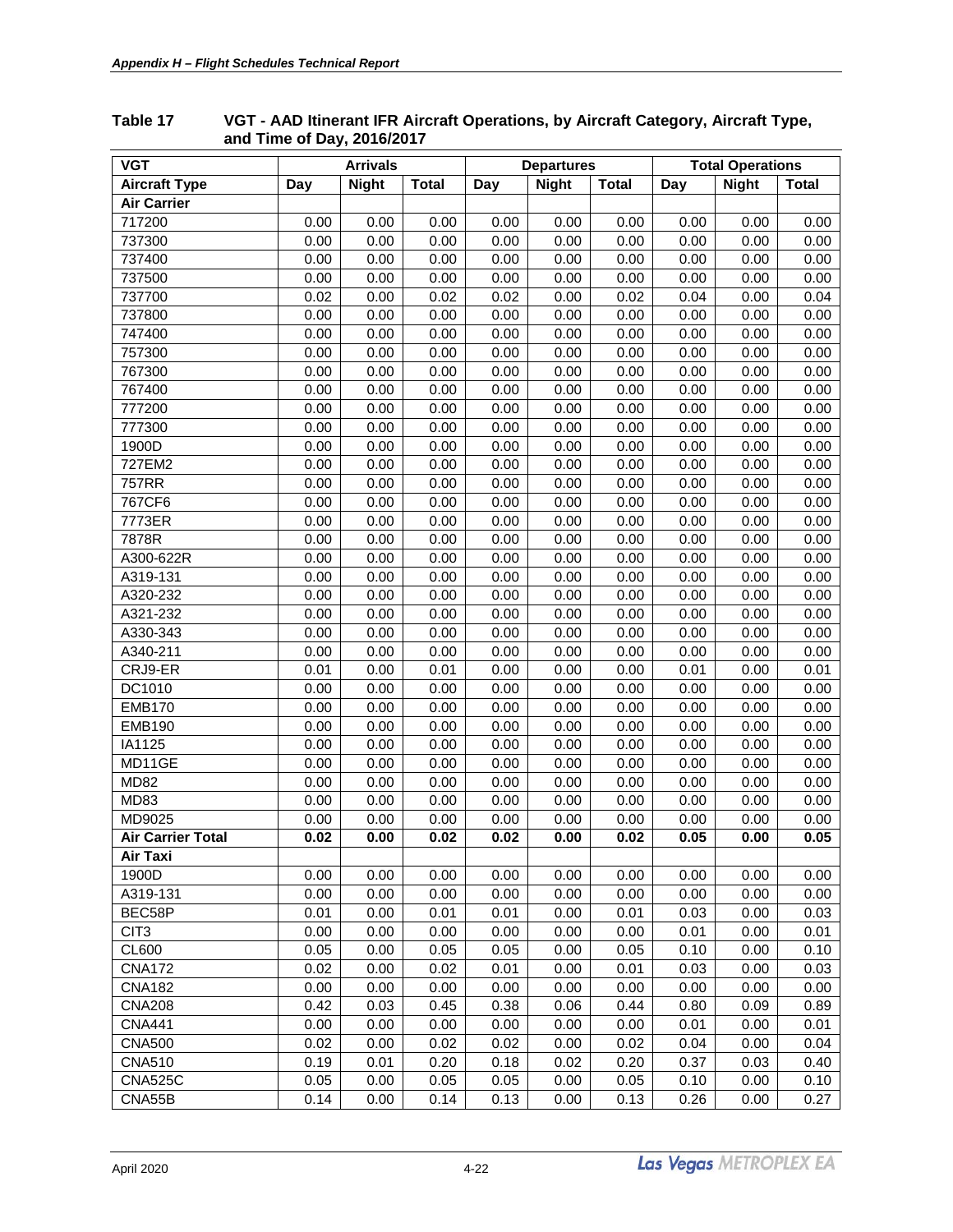**Table 17 VGT - AAD Itinerant IFR Aircraft Operations, by Aircraft Category, Aircraft Type, and Time of Day, 2016/2017**

| VGT | Arrivals | | | Departures | | | Total Operations | | |
|---|---|---|---|---|---|---|---|---|---|
| **Aircraft Type** | **Day** | **Night** | **Total** | **Day** | **Night** | **Total** | **Day** | **Night** | **Total** |
| **Air Carrier** | | | | | | | | | |
| 717200 | 0.00 | 0.00 | 0.00 | 0.00 | 0.00 | 0.00 | 0.00 | 0.00 | 0.00 |
| 737300 | 0.00 | 0.00 | 0.00 | 0.00 | 0.00 | 0.00 | 0.00 | 0.00 | 0.00 |
| 737400 | 0.00 | 0.00 | 0.00 | 0.00 | 0.00 | 0.00 | 0.00 | 0.00 | 0.00 |
| 737500 | 0.00 | 0.00 | 0.00 | 0.00 | 0.00 | 0.00 | 0.00 | 0.00 | 0.00 |
| 737700 | 0.02 | 0.00 | 0.02 | 0.02 | 0.00 | 0.02 | 0.04 | 0.00 | 0.04 |
| 737800 | 0.00 | 0.00 | 0.00 | 0.00 | 0.00 | 0.00 | 0.00 | 0.00 | 0.00 |
| 747400 | 0.00 | 0.00 | 0.00 | 0.00 | 0.00 | 0.00 | 0.00 | 0.00 | 0.00 |
| 757300 | 0.00 | 0.00 | 0.00 | 0.00 | 0.00 | 0.00 | 0.00 | 0.00 | 0.00 |
| 767300 | 0.00 | 0.00 | 0.00 | 0.00 | 0.00 | 0.00 | 0.00 | 0.00 | 0.00 |
| 767400 | 0.00 | 0.00 | 0.00 | 0.00 | 0.00 | 0.00 | 0.00 | 0.00 | 0.00 |
| 777200 | 0.00 | 0.00 | 0.00 | 0.00 | 0.00 | 0.00 | 0.00 | 0.00 | 0.00 |
| 777300 | 0.00 | 0.00 | 0.00 | 0.00 | 0.00 | 0.00 | 0.00 | 0.00 | 0.00 |
| 1900D | 0.00 | 0.00 | 0.00 | 0.00 | 0.00 | 0.00 | 0.00 | 0.00 | 0.00 |
| 727EM2 | 0.00 | 0.00 | 0.00 | 0.00 | 0.00 | 0.00 | 0.00 | 0.00 | 0.00 |
| 757RR | 0.00 | 0.00 | 0.00 | 0.00 | 0.00 | 0.00 | 0.00 | 0.00 | 0.00 |
| 767CF6 | 0.00 | 0.00 | 0.00 | 0.00 | 0.00 | 0.00 | 0.00 | 0.00 | 0.00 |
| 7773ER | 0.00 | 0.00 | 0.00 | 0.00 | 0.00 | 0.00 | 0.00 | 0.00 | 0.00 |
| 7878R | 0.00 | 0.00 | 0.00 | 0.00 | 0.00 | 0.00 | 0.00 | 0.00 | 0.00 |
| A300-622R | 0.00 | 0.00 | 0.00 | 0.00 | 0.00 | 0.00 | 0.00 | 0.00 | 0.00 |
| A319-131 | 0.00 | 0.00 | 0.00 | 0.00 | 0.00 | 0.00 | 0.00 | 0.00 | 0.00 |
| A320-232 | 0.00 | 0.00 | 0.00 | 0.00 | 0.00 | 0.00 | 0.00 | 0.00 | 0.00 |
| A321-232 | 0.00 | 0.00 | 0.00 | 0.00 | 0.00 | 0.00 | 0.00 | 0.00 | 0.00 |
| A330-343 | 0.00 | 0.00 | 0.00 | 0.00 | 0.00 | 0.00 | 0.00 | 0.00 | 0.00 |
| A340-211 | 0.00 | 0.00 | 0.00 | 0.00 | 0.00 | 0.00 | 0.00 | 0.00 | 0.00 |
| CRJ9-ER | 0.01 | 0.00 | 0.01 | 0.00 | 0.00 | 0.00 | 0.01 | 0.00 | 0.01 |
| DC1010 | 0.00 | 0.00 | 0.00 | 0.00 | 0.00 | 0.00 | 0.00 | 0.00 | 0.00 |
| EMB170 | 0.00 | 0.00 | 0.00 | 0.00 | 0.00 | 0.00 | 0.00 | 0.00 | 0.00 |
| EMB190 | 0.00 | 0.00 | 0.00 | 0.00 | 0.00 | 0.00 | 0.00 | 0.00 | 0.00 |
| IA1125 | 0.00 | 0.00 | 0.00 | 0.00 | 0.00 | 0.00 | 0.00 | 0.00 | 0.00 |
| MD11GE | 0.00 | 0.00 | 0.00 | 0.00 | 0.00 | 0.00 | 0.00 | 0.00 | 0.00 |
| MD82 | 0.00 | 0.00 | 0.00 | 0.00 | 0.00 | 0.00 | 0.00 | 0.00 | 0.00 |
| MD83 | 0.00 | 0.00 | 0.00 | 0.00 | 0.00 | 0.00 | 0.00 | 0.00 | 0.00 |
| MD9025 | 0.00 | 0.00 | 0.00 | 0.00 | 0.00 | 0.00 | 0.00 | 0.00 | 0.00 |
| **Air Carrier Total** | **0.02** | **0.00** | **0.02** | **0.02** | **0.00** | **0.02** | **0.05** | **0.00** | **0.05** |
| **Air Taxi** | | | | | | | | | |
| 1900D | 0.00 | 0.00 | 0.00 | 0.00 | 0.00 | 0.00 | 0.00 | 0.00 | 0.00 |
| A319-131 | 0.00 | 0.00 | 0.00 | 0.00 | 0.00 | 0.00 | 0.00 | 0.00 | 0.00 |
| BEC58P | 0.01 | 0.00 | 0.01 | 0.01 | 0.00 | 0.01 | 0.03 | 0.00 | 0.03 |
| CIT3 | 0.00 | 0.00 | 0.00 | 0.00 | 0.00 | 0.00 | 0.01 | 0.00 | 0.01 |
| CL600 | 0.05 | 0.00 | 0.05 | 0.05 | 0.00 | 0.05 | 0.10 | 0.00 | 0.10 |
| CNA172 | 0.02 | 0.00 | 0.02 | 0.01 | 0.00 | 0.01 | 0.03 | 0.00 | 0.03 |
| CNA182 | 0.00 | 0.00 | 0.00 | 0.00 | 0.00 | 0.00 | 0.00 | 0.00 | 0.00 |
| CNA208 | 0.42 | 0.03 | 0.45 | 0.38 | 0.06 | 0.44 | 0.80 | 0.09 | 0.89 |
| CNA441 | 0.00 | 0.00 | 0.00 | 0.00 | 0.00 | 0.00 | 0.01 | 0.00 | 0.01 |
| CNA500 | 0.02 | 0.00 | 0.02 | 0.02 | 0.00 | 0.02 | 0.04 | 0.00 | 0.04 |
| CNA510 | 0.19 | 0.01 | 0.20 | 0.18 | 0.02 | 0.20 | 0.37 | 0.03 | 0.40 |
| CNA525C | 0.05 | 0.00 | 0.05 | 0.05 | 0.00 | 0.05 | 0.10 | 0.00 | 0.10 |
| CNA55B | 0.14 | 0.00 | 0.14 | 0.13 | 0.00 | 0.13 | 0.26 | 0.00 | 0.27 |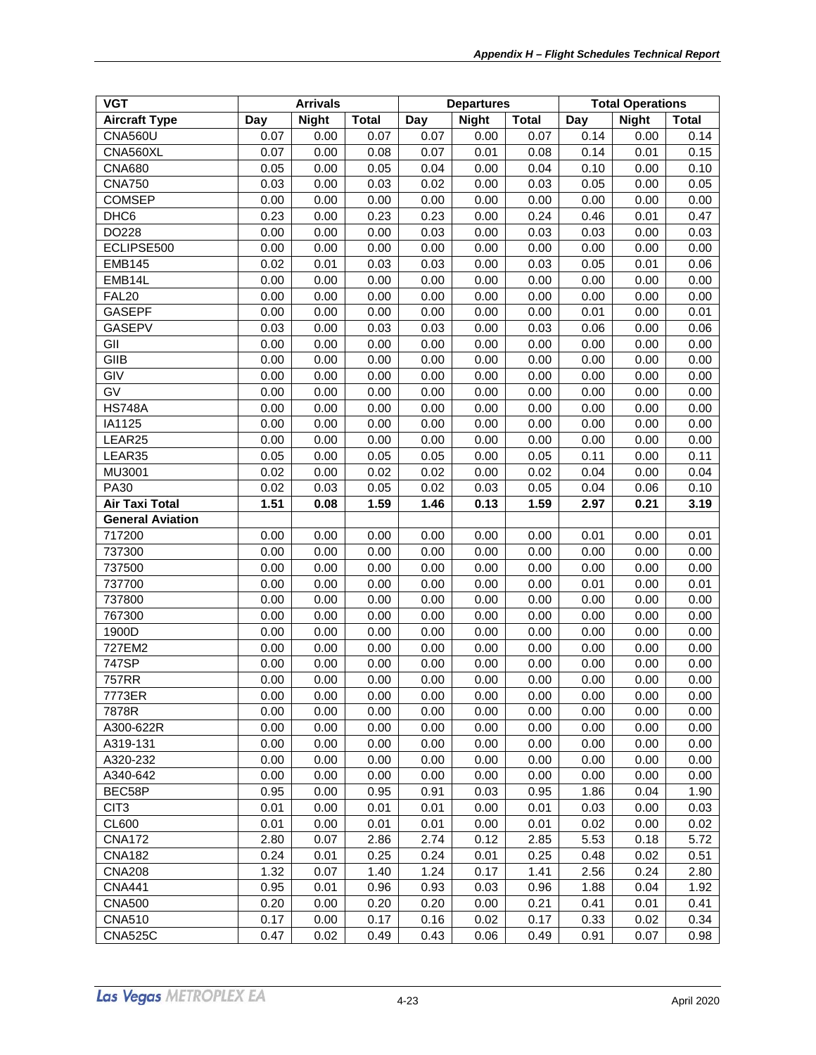| VGT | Arrivals | | | Departures | | | Total Operations | | |
|---|---|---|---|---|---|---|---|---|---|
| **Aircraft Type** | **Day** | **Night** | **Total** | **Day** | **Night** | **Total** | **Day** | **Night** | **Total** |
| CNA560U | 0.07 | 0.00 | 0.07 | 0.07 | 0.00 | 0.07 | 0.14 | 0.00 | 0.14 |
| CNA560XL | 0.07 | 0.00 | 0.08 | 0.07 | 0.01 | 0.08 | 0.14 | 0.01 | 0.15 |
| CNA680 | 0.05 | 0.00 | 0.05 | 0.04 | 0.00 | 0.04 | 0.10 | 0.00 | 0.10 |
| CNA750 | 0.03 | 0.00 | 0.03 | 0.02 | 0.00 | 0.03 | 0.05 | 0.00 | 0.05 |
| COMSEP | 0.00 | 0.00 | 0.00 | 0.00 | 0.00 | 0.00 | 0.00 | 0.00 | 0.00 |
| DHC6 | 0.23 | 0.00 | 0.23 | 0.23 | 0.00 | 0.24 | 0.46 | 0.01 | 0.47 |
| DO228 | 0.00 | 0.00 | 0.00 | 0.03 | 0.00 | 0.03 | 0.03 | 0.00 | 0.03 |
| ECLIPSE500 | 0.00 | 0.00 | 0.00 | 0.00 | 0.00 | 0.00 | 0.00 | 0.00 | 0.00 |
| EMB145 | 0.02 | 0.01 | 0.03 | 0.03 | 0.00 | 0.03 | 0.05 | 0.01 | 0.06 |
| EMB14L | 0.00 | 0.00 | 0.00 | 0.00 | 0.00 | 0.00 | 0.00 | 0.00 | 0.00 |
| FAL20 | 0.00 | 0.00 | 0.00 | 0.00 | 0.00 | 0.00 | 0.00 | 0.00 | 0.00 |
| GASEPF | 0.00 | 0.00 | 0.00 | 0.00 | 0.00 | 0.00 | 0.01 | 0.00 | 0.01 |
| GASEPV | 0.03 | 0.00 | 0.03 | 0.03 | 0.00 | 0.03 | 0.06 | 0.00 | 0.06 |
| GII | 0.00 | 0.00 | 0.00 | 0.00 | 0.00 | 0.00 | 0.00 | 0.00 | 0.00 |
| GIIB | 0.00 | 0.00 | 0.00 | 0.00 | 0.00 | 0.00 | 0.00 | 0.00 | 0.00 |
| GIV | 0.00 | 0.00 | 0.00 | 0.00 | 0.00 | 0.00 | 0.00 | 0.00 | 0.00 |
| GV | 0.00 | 0.00 | 0.00 | 0.00 | 0.00 | 0.00 | 0.00 | 0.00 | 0.00 |
| HS748A | 0.00 | 0.00 | 0.00 | 0.00 | 0.00 | 0.00 | 0.00 | 0.00 | 0.00 |
| IA1125 | 0.00 | 0.00 | 0.00 | 0.00 | 0.00 | 0.00 | 0.00 | 0.00 | 0.00 |
| LEAR25 | 0.00 | 0.00 | 0.00 | 0.00 | 0.00 | 0.00 | 0.00 | 0.00 | 0.00 |
| LEAR35 | 0.05 | 0.00 | 0.05 | 0.05 | 0.00 | 0.05 | 0.11 | 0.00 | 0.11 |
| MU3001 | 0.02 | 0.00 | 0.02 | 0.02 | 0.00 | 0.02 | 0.04 | 0.00 | 0.04 |
| PA30 | 0.02 | 0.03 | 0.05 | 0.02 | 0.03 | 0.05 | 0.04 | 0.06 | 0.10 |
| **Air Taxi Total** | **1.51** | **0.08** | **1.59** | **1.46** | **0.13** | **1.59** | **2.97** | **0.21** | **3.19** |
| **General Aviation** | | | | | | | | | |
| 717200 | 0.00 | 0.00 | 0.00 | 0.00 | 0.00 | 0.00 | 0.01 | 0.00 | 0.01 |
| 737300 | 0.00 | 0.00 | 0.00 | 0.00 | 0.00 | 0.00 | 0.00 | 0.00 | 0.00 |
| 737500 | 0.00 | 0.00 | 0.00 | 0.00 | 0.00 | 0.00 | 0.00 | 0.00 | 0.00 |
| 737700 | 0.00 | 0.00 | 0.00 | 0.00 | 0.00 | 0.00 | 0.01 | 0.00 | 0.01 |
| 737800 | 0.00 | 0.00 | 0.00 | 0.00 | 0.00 | 0.00 | 0.00 | 0.00 | 0.00 |
| 767300 | 0.00 | 0.00 | 0.00 | 0.00 | 0.00 | 0.00 | 0.00 | 0.00 | 0.00 |
| 1900D | 0.00 | 0.00 | 0.00 | 0.00 | 0.00 | 0.00 | 0.00 | 0.00 | 0.00 |
| 727EM2 | 0.00 | 0.00 | 0.00 | 0.00 | 0.00 | 0.00 | 0.00 | 0.00 | 0.00 |
| 747SP | 0.00 | 0.00 | 0.00 | 0.00 | 0.00 | 0.00 | 0.00 | 0.00 | 0.00 |
| 757RR | 0.00 | 0.00 | 0.00 | 0.00 | 0.00 | 0.00 | 0.00 | 0.00 | 0.00 |
| 7773ER | 0.00 | 0.00 | 0.00 | 0.00 | 0.00 | 0.00 | 0.00 | 0.00 | 0.00 |
| 7878R | 0.00 | 0.00 | 0.00 | 0.00 | 0.00 | 0.00 | 0.00 | 0.00 | 0.00 |
| A300-622R | 0.00 | 0.00 | 0.00 | 0.00 | 0.00 | 0.00 | 0.00 | 0.00 | 0.00 |
| A319-131 | 0.00 | 0.00 | 0.00 | 0.00 | 0.00 | 0.00 | 0.00 | 0.00 | 0.00 |
| A320-232 | 0.00 | 0.00 | 0.00 | 0.00 | 0.00 | 0.00 | 0.00 | 0.00 | 0.00 |
| A340-642 | 0.00 | 0.00 | 0.00 | 0.00 | 0.00 | 0.00 | 0.00 | 0.00 | 0.00 |
| BEC58P | 0.95 | 0.00 | 0.95 | 0.91 | 0.03 | 0.95 | 1.86 | 0.04 | 1.90 |
| CIT3 | 0.01 | 0.00 | 0.01 | 0.01 | 0.00 | 0.01 | 0.03 | 0.00 | 0.03 |
| CL600 | 0.01 | 0.00 | 0.01 | 0.01 | 0.00 | 0.01 | 0.02 | 0.00 | 0.02 |
| CNA172 | 2.80 | 0.07 | 2.86 | 2.74 | 0.12 | 2.85 | 5.53 | 0.18 | 5.72 |
| CNA182 | 0.24 | 0.01 | 0.25 | 0.24 | 0.01 | 0.25 | 0.48 | 0.02 | 0.51 |
| CNA208 | 1.32 | 0.07 | 1.40 | 1.24 | 0.17 | 1.41 | 2.56 | 0.24 | 2.80 |
| CNA441 | 0.95 | 0.01 | 0.96 | 0.93 | 0.03 | 0.96 | 1.88 | 0.04 | 1.92 |
| CNA500 | 0.20 | 0.00 | 0.20 | 0.20 | 0.00 | 0.21 | 0.41 | 0.01 | 0.41 |
| CNA510 | 0.17 | 0.00 | 0.17 | 0.16 | 0.02 | 0.17 | 0.33 | 0.02 | 0.34 |
| CNA525C | 0.47 | 0.02 | 0.49 | 0.43 | 0.06 | 0.49 | 0.91 | 0.07 | 0.98 |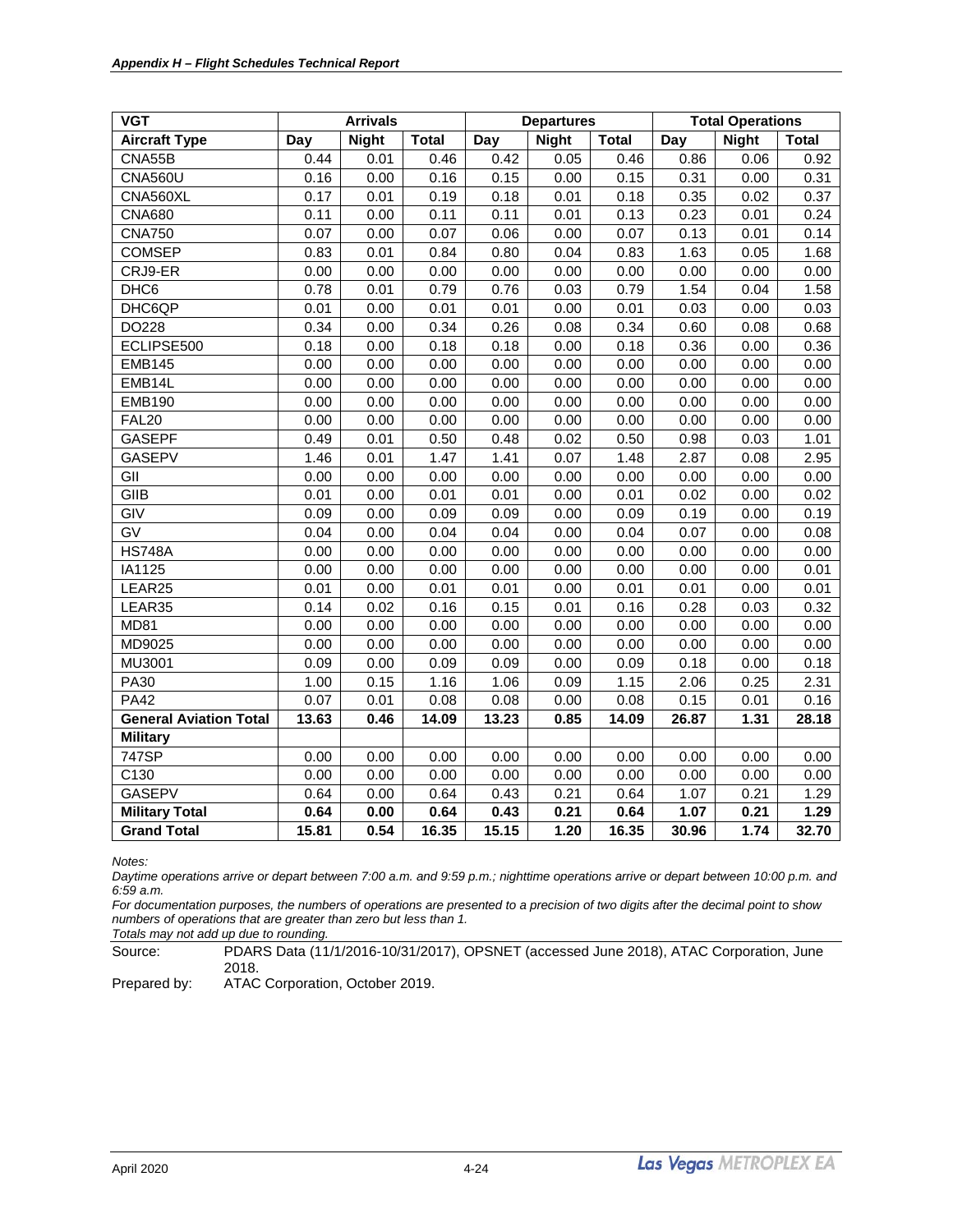| VGT | Arrivals | | | Departures | | | Total Operations | | |
|---|---|---|---|---|---|---|---|---|---|
| **Aircraft Type** | **Day** | **Night** | **Total** | **Day** | **Night** | **Total** | **Day** | **Night** | **Total** |
| CNA55B | 0.44 | 0.01 | 0.46 | 0.42 | 0.05 | 0.46 | 0.86 | 0.06 | 0.92 |
| CNA560U | 0.16 | 0.00 | 0.16 | 0.15 | 0.00 | 0.15 | 0.31 | 0.00 | 0.31 |
| CNA560XL | 0.17 | 0.01 | 0.19 | 0.18 | 0.01 | 0.18 | 0.35 | 0.02 | 0.37 |
| CNA680 | 0.11 | 0.00 | 0.11 | 0.11 | 0.01 | 0.13 | 0.23 | 0.01 | 0.24 |
| CNA750 | 0.07 | 0.00 | 0.07 | 0.06 | 0.00 | 0.07 | 0.13 | 0.01 | 0.14 |
| COMSEP | 0.83 | 0.01 | 0.84 | 0.80 | 0.04 | 0.83 | 1.63 | 0.05 | 1.68 |
| CRJ9-ER | 0.00 | 0.00 | 0.00 | 0.00 | 0.00 | 0.00 | 0.00 | 0.00 | 0.00 |
| DHC6 | 0.78 | 0.01 | 0.79 | 0.76 | 0.03 | 0.79 | 1.54 | 0.04 | 1.58 |
| DHC6QP | 0.01 | 0.00 | 0.01 | 0.01 | 0.00 | 0.01 | 0.03 | 0.00 | 0.03 |
| DO228 | 0.34 | 0.00 | 0.34 | 0.26 | 0.08 | 0.34 | 0.60 | 0.08 | 0.68 |
| ECLIPSE500 | 0.18 | 0.00 | 0.18 | 0.18 | 0.00 | 0.18 | 0.36 | 0.00 | 0.36 |
| EMB145 | 0.00 | 0.00 | 0.00 | 0.00 | 0.00 | 0.00 | 0.00 | 0.00 | 0.00 |
| EMB14L | 0.00 | 0.00 | 0.00 | 0.00 | 0.00 | 0.00 | 0.00 | 0.00 | 0.00 |
| EMB190 | 0.00 | 0.00 | 0.00 | 0.00 | 0.00 | 0.00 | 0.00 | 0.00 | 0.00 |
| FAL20 | 0.00 | 0.00 | 0.00 | 0.00 | 0.00 | 0.00 | 0.00 | 0.00 | 0.00 |
| GASEPF | 0.49 | 0.01 | 0.50 | 0.48 | 0.02 | 0.50 | 0.98 | 0.03 | 1.01 |
| GASEPV | 1.46 | 0.01 | 1.47 | 1.41 | 0.07 | 1.48 | 2.87 | 0.08 | 2.95 |
| GII | 0.00 | 0.00 | 0.00 | 0.00 | 0.00 | 0.00 | 0.00 | 0.00 | 0.00 |
| GIIB | 0.01 | 0.00 | 0.01 | 0.01 | 0.00 | 0.01 | 0.02 | 0.00 | 0.02 |
| GIV | 0.09 | 0.00 | 0.09 | 0.09 | 0.00 | 0.09 | 0.19 | 0.00 | 0.19 |
| GV | 0.04 | 0.00 | 0.04 | 0.04 | 0.00 | 0.04 | 0.07 | 0.00 | 0.08 |
| HS748A | 0.00 | 0.00 | 0.00 | 0.00 | 0.00 | 0.00 | 0.00 | 0.00 | 0.00 |
| IA1125 | 0.00 | 0.00 | 0.00 | 0.00 | 0.00 | 0.00 | 0.00 | 0.00 | 0.01 |
| LEAR25 | 0.01 | 0.00 | 0.01 | 0.01 | 0.00 | 0.01 | 0.01 | 0.00 | 0.01 |
| LEAR35 | 0.14 | 0.02 | 0.16 | 0.15 | 0.01 | 0.16 | 0.28 | 0.03 | 0.32 |
| MD81 | 0.00 | 0.00 | 0.00 | 0.00 | 0.00 | 0.00 | 0.00 | 0.00 | 0.00 |
| MD9025 | 0.00 | 0.00 | 0.00 | 0.00 | 0.00 | 0.00 | 0.00 | 0.00 | 0.00 |
| MU3001 | 0.09 | 0.00 | 0.09 | 0.09 | 0.00 | 0.09 | 0.18 | 0.00 | 0.18 |
| PA30 | 1.00 | 0.15 | 1.16 | 1.06 | 0.09 | 1.15 | 2.06 | 0.25 | 2.31 |
| PA42 | 0.07 | 0.01 | 0.08 | 0.08 | 0.00 | 0.08 | 0.15 | 0.01 | 0.16 |
| **General Aviation Total** | **13.63** | **0.46** | **14.09** | **13.23** | **0.85** | **14.09** | **26.87** | **1.31** | **28.18** |
| **Military** | | | | | | | | | |
| 747SP | 0.00 | 0.00 | 0.00 | 0.00 | 0.00 | 0.00 | 0.00 | 0.00 | 0.00 |
| C130 | 0.00 | 0.00 | 0.00 | 0.00 | 0.00 | 0.00 | 0.00 | 0.00 | 0.00 |
| GASEPV | 0.64 | 0.00 | 0.64 | 0.43 | 0.21 | 0.64 | 1.07 | 0.21 | 1.29 |
| **Military Total** | **0.64** | **0.00** | **0.64** | **0.43** | **0.21** | **0.64** | **1.07** | **0.21** | **1.29** |
| **Grand Total** | **15.81** | **0.54** | **16.35** | **15.15** | **1.20** | **16.35** | **30.96** | **1.74** | **32.70** |

*Notes:*

*Daytime operations arrive or depart between 7:00 a.m. and 9:59 p.m.; nighttime operations arrive or depart between 10:00 p.m. and 6:59 a.m.*

*For documentation purposes, the numbers of operations are presented to a precision of two digits after the decimal point to show numbers of operations that are greater than zero but less than 1.*

*Totals may not add up due to rounding.*

Source: PDARS Data (11/1/2016-10/31/2017), OPSNET (accessed June 2018), ATAC Corporation, June 2018.

Prepared by: ATAC Corporation, October 2019.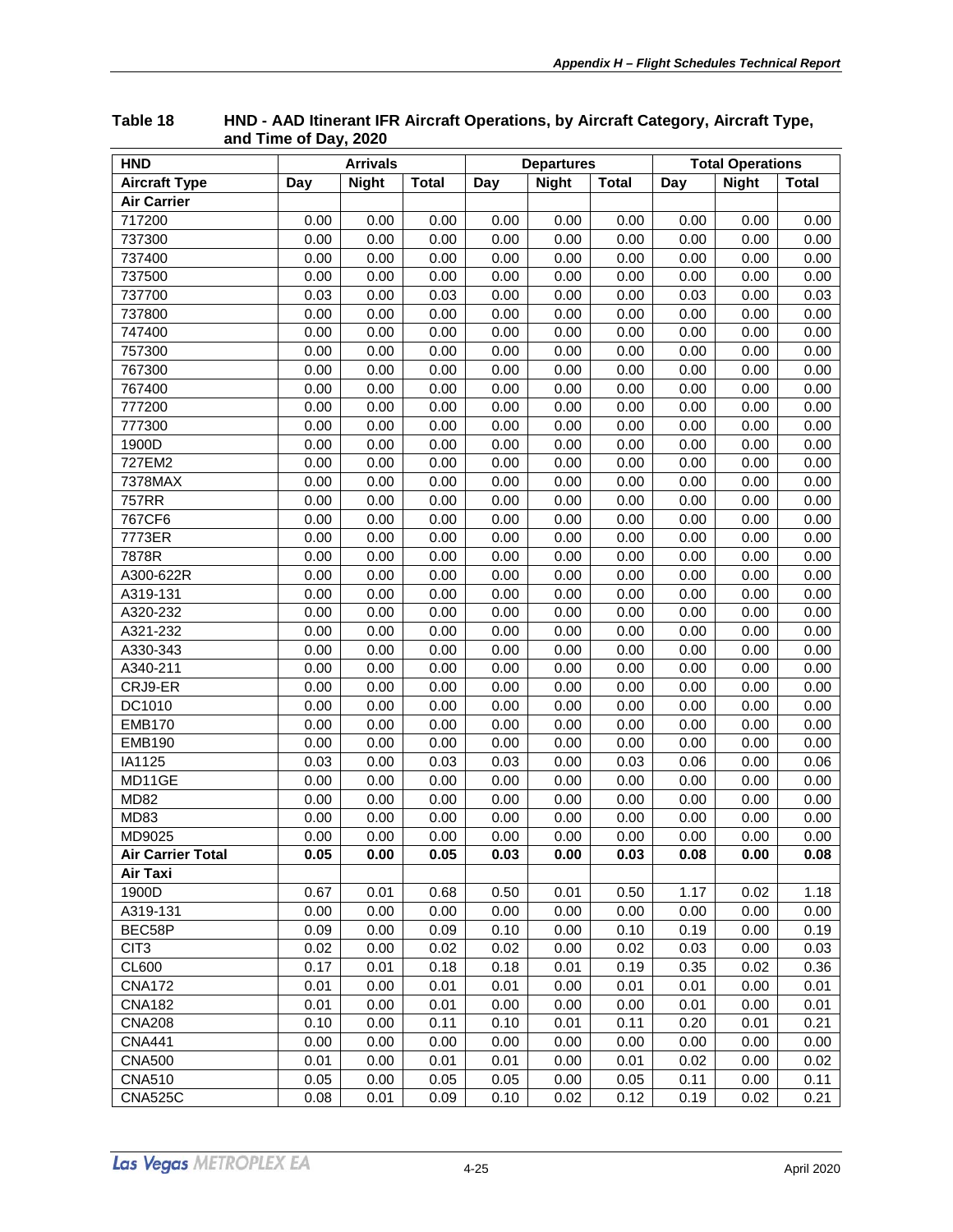**Table 18 HND - AAD Itinerant IFR Aircraft Operations, by Aircraft Category, Aircraft Type, and Time of Day, 2020**

| HND | Arrivals | | | Departures | | | Total Operations | | |
|---|---|---|---|---|---|---|---|---|---|
| **Aircraft Type** | **Day** | **Night** | **Total** | **Day** | **Night** | **Total** | **Day** | **Night** | **Total** |
| **Air Carrier** | | | | | | | | | |
| 717200 | 0.00 | 0.00 | 0.00 | 0.00 | 0.00 | 0.00 | 0.00 | 0.00 | 0.00 |
| 737300 | 0.00 | 0.00 | 0.00 | 0.00 | 0.00 | 0.00 | 0.00 | 0.00 | 0.00 |
| 737400 | 0.00 | 0.00 | 0.00 | 0.00 | 0.00 | 0.00 | 0.00 | 0.00 | 0.00 |
| 737500 | 0.00 | 0.00 | 0.00 | 0.00 | 0.00 | 0.00 | 0.00 | 0.00 | 0.00 |
| 737700 | 0.03 | 0.00 | 0.03 | 0.00 | 0.00 | 0.00 | 0.03 | 0.00 | 0.03 |
| 737800 | 0.00 | 0.00 | 0.00 | 0.00 | 0.00 | 0.00 | 0.00 | 0.00 | 0.00 |
| 747400 | 0.00 | 0.00 | 0.00 | 0.00 | 0.00 | 0.00 | 0.00 | 0.00 | 0.00 |
| 757300 | 0.00 | 0.00 | 0.00 | 0.00 | 0.00 | 0.00 | 0.00 | 0.00 | 0.00 |
| 767300 | 0.00 | 0.00 | 0.00 | 0.00 | 0.00 | 0.00 | 0.00 | 0.00 | 0.00 |
| 767400 | 0.00 | 0.00 | 0.00 | 0.00 | 0.00 | 0.00 | 0.00 | 0.00 | 0.00 |
| 777200 | 0.00 | 0.00 | 0.00 | 0.00 | 0.00 | 0.00 | 0.00 | 0.00 | 0.00 |
| 777300 | 0.00 | 0.00 | 0.00 | 0.00 | 0.00 | 0.00 | 0.00 | 0.00 | 0.00 |
| 1900D | 0.00 | 0.00 | 0.00 | 0.00 | 0.00 | 0.00 | 0.00 | 0.00 | 0.00 |
| 727EM2 | 0.00 | 0.00 | 0.00 | 0.00 | 0.00 | 0.00 | 0.00 | 0.00 | 0.00 |
| 7378MAX | 0.00 | 0.00 | 0.00 | 0.00 | 0.00 | 0.00 | 0.00 | 0.00 | 0.00 |
| 757RR | 0.00 | 0.00 | 0.00 | 0.00 | 0.00 | 0.00 | 0.00 | 0.00 | 0.00 |
| 767CF6 | 0.00 | 0.00 | 0.00 | 0.00 | 0.00 | 0.00 | 0.00 | 0.00 | 0.00 |
| 7773ER | 0.00 | 0.00 | 0.00 | 0.00 | 0.00 | 0.00 | 0.00 | 0.00 | 0.00 |
| 7878R | 0.00 | 0.00 | 0.00 | 0.00 | 0.00 | 0.00 | 0.00 | 0.00 | 0.00 |
| A300-622R | 0.00 | 0.00 | 0.00 | 0.00 | 0.00 | 0.00 | 0.00 | 0.00 | 0.00 |
| A319-131 | 0.00 | 0.00 | 0.00 | 0.00 | 0.00 | 0.00 | 0.00 | 0.00 | 0.00 |
| A320-232 | 0.00 | 0.00 | 0.00 | 0.00 | 0.00 | 0.00 | 0.00 | 0.00 | 0.00 |
| A321-232 | 0.00 | 0.00 | 0.00 | 0.00 | 0.00 | 0.00 | 0.00 | 0.00 | 0.00 |
| A330-343 | 0.00 | 0.00 | 0.00 | 0.00 | 0.00 | 0.00 | 0.00 | 0.00 | 0.00 |
| A340-211 | 0.00 | 0.00 | 0.00 | 0.00 | 0.00 | 0.00 | 0.00 | 0.00 | 0.00 |
| CRJ9-ER | 0.00 | 0.00 | 0.00 | 0.00 | 0.00 | 0.00 | 0.00 | 0.00 | 0.00 |
| DC1010 | 0.00 | 0.00 | 0.00 | 0.00 | 0.00 | 0.00 | 0.00 | 0.00 | 0.00 |
| EMB170 | 0.00 | 0.00 | 0.00 | 0.00 | 0.00 | 0.00 | 0.00 | 0.00 | 0.00 |
| EMB190 | 0.00 | 0.00 | 0.00 | 0.00 | 0.00 | 0.00 | 0.00 | 0.00 | 0.00 |
| IA1125 | 0.03 | 0.00 | 0.03 | 0.03 | 0.00 | 0.03 | 0.06 | 0.00 | 0.06 |
| MD11GE | 0.00 | 0.00 | 0.00 | 0.00 | 0.00 | 0.00 | 0.00 | 0.00 | 0.00 |
| MD82 | 0.00 | 0.00 | 0.00 | 0.00 | 0.00 | 0.00 | 0.00 | 0.00 | 0.00 |
| MD83 | 0.00 | 0.00 | 0.00 | 0.00 | 0.00 | 0.00 | 0.00 | 0.00 | 0.00 |
| MD9025 | 0.00 | 0.00 | 0.00 | 0.00 | 0.00 | 0.00 | 0.00 | 0.00 | 0.00 |
| **Air Carrier Total** | **0.05** | **0.00** | **0.05** | **0.03** | **0.00** | **0.03** | **0.08** | **0.00** | **0.08** |
| **Air Taxi** | | | | | | | | | |
| 1900D | 0.67 | 0.01 | 0.68 | 0.50 | 0.01 | 0.50 | 1.17 | 0.02 | 1.18 |
| A319-131 | 0.00 | 0.00 | 0.00 | 0.00 | 0.00 | 0.00 | 0.00 | 0.00 | 0.00 |
| BEC58P | 0.09 | 0.00 | 0.09 | 0.10 | 0.00 | 0.10 | 0.19 | 0.00 | 0.19 |
| CIT3 | 0.02 | 0.00 | 0.02 | 0.02 | 0.00 | 0.02 | 0.03 | 0.00 | 0.03 |
| CL600 | 0.17 | 0.01 | 0.18 | 0.18 | 0.01 | 0.19 | 0.35 | 0.02 | 0.36 |
| CNA172 | 0.01 | 0.00 | 0.01 | 0.01 | 0.00 | 0.01 | 0.01 | 0.00 | 0.01 |
| CNA182 | 0.01 | 0.00 | 0.01 | 0.00 | 0.00 | 0.00 | 0.01 | 0.00 | 0.01 |
| CNA208 | 0.10 | 0.00 | 0.11 | 0.10 | 0.01 | 0.11 | 0.20 | 0.01 | 0.21 |
| CNA441 | 0.00 | 0.00 | 0.00 | 0.00 | 0.00 | 0.00 | 0.00 | 0.00 | 0.00 |
| CNA500 | 0.01 | 0.00 | 0.01 | 0.01 | 0.00 | 0.01 | 0.02 | 0.00 | 0.02 |
| CNA510 | 0.05 | 0.00 | 0.05 | 0.05 | 0.00 | 0.05 | 0.11 | 0.00 | 0.11 |
| CNA525C | 0.08 | 0.01 | 0.09 | 0.10 | 0.02 | 0.12 | 0.19 | 0.02 | 0.21 |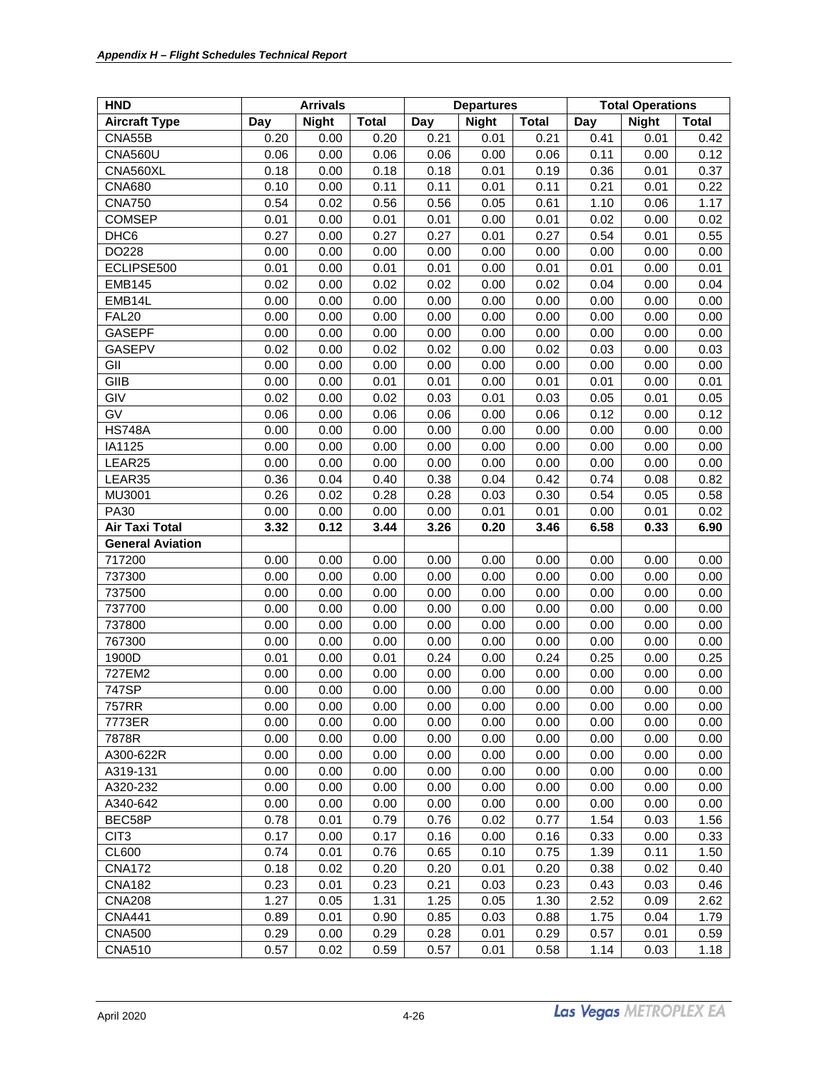| HND | Arrivals | | | Departures | | | Total Operations | | |
|---|---|---|---|---|---|---|---|---|---|
| **Aircraft Type** | **Day** | **Night** | **Total** | **Day** | **Night** | **Total** | **Day** | **Night** | **Total** |
| CNA55B | 0.20 | 0.00 | 0.20 | 0.21 | 0.01 | 0.21 | 0.41 | 0.01 | 0.42 |
| CNA560U | 0.06 | 0.00 | 0.06 | 0.06 | 0.00 | 0.06 | 0.11 | 0.00 | 0.12 |
| CNA560XL | 0.18 | 0.00 | 0.18 | 0.18 | 0.01 | 0.19 | 0.36 | 0.01 | 0.37 |
| CNA680 | 0.10 | 0.00 | 0.11 | 0.11 | 0.01 | 0.11 | 0.21 | 0.01 | 0.22 |
| CNA750 | 0.54 | 0.02 | 0.56 | 0.56 | 0.05 | 0.61 | 1.10 | 0.06 | 1.17 |
| COMSEP | 0.01 | 0.00 | 0.01 | 0.01 | 0.00 | 0.01 | 0.02 | 0.00 | 0.02 |
| DHC6 | 0.27 | 0.00 | 0.27 | 0.27 | 0.01 | 0.27 | 0.54 | 0.01 | 0.55 |
| DO228 | 0.00 | 0.00 | 0.00 | 0.00 | 0.00 | 0.00 | 0.00 | 0.00 | 0.00 |
| ECLIPSE500 | 0.01 | 0.00 | 0.01 | 0.01 | 0.00 | 0.01 | 0.01 | 0.00 | 0.01 |
| EMB145 | 0.02 | 0.00 | 0.02 | 0.02 | 0.00 | 0.02 | 0.04 | 0.00 | 0.04 |
| EMB14L | 0.00 | 0.00 | 0.00 | 0.00 | 0.00 | 0.00 | 0.00 | 0.00 | 0.00 |
| FAL20 | 0.00 | 0.00 | 0.00 | 0.00 | 0.00 | 0.00 | 0.00 | 0.00 | 0.00 |
| GASEPF | 0.00 | 0.00 | 0.00 | 0.00 | 0.00 | 0.00 | 0.00 | 0.00 | 0.00 |
| GASEPV | 0.02 | 0.00 | 0.02 | 0.02 | 0.00 | 0.02 | 0.03 | 0.00 | 0.03 |
| GII | 0.00 | 0.00 | 0.00 | 0.00 | 0.00 | 0.00 | 0.00 | 0.00 | 0.00 |
| GIIB | 0.00 | 0.00 | 0.01 | 0.01 | 0.00 | 0.01 | 0.01 | 0.00 | 0.01 |
| GIV | 0.02 | 0.00 | 0.02 | 0.03 | 0.01 | 0.03 | 0.05 | 0.01 | 0.05 |
| GV | 0.06 | 0.00 | 0.06 | 0.06 | 0.00 | 0.06 | 0.12 | 0.00 | 0.12 |
| HS748A | 0.00 | 0.00 | 0.00 | 0.00 | 0.00 | 0.00 | 0.00 | 0.00 | 0.00 |
| IA1125 | 0.00 | 0.00 | 0.00 | 0.00 | 0.00 | 0.00 | 0.00 | 0.00 | 0.00 |
| LEAR25 | 0.00 | 0.00 | 0.00 | 0.00 | 0.00 | 0.00 | 0.00 | 0.00 | 0.00 |
| LEAR35 | 0.36 | 0.04 | 0.40 | 0.38 | 0.04 | 0.42 | 0.74 | 0.08 | 0.82 |
| MU3001 | 0.26 | 0.02 | 0.28 | 0.28 | 0.03 | 0.30 | 0.54 | 0.05 | 0.58 |
| PA30 | 0.00 | 0.00 | 0.00 | 0.00 | 0.01 | 0.01 | 0.00 | 0.01 | 0.02 |
| **Air Taxi Total** | **3.32** | **0.12** | **3.44** | **3.26** | **0.20** | **3.46** | **6.58** | **0.33** | **6.90** |
| **General Aviation** | | | | | | | | | |
| 717200 | 0.00 | 0.00 | 0.00 | 0.00 | 0.00 | 0.00 | 0.00 | 0.00 | 0.00 |
| 737300 | 0.00 | 0.00 | 0.00 | 0.00 | 0.00 | 0.00 | 0.00 | 0.00 | 0.00 |
| 737500 | 0.00 | 0.00 | 0.00 | 0.00 | 0.00 | 0.00 | 0.00 | 0.00 | 0.00 |
| 737700 | 0.00 | 0.00 | 0.00 | 0.00 | 0.00 | 0.00 | 0.00 | 0.00 | 0.00 |
| 737800 | 0.00 | 0.00 | 0.00 | 0.00 | 0.00 | 0.00 | 0.00 | 0.00 | 0.00 |
| 767300 | 0.00 | 0.00 | 0.00 | 0.00 | 0.00 | 0.00 | 0.00 | 0.00 | 0.00 |
| 1900D | 0.01 | 0.00 | 0.01 | 0.24 | 0.00 | 0.24 | 0.25 | 0.00 | 0.25 |
| 727EM2 | 0.00 | 0.00 | 0.00 | 0.00 | 0.00 | 0.00 | 0.00 | 0.00 | 0.00 |
| 747SP | 0.00 | 0.00 | 0.00 | 0.00 | 0.00 | 0.00 | 0.00 | 0.00 | 0.00 |
| 757RR | 0.00 | 0.00 | 0.00 | 0.00 | 0.00 | 0.00 | 0.00 | 0.00 | 0.00 |
| 7773ER | 0.00 | 0.00 | 0.00 | 0.00 | 0.00 | 0.00 | 0.00 | 0.00 | 0.00 |
| 7878R | 0.00 | 0.00 | 0.00 | 0.00 | 0.00 | 0.00 | 0.00 | 0.00 | 0.00 |
| A300-622R | 0.00 | 0.00 | 0.00 | 0.00 | 0.00 | 0.00 | 0.00 | 0.00 | 0.00 |
| A319-131 | 0.00 | 0.00 | 0.00 | 0.00 | 0.00 | 0.00 | 0.00 | 0.00 | 0.00 |
| A320-232 | 0.00 | 0.00 | 0.00 | 0.00 | 0.00 | 0.00 | 0.00 | 0.00 | 0.00 |
| A340-642 | 0.00 | 0.00 | 0.00 | 0.00 | 0.00 | 0.00 | 0.00 | 0.00 | 0.00 |
| BEC58P | 0.78 | 0.01 | 0.79 | 0.76 | 0.02 | 0.77 | 1.54 | 0.03 | 1.56 |
| CIT3 | 0.17 | 0.00 | 0.17 | 0.16 | 0.00 | 0.16 | 0.33 | 0.00 | 0.33 |
| CL600 | 0.74 | 0.01 | 0.76 | 0.65 | 0.10 | 0.75 | 1.39 | 0.11 | 1.50 |
| CNA172 | 0.18 | 0.02 | 0.20 | 0.20 | 0.01 | 0.20 | 0.38 | 0.02 | 0.40 |
| CNA182 | 0.23 | 0.01 | 0.23 | 0.21 | 0.03 | 0.23 | 0.43 | 0.03 | 0.46 |
| CNA208 | 1.27 | 0.05 | 1.31 | 1.25 | 0.05 | 1.30 | 2.52 | 0.09 | 2.62 |
| CNA441 | 0.89 | 0.01 | 0.90 | 0.85 | 0.03 | 0.88 | 1.75 | 0.04 | 1.79 |
| CNA500 | 0.29 | 0.00 | 0.29 | 0.28 | 0.01 | 0.29 | 0.57 | 0.01 | 0.59 |
| CNA510 | 0.57 | 0.02 | 0.59 | 0.57 | 0.01 | 0.58 | 1.14 | 0.03 | 1.18 |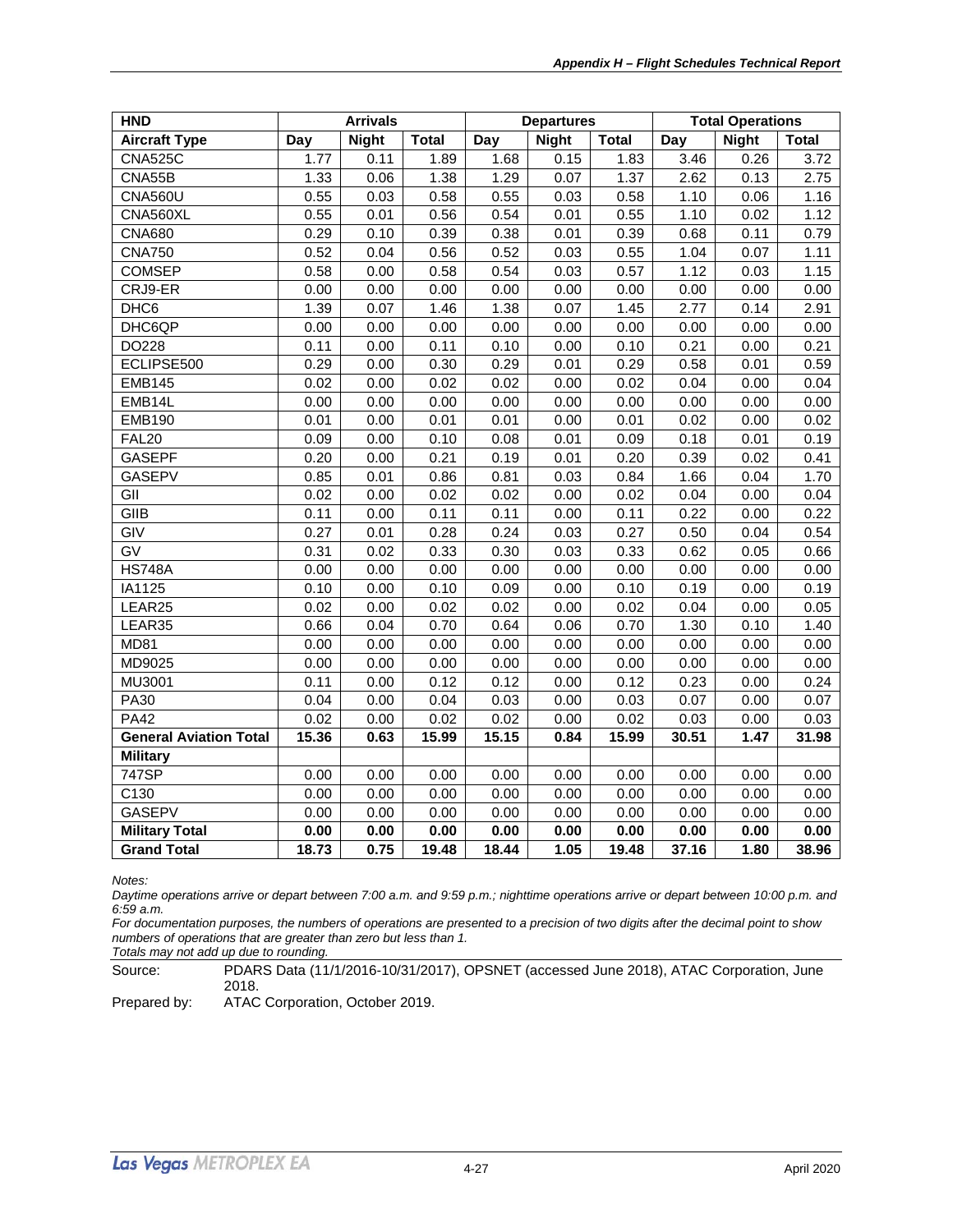| HND | Arrivals | | | Departures | | | Total Operations | | |
|---|---|---|---|---|---|---|---|---|---|
| **Aircraft Type** | **Day** | **Night** | **Total** | **Day** | **Night** | **Total** | **Day** | **Night** | **Total** |
| CNA525C | 1.77 | 0.11 | 1.89 | 1.68 | 0.15 | 1.83 | 3.46 | 0.26 | 3.72 |
| CNA55B | 1.33 | 0.06 | 1.38 | 1.29 | 0.07 | 1.37 | 2.62 | 0.13 | 2.75 |
| CNA560U | 0.55 | 0.03 | 0.58 | 0.55 | 0.03 | 0.58 | 1.10 | 0.06 | 1.16 |
| CNA560XL | 0.55 | 0.01 | 0.56 | 0.54 | 0.01 | 0.55 | 1.10 | 0.02 | 1.12 |
| CNA680 | 0.29 | 0.10 | 0.39 | 0.38 | 0.01 | 0.39 | 0.68 | 0.11 | 0.79 |
| CNA750 | 0.52 | 0.04 | 0.56 | 0.52 | 0.03 | 0.55 | 1.04 | 0.07 | 1.11 |
| COMSEP | 0.58 | 0.00 | 0.58 | 0.54 | 0.03 | 0.57 | 1.12 | 0.03 | 1.15 |
| CRJ9-ER | 0.00 | 0.00 | 0.00 | 0.00 | 0.00 | 0.00 | 0.00 | 0.00 | 0.00 |
| DHC6 | 1.39 | 0.07 | 1.46 | 1.38 | 0.07 | 1.45 | 2.77 | 0.14 | 2.91 |
| DHC6QP | 0.00 | 0.00 | 0.00 | 0.00 | 0.00 | 0.00 | 0.00 | 0.00 | 0.00 |
| DO228 | 0.11 | 0.00 | 0.11 | 0.10 | 0.00 | 0.10 | 0.21 | 0.00 | 0.21 |
| ECLIPSE500 | 0.29 | 0.00 | 0.30 | 0.29 | 0.01 | 0.29 | 0.58 | 0.01 | 0.59 |
| EMB145 | 0.02 | 0.00 | 0.02 | 0.02 | 0.00 | 0.02 | 0.04 | 0.00 | 0.04 |
| EMB14L | 0.00 | 0.00 | 0.00 | 0.00 | 0.00 | 0.00 | 0.00 | 0.00 | 0.00 |
| EMB190 | 0.01 | 0.00 | 0.01 | 0.01 | 0.00 | 0.01 | 0.02 | 0.00 | 0.02 |
| FAL20 | 0.09 | 0.00 | 0.10 | 0.08 | 0.01 | 0.09 | 0.18 | 0.01 | 0.19 |
| GASEPF | 0.20 | 0.00 | 0.21 | 0.19 | 0.01 | 0.20 | 0.39 | 0.02 | 0.41 |
| GASEPV | 0.85 | 0.01 | 0.86 | 0.81 | 0.03 | 0.84 | 1.66 | 0.04 | 1.70 |
| GII | 0.02 | 0.00 | 0.02 | 0.02 | 0.00 | 0.02 | 0.04 | 0.00 | 0.04 |
| GIIB | 0.11 | 0.00 | 0.11 | 0.11 | 0.00 | 0.11 | 0.22 | 0.00 | 0.22 |
| GIV | 0.27 | 0.01 | 0.28 | 0.24 | 0.03 | 0.27 | 0.50 | 0.04 | 0.54 |
| GV | 0.31 | 0.02 | 0.33 | 0.30 | 0.03 | 0.33 | 0.62 | 0.05 | 0.66 |
| HS748A | 0.00 | 0.00 | 0.00 | 0.00 | 0.00 | 0.00 | 0.00 | 0.00 | 0.00 |
| IA1125 | 0.10 | 0.00 | 0.10 | 0.09 | 0.00 | 0.10 | 0.19 | 0.00 | 0.19 |
| LEAR25 | 0.02 | 0.00 | 0.02 | 0.02 | 0.00 | 0.02 | 0.04 | 0.00 | 0.05 |
| LEAR35 | 0.66 | 0.04 | 0.70 | 0.64 | 0.06 | 0.70 | 1.30 | 0.10 | 1.40 |
| MD81 | 0.00 | 0.00 | 0.00 | 0.00 | 0.00 | 0.00 | 0.00 | 0.00 | 0.00 |
| MD9025 | 0.00 | 0.00 | 0.00 | 0.00 | 0.00 | 0.00 | 0.00 | 0.00 | 0.00 |
| MU3001 | 0.11 | 0.00 | 0.12 | 0.12 | 0.00 | 0.12 | 0.23 | 0.00 | 0.24 |
| PA30 | 0.04 | 0.00 | 0.04 | 0.03 | 0.00 | 0.03 | 0.07 | 0.00 | 0.07 |
| PA42 | 0.02 | 0.00 | 0.02 | 0.02 | 0.00 | 0.02 | 0.03 | 0.00 | 0.03 |
| **General Aviation Total** | **15.36** | **0.63** | **15.99** | **15.15** | **0.84** | **15.99** | **30.51** | **1.47** | **31.98** |
| **Military** | | | | | | | | | |
| 747SP | 0.00 | 0.00 | 0.00 | 0.00 | 0.00 | 0.00 | 0.00 | 0.00 | 0.00 |
| C130 | 0.00 | 0.00 | 0.00 | 0.00 | 0.00 | 0.00 | 0.00 | 0.00 | 0.00 |
| GASEPV | 0.00 | 0.00 | 0.00 | 0.00 | 0.00 | 0.00 | 0.00 | 0.00 | 0.00 |
| **Military Total** | **0.00** | **0.00** | **0.00** | **0.00** | **0.00** | **0.00** | **0.00** | **0.00** | **0.00** |
| **Grand Total** | **18.73** | **0.75** | **19.48** | **18.44** | **1.05** | **19.48** | **37.16** | **1.80** | **38.96** |

*Notes:*

*Daytime operations arrive or depart between 7:00 a.m. and 9:59 p.m.; nighttime operations arrive or depart between 10:00 p.m. and 6:59 a.m.*

*For documentation purposes, the numbers of operations are presented to a precision of two digits after the decimal point to show numbers of operations that are greater than zero but less than 1.*

*Totals may not add up due to rounding.*

Source: PDARS Data (11/1/2016-10/31/2017), OPSNET (accessed June 2018), ATAC Corporation, June 2018.

Prepared by: ATAC Corporation, October 2019.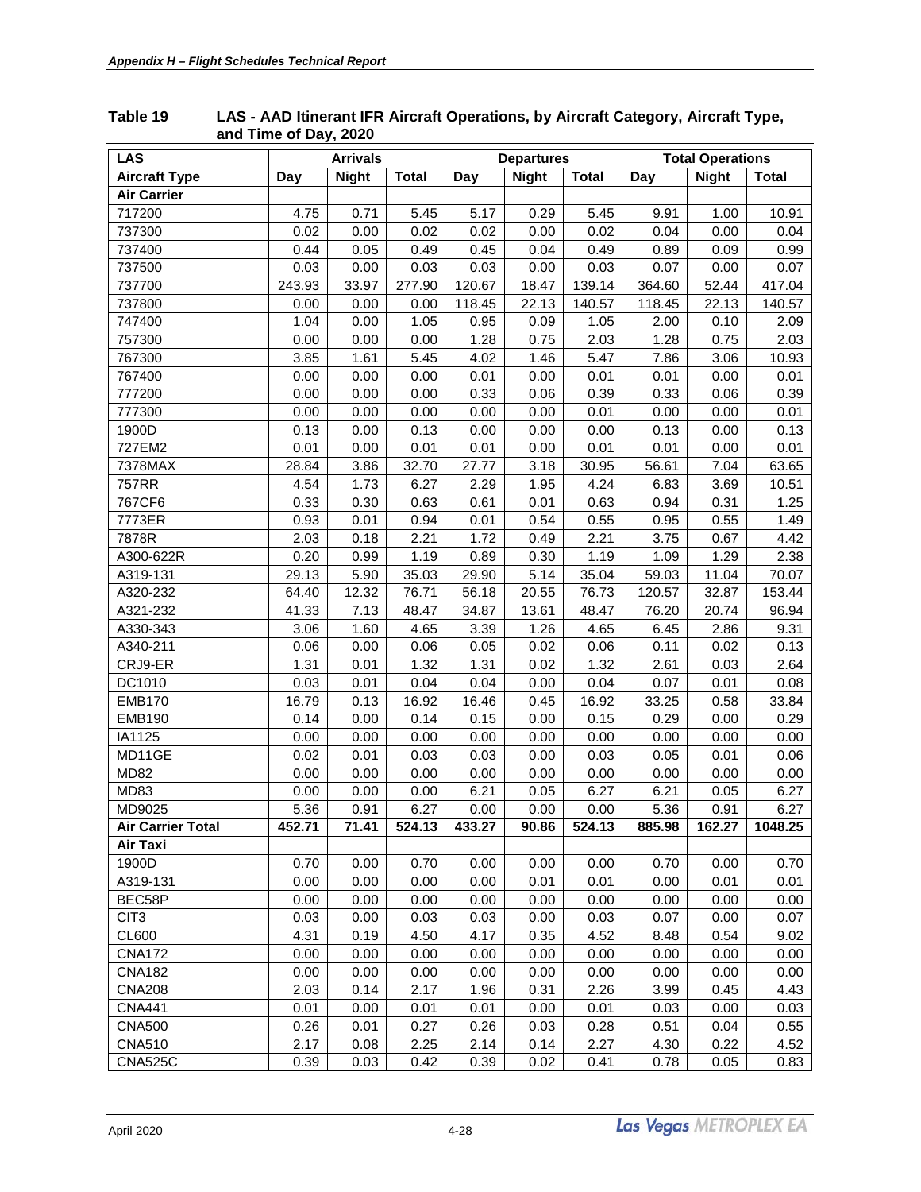**Table 19 LAS - AAD Itinerant IFR Aircraft Operations, by Aircraft Category, Aircraft Type, and Time of Day, 2020**

| LAS | Arrivals | | | Departures | | | Total Operations | | |
|---|---|---|---|---|---|---|---|---|---|
| **Aircraft Type** | **Day** | **Night** | **Total** | **Day** | **Night** | **Total** | **Day** | **Night** | **Total** |
| **Air Carrier** | | | | | | | | | |
| 717200 | 4.75 | 0.71 | 5.45 | 5.17 | 0.29 | 5.45 | 9.91 | 1.00 | 10.91 |
| 737300 | 0.02 | 0.00 | 0.02 | 0.02 | 0.00 | 0.02 | 0.04 | 0.00 | 0.04 |
| 737400 | 0.44 | 0.05 | 0.49 | 0.45 | 0.04 | 0.49 | 0.89 | 0.09 | 0.99 |
| 737500 | 0.03 | 0.00 | 0.03 | 0.03 | 0.00 | 0.03 | 0.07 | 0.00 | 0.07 |
| 737700 | 243.93 | 33.97 | 277.90 | 120.67 | 18.47 | 139.14 | 364.60 | 52.44 | 417.04 |
| 737800 | 0.00 | 0.00 | 0.00 | 118.45 | 22.13 | 140.57 | 118.45 | 22.13 | 140.57 |
| 747400 | 1.04 | 0.00 | 1.05 | 0.95 | 0.09 | 1.05 | 2.00 | 0.10 | 2.09 |
| 757300 | 0.00 | 0.00 | 0.00 | 1.28 | 0.75 | 2.03 | 1.28 | 0.75 | 2.03 |
| 767300 | 3.85 | 1.61 | 5.45 | 4.02 | 1.46 | 5.47 | 7.86 | 3.06 | 10.93 |
| 767400 | 0.00 | 0.00 | 0.00 | 0.01 | 0.00 | 0.01 | 0.01 | 0.00 | 0.01 |
| 777200 | 0.00 | 0.00 | 0.00 | 0.33 | 0.06 | 0.39 | 0.33 | 0.06 | 0.39 |
| 777300 | 0.00 | 0.00 | 0.00 | 0.00 | 0.00 | 0.01 | 0.00 | 0.00 | 0.01 |
| 1900D | 0.13 | 0.00 | 0.13 | 0.00 | 0.00 | 0.00 | 0.13 | 0.00 | 0.13 |
| 727EM2 | 0.01 | 0.00 | 0.01 | 0.01 | 0.00 | 0.01 | 0.01 | 0.00 | 0.01 |
| 7378MAX | 28.84 | 3.86 | 32.70 | 27.77 | 3.18 | 30.95 | 56.61 | 7.04 | 63.65 |
| 757RR | 4.54 | 1.73 | 6.27 | 2.29 | 1.95 | 4.24 | 6.83 | 3.69 | 10.51 |
| 767CF6 | 0.33 | 0.30 | 0.63 | 0.61 | 0.01 | 0.63 | 0.94 | 0.31 | 1.25 |
| 7773ER | 0.93 | 0.01 | 0.94 | 0.01 | 0.54 | 0.55 | 0.95 | 0.55 | 1.49 |
| 7878R | 2.03 | 0.18 | 2.21 | 1.72 | 0.49 | 2.21 | 3.75 | 0.67 | 4.42 |
| A300-622R | 0.20 | 0.99 | 1.19 | 0.89 | 0.30 | 1.19 | 1.09 | 1.29 | 2.38 |
| A319-131 | 29.13 | 5.90 | 35.03 | 29.90 | 5.14 | 35.04 | 59.03 | 11.04 | 70.07 |
| A320-232 | 64.40 | 12.32 | 76.71 | 56.18 | 20.55 | 76.73 | 120.57 | 32.87 | 153.44 |
| A321-232 | 41.33 | 7.13 | 48.47 | 34.87 | 13.61 | 48.47 | 76.20 | 20.74 | 96.94 |
| A330-343 | 3.06 | 1.60 | 4.65 | 3.39 | 1.26 | 4.65 | 6.45 | 2.86 | 9.31 |
| A340-211 | 0.06 | 0.00 | 0.06 | 0.05 | 0.02 | 0.06 | 0.11 | 0.02 | 0.13 |
| CRJ9-ER | 1.31 | 0.01 | 1.32 | 1.31 | 0.02 | 1.32 | 2.61 | 0.03 | 2.64 |
| DC1010 | 0.03 | 0.01 | 0.04 | 0.04 | 0.00 | 0.04 | 0.07 | 0.01 | 0.08 |
| EMB170 | 16.79 | 0.13 | 16.92 | 16.46 | 0.45 | 16.92 | 33.25 | 0.58 | 33.84 |
| EMB190 | 0.14 | 0.00 | 0.14 | 0.15 | 0.00 | 0.15 | 0.29 | 0.00 | 0.29 |
| IA1125 | 0.00 | 0.00 | 0.00 | 0.00 | 0.00 | 0.00 | 0.00 | 0.00 | 0.00 |
| MD11GE | 0.02 | 0.01 | 0.03 | 0.03 | 0.00 | 0.03 | 0.05 | 0.01 | 0.06 |
| MD82 | 0.00 | 0.00 | 0.00 | 0.00 | 0.00 | 0.00 | 0.00 | 0.00 | 0.00 |
| MD83 | 0.00 | 0.00 | 0.00 | 6.21 | 0.05 | 6.27 | 6.21 | 0.05 | 6.27 |
| MD9025 | 5.36 | 0.91 | 6.27 | 0.00 | 0.00 | 0.00 | 5.36 | 0.91 | 6.27 |
| **Air Carrier Total** | **452.71** | **71.41** | **524.13** | **433.27** | **90.86** | **524.13** | **885.98** | **162.27** | **1048.25** |
| **Air Taxi** | | | | | | | | | |
| 1900D | 0.70 | 0.00 | 0.70 | 0.00 | 0.00 | 0.00 | 0.70 | 0.00 | 0.70 |
| A319-131 | 0.00 | 0.00 | 0.00 | 0.00 | 0.01 | 0.01 | 0.00 | 0.01 | 0.01 |
| BEC58P | 0.00 | 0.00 | 0.00 | 0.00 | 0.00 | 0.00 | 0.00 | 0.00 | 0.00 |
| CIT3 | 0.03 | 0.00 | 0.03 | 0.03 | 0.00 | 0.03 | 0.07 | 0.00 | 0.07 |
| CL600 | 4.31 | 0.19 | 4.50 | 4.17 | 0.35 | 4.52 | 8.48 | 0.54 | 9.02 |
| CNA172 | 0.00 | 0.00 | 0.00 | 0.00 | 0.00 | 0.00 | 0.00 | 0.00 | 0.00 |
| CNA182 | 0.00 | 0.00 | 0.00 | 0.00 | 0.00 | 0.00 | 0.00 | 0.00 | 0.00 |
| CNA208 | 2.03 | 0.14 | 2.17 | 1.96 | 0.31 | 2.26 | 3.99 | 0.45 | 4.43 |
| CNA441 | 0.01 | 0.00 | 0.01 | 0.01 | 0.00 | 0.01 | 0.03 | 0.00 | 0.03 |
| CNA500 | 0.26 | 0.01 | 0.27 | 0.26 | 0.03 | 0.28 | 0.51 | 0.04 | 0.55 |
| CNA510 | 2.17 | 0.08 | 2.25 | 2.14 | 0.14 | 2.27 | 4.30 | 0.22 | 4.52 |
| CNA525C | 0.39 | 0.03 | 0.42 | 0.39 | 0.02 | 0.41 | 0.78 | 0.05 | 0.83 |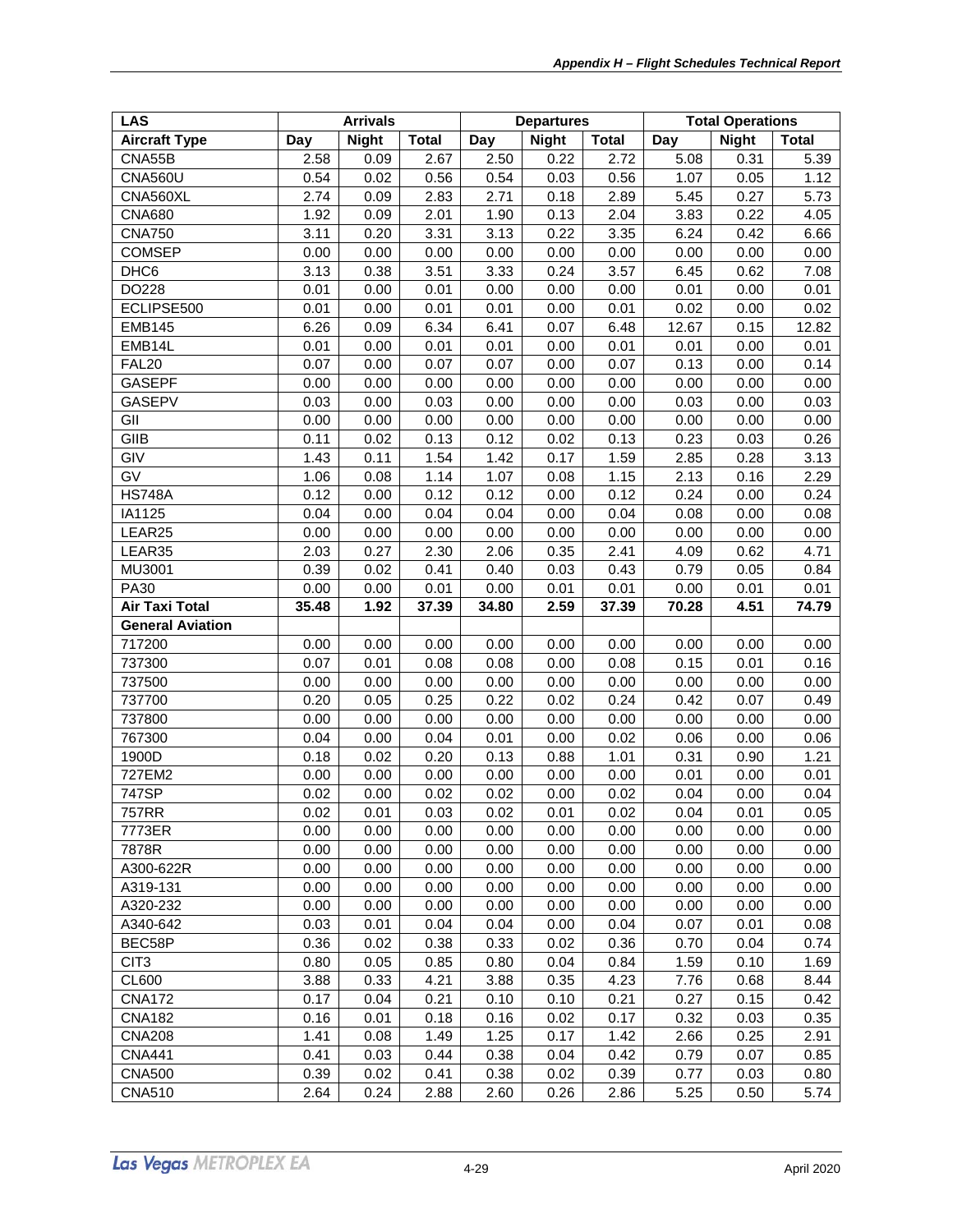| LAS | Arrivals | | | Departures | | | Total Operations | | |
|---|---|---|---|---|---|---|---|---|---|
| **Aircraft Type** | **Day** | **Night** | **Total** | **Day** | **Night** | **Total** | **Day** | **Night** | **Total** |
| CNA55B | 2.58 | 0.09 | 2.67 | 2.50 | 0.22 | 2.72 | 5.08 | 0.31 | 5.39 |
| CNA560U | 0.54 | 0.02 | 0.56 | 0.54 | 0.03 | 0.56 | 1.07 | 0.05 | 1.12 |
| CNA560XL | 2.74 | 0.09 | 2.83 | 2.71 | 0.18 | 2.89 | 5.45 | 0.27 | 5.73 |
| CNA680 | 1.92 | 0.09 | 2.01 | 1.90 | 0.13 | 2.04 | 3.83 | 0.22 | 4.05 |
| CNA750 | 3.11 | 0.20 | 3.31 | 3.13 | 0.22 | 3.35 | 6.24 | 0.42 | 6.66 |
| COMSEP | 0.00 | 0.00 | 0.00 | 0.00 | 0.00 | 0.00 | 0.00 | 0.00 | 0.00 |
| DHC6 | 3.13 | 0.38 | 3.51 | 3.33 | 0.24 | 3.57 | 6.45 | 0.62 | 7.08 |
| DO228 | 0.01 | 0.00 | 0.01 | 0.00 | 0.00 | 0.00 | 0.01 | 0.00 | 0.01 |
| ECLIPSE500 | 0.01 | 0.00 | 0.01 | 0.01 | 0.00 | 0.01 | 0.02 | 0.00 | 0.02 |
| EMB145 | 6.26 | 0.09 | 6.34 | 6.41 | 0.07 | 6.48 | 12.67 | 0.15 | 12.82 |
| EMB14L | 0.01 | 0.00 | 0.01 | 0.01 | 0.00 | 0.01 | 0.01 | 0.00 | 0.01 |
| FAL20 | 0.07 | 0.00 | 0.07 | 0.07 | 0.00 | 0.07 | 0.13 | 0.00 | 0.14 |
| GASEPF | 0.00 | 0.00 | 0.00 | 0.00 | 0.00 | 0.00 | 0.00 | 0.00 | 0.00 |
| GASEPV | 0.03 | 0.00 | 0.03 | 0.00 | 0.00 | 0.00 | 0.03 | 0.00 | 0.03 |
| GII | 0.00 | 0.00 | 0.00 | 0.00 | 0.00 | 0.00 | 0.00 | 0.00 | 0.00 |
| GIIB | 0.11 | 0.02 | 0.13 | 0.12 | 0.02 | 0.13 | 0.23 | 0.03 | 0.26 |
| GIV | 1.43 | 0.11 | 1.54 | 1.42 | 0.17 | 1.59 | 2.85 | 0.28 | 3.13 |
| GV | 1.06 | 0.08 | 1.14 | 1.07 | 0.08 | 1.15 | 2.13 | 0.16 | 2.29 |
| HS748A | 0.12 | 0.00 | 0.12 | 0.12 | 0.00 | 0.12 | 0.24 | 0.00 | 0.24 |
| IA1125 | 0.04 | 0.00 | 0.04 | 0.04 | 0.00 | 0.04 | 0.08 | 0.00 | 0.08 |
| LEAR25 | 0.00 | 0.00 | 0.00 | 0.00 | 0.00 | 0.00 | 0.00 | 0.00 | 0.00 |
| LEAR35 | 2.03 | 0.27 | 2.30 | 2.06 | 0.35 | 2.41 | 4.09 | 0.62 | 4.71 |
| MU3001 | 0.39 | 0.02 | 0.41 | 0.40 | 0.03 | 0.43 | 0.79 | 0.05 | 0.84 |
| PA30 | 0.00 | 0.00 | 0.01 | 0.00 | 0.01 | 0.01 | 0.00 | 0.01 | 0.01 |
| **Air Taxi Total** | **35.48** | **1.92** | **37.39** | **34.80** | **2.59** | **37.39** | **70.28** | **4.51** | **74.79** |
| **General Aviation** | | | | | | | | | |
| 717200 | 0.00 | 0.00 | 0.00 | 0.00 | 0.00 | 0.00 | 0.00 | 0.00 | 0.00 |
| 737300 | 0.07 | 0.01 | 0.08 | 0.08 | 0.00 | 0.08 | 0.15 | 0.01 | 0.16 |
| 737500 | 0.00 | 0.00 | 0.00 | 0.00 | 0.00 | 0.00 | 0.00 | 0.00 | 0.00 |
| 737700 | 0.20 | 0.05 | 0.25 | 0.22 | 0.02 | 0.24 | 0.42 | 0.07 | 0.49 |
| 737800 | 0.00 | 0.00 | 0.00 | 0.00 | 0.00 | 0.00 | 0.00 | 0.00 | 0.00 |
| 767300 | 0.04 | 0.00 | 0.04 | 0.01 | 0.00 | 0.02 | 0.06 | 0.00 | 0.06 |
| 1900D | 0.18 | 0.02 | 0.20 | 0.13 | 0.88 | 1.01 | 0.31 | 0.90 | 1.21 |
| 727EM2 | 0.00 | 0.00 | 0.00 | 0.00 | 0.00 | 0.00 | 0.01 | 0.00 | 0.01 |
| 747SP | 0.02 | 0.00 | 0.02 | 0.02 | 0.00 | 0.02 | 0.04 | 0.00 | 0.04 |
| 757RR | 0.02 | 0.01 | 0.03 | 0.02 | 0.01 | 0.02 | 0.04 | 0.01 | 0.05 |
| 7773ER | 0.00 | 0.00 | 0.00 | 0.00 | 0.00 | 0.00 | 0.00 | 0.00 | 0.00 |
| 7878R | 0.00 | 0.00 | 0.00 | 0.00 | 0.00 | 0.00 | 0.00 | 0.00 | 0.00 |
| A300-622R | 0.00 | 0.00 | 0.00 | 0.00 | 0.00 | 0.00 | 0.00 | 0.00 | 0.00 |
| A319-131 | 0.00 | 0.00 | 0.00 | 0.00 | 0.00 | 0.00 | 0.00 | 0.00 | 0.00 |
| A320-232 | 0.00 | 0.00 | 0.00 | 0.00 | 0.00 | 0.00 | 0.00 | 0.00 | 0.00 |
| A340-642 | 0.03 | 0.01 | 0.04 | 0.04 | 0.00 | 0.04 | 0.07 | 0.01 | 0.08 |
| BEC58P | 0.36 | 0.02 | 0.38 | 0.33 | 0.02 | 0.36 | 0.70 | 0.04 | 0.74 |
| CIT3 | 0.80 | 0.05 | 0.85 | 0.80 | 0.04 | 0.84 | 1.59 | 0.10 | 1.69 |
| CL600 | 3.88 | 0.33 | 4.21 | 3.88 | 0.35 | 4.23 | 7.76 | 0.68 | 8.44 |
| CNA172 | 0.17 | 0.04 | 0.21 | 0.10 | 0.10 | 0.21 | 0.27 | 0.15 | 0.42 |
| CNA182 | 0.16 | 0.01 | 0.18 | 0.16 | 0.02 | 0.17 | 0.32 | 0.03 | 0.35 |
| CNA208 | 1.41 | 0.08 | 1.49 | 1.25 | 0.17 | 1.42 | 2.66 | 0.25 | 2.91 |
| CNA441 | 0.41 | 0.03 | 0.44 | 0.38 | 0.04 | 0.42 | 0.79 | 0.07 | 0.85 |
| CNA500 | 0.39 | 0.02 | 0.41 | 0.38 | 0.02 | 0.39 | 0.77 | 0.03 | 0.80 |
| CNA510 | 2.64 | 0.24 | 2.88 | 2.60 | 0.26 | 2.86 | 5.25 | 0.50 | 5.74 |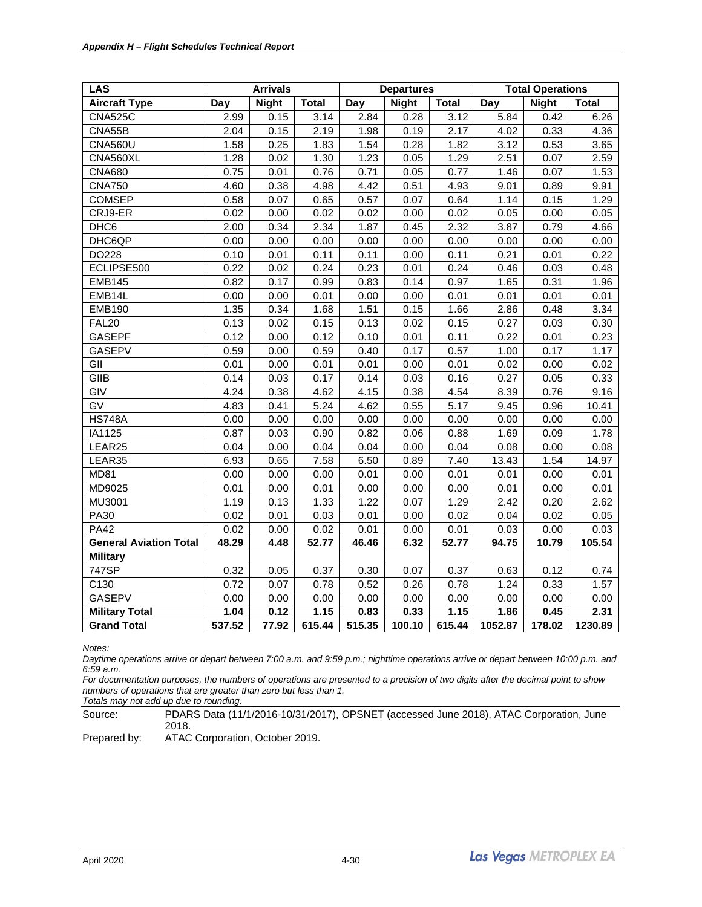| LAS | Arrivals | | | Departures | | | Total Operations | | |
|---|---|---|---|---|---|---|---|---|---|
| **Aircraft Type** | **Day** | **Night** | **Total** | **Day** | **Night** | **Total** | **Day** | **Night** | **Total** |
| CNA525C | 2.99 | 0.15 | 3.14 | 2.84 | 0.28 | 3.12 | 5.84 | 0.42 | 6.26 |
| CNA55B | 2.04 | 0.15 | 2.19 | 1.98 | 0.19 | 2.17 | 4.02 | 0.33 | 4.36 |
| CNA560U | 1.58 | 0.25 | 1.83 | 1.54 | 0.28 | 1.82 | 3.12 | 0.53 | 3.65 |
| CNA560XL | 1.28 | 0.02 | 1.30 | 1.23 | 0.05 | 1.29 | 2.51 | 0.07 | 2.59 |
| CNA680 | 0.75 | 0.01 | 0.76 | 0.71 | 0.05 | 0.77 | 1.46 | 0.07 | 1.53 |
| CNA750 | 4.60 | 0.38 | 4.98 | 4.42 | 0.51 | 4.93 | 9.01 | 0.89 | 9.91 |
| COMSEP | 0.58 | 0.07 | 0.65 | 0.57 | 0.07 | 0.64 | 1.14 | 0.15 | 1.29 |
| CRJ9-ER | 0.02 | 0.00 | 0.02 | 0.02 | 0.00 | 0.02 | 0.05 | 0.00 | 0.05 |
| DHC6 | 2.00 | 0.34 | 2.34 | 1.87 | 0.45 | 2.32 | 3.87 | 0.79 | 4.66 |
| DHC6QP | 0.00 | 0.00 | 0.00 | 0.00 | 0.00 | 0.00 | 0.00 | 0.00 | 0.00 |
| DO228 | 0.10 | 0.01 | 0.11 | 0.11 | 0.00 | 0.11 | 0.21 | 0.01 | 0.22 |
| ECLIPSE500 | 0.22 | 0.02 | 0.24 | 0.23 | 0.01 | 0.24 | 0.46 | 0.03 | 0.48 |
| EMB145 | 0.82 | 0.17 | 0.99 | 0.83 | 0.14 | 0.97 | 1.65 | 0.31 | 1.96 |
| EMB14L | 0.00 | 0.00 | 0.01 | 0.00 | 0.00 | 0.01 | 0.01 | 0.01 | 0.01 |
| EMB190 | 1.35 | 0.34 | 1.68 | 1.51 | 0.15 | 1.66 | 2.86 | 0.48 | 3.34 |
| FAL20 | 0.13 | 0.02 | 0.15 | 0.13 | 0.02 | 0.15 | 0.27 | 0.03 | 0.30 |
| GASEPF | 0.12 | 0.00 | 0.12 | 0.10 | 0.01 | 0.11 | 0.22 | 0.01 | 0.23 |
| GASEPV | 0.59 | 0.00 | 0.59 | 0.40 | 0.17 | 0.57 | 1.00 | 0.17 | 1.17 |
| GII | 0.01 | 0.00 | 0.01 | 0.01 | 0.00 | 0.01 | 0.02 | 0.00 | 0.02 |
| GIIB | 0.14 | 0.03 | 0.17 | 0.14 | 0.03 | 0.16 | 0.27 | 0.05 | 0.33 |
| GIV | 4.24 | 0.38 | 4.62 | 4.15 | 0.38 | 4.54 | 8.39 | 0.76 | 9.16 |
| GV | 4.83 | 0.41 | 5.24 | 4.62 | 0.55 | 5.17 | 9.45 | 0.96 | 10.41 |
| HS748A | 0.00 | 0.00 | 0.00 | 0.00 | 0.00 | 0.00 | 0.00 | 0.00 | 0.00 |
| IA1125 | 0.87 | 0.03 | 0.90 | 0.82 | 0.06 | 0.88 | 1.69 | 0.09 | 1.78 |
| LEAR25 | 0.04 | 0.00 | 0.04 | 0.04 | 0.00 | 0.04 | 0.08 | 0.00 | 0.08 |
| LEAR35 | 6.93 | 0.65 | 7.58 | 6.50 | 0.89 | 7.40 | 13.43 | 1.54 | 14.97 |
| MD81 | 0.00 | 0.00 | 0.00 | 0.01 | 0.00 | 0.01 | 0.01 | 0.00 | 0.01 |
| MD9025 | 0.01 | 0.00 | 0.01 | 0.00 | 0.00 | 0.00 | 0.01 | 0.00 | 0.01 |
| MU3001 | 1.19 | 0.13 | 1.33 | 1.22 | 0.07 | 1.29 | 2.42 | 0.20 | 2.62 |
| PA30 | 0.02 | 0.01 | 0.03 | 0.01 | 0.00 | 0.02 | 0.04 | 0.02 | 0.05 |
| PA42 | 0.02 | 0.00 | 0.02 | 0.01 | 0.00 | 0.01 | 0.03 | 0.00 | 0.03 |
| **General Aviation Total** | **48.29** | **4.48** | **52.77** | **46.46** | **6.32** | **52.77** | **94.75** | **10.79** | **105.54** |
| **Military** | | | | | | | | | |
| 747SP | 0.32 | 0.05 | 0.37 | 0.30 | 0.07 | 0.37 | 0.63 | 0.12 | 0.74 |
| C130 | 0.72 | 0.07 | 0.78 | 0.52 | 0.26 | 0.78 | 1.24 | 0.33 | 1.57 |
| GASEPV | 0.00 | 0.00 | 0.00 | 0.00 | 0.00 | 0.00 | 0.00 | 0.00 | 0.00 |
| **Military Total** | **1.04** | **0.12** | **1.15** | **0.83** | **0.33** | **1.15** | **1.86** | **0.45** | **2.31** |
| **Grand Total** | **537.52** | **77.92** | **615.44** | **515.35** | **100.10** | **615.44** | **1052.87** | **178.02** | **1230.89** |

*Notes:*

*Daytime operations arrive or depart between 7:00 a.m. and 9:59 p.m.; nighttime operations arrive or depart between 10:00 p.m. and 6:59 a.m.*

*For documentation purposes, the numbers of operations are presented to a precision of two digits after the decimal point to show numbers of operations that are greater than zero but less than 1.*

*Totals may not add up due to rounding.*

Source: PDARS Data (11/1/2016-10/31/2017), OPSNET (accessed June 2018), ATAC Corporation, June 2018.

Prepared by: ATAC Corporation, October 2019.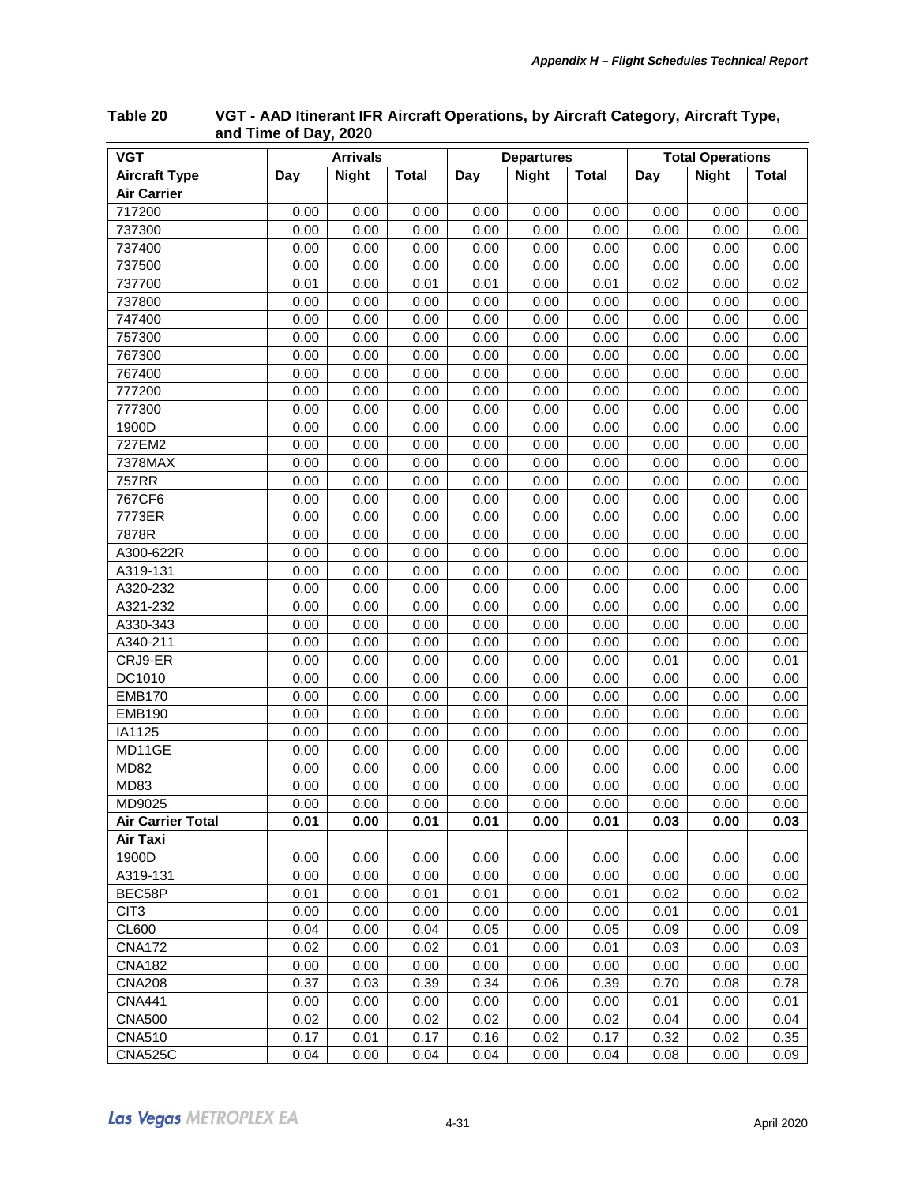**Table 20 VGT - AAD Itinerant IFR Aircraft Operations, by Aircraft Category, Aircraft Type, and Time of Day, 2020**

| VGT | Arrivals | | | Departures | | | Total Operations | | |
|---|---|---|---|---|---|---|---|---|---|
| **Aircraft Type** | **Day** | **Night** | **Total** | **Day** | **Night** | **Total** | **Day** | **Night** | **Total** |
| **Air Carrier** | | | | | | | | | |
| 717200 | 0.00 | 0.00 | 0.00 | 0.00 | 0.00 | 0.00 | 0.00 | 0.00 | 0.00 |
| 737300 | 0.00 | 0.00 | 0.00 | 0.00 | 0.00 | 0.00 | 0.00 | 0.00 | 0.00 |
| 737400 | 0.00 | 0.00 | 0.00 | 0.00 | 0.00 | 0.00 | 0.00 | 0.00 | 0.00 |
| 737500 | 0.00 | 0.00 | 0.00 | 0.00 | 0.00 | 0.00 | 0.00 | 0.00 | 0.00 |
| 737700 | 0.01 | 0.00 | 0.01 | 0.01 | 0.00 | 0.01 | 0.02 | 0.00 | 0.02 |
| 737800 | 0.00 | 0.00 | 0.00 | 0.00 | 0.00 | 0.00 | 0.00 | 0.00 | 0.00 |
| 747400 | 0.00 | 0.00 | 0.00 | 0.00 | 0.00 | 0.00 | 0.00 | 0.00 | 0.00 |
| 757300 | 0.00 | 0.00 | 0.00 | 0.00 | 0.00 | 0.00 | 0.00 | 0.00 | 0.00 |
| 767300 | 0.00 | 0.00 | 0.00 | 0.00 | 0.00 | 0.00 | 0.00 | 0.00 | 0.00 |
| 767400 | 0.00 | 0.00 | 0.00 | 0.00 | 0.00 | 0.00 | 0.00 | 0.00 | 0.00 |
| 777200 | 0.00 | 0.00 | 0.00 | 0.00 | 0.00 | 0.00 | 0.00 | 0.00 | 0.00 |
| 777300 | 0.00 | 0.00 | 0.00 | 0.00 | 0.00 | 0.00 | 0.00 | 0.00 | 0.00 |
| 1900D | 0.00 | 0.00 | 0.00 | 0.00 | 0.00 | 0.00 | 0.00 | 0.00 | 0.00 |
| 727EM2 | 0.00 | 0.00 | 0.00 | 0.00 | 0.00 | 0.00 | 0.00 | 0.00 | 0.00 |
| 7378MAX | 0.00 | 0.00 | 0.00 | 0.00 | 0.00 | 0.00 | 0.00 | 0.00 | 0.00 |
| 757RR | 0.00 | 0.00 | 0.00 | 0.00 | 0.00 | 0.00 | 0.00 | 0.00 | 0.00 |
| 767CF6 | 0.00 | 0.00 | 0.00 | 0.00 | 0.00 | 0.00 | 0.00 | 0.00 | 0.00 |
| 7773ER | 0.00 | 0.00 | 0.00 | 0.00 | 0.00 | 0.00 | 0.00 | 0.00 | 0.00 |
| 7878R | 0.00 | 0.00 | 0.00 | 0.00 | 0.00 | 0.00 | 0.00 | 0.00 | 0.00 |
| A300-622R | 0.00 | 0.00 | 0.00 | 0.00 | 0.00 | 0.00 | 0.00 | 0.00 | 0.00 |
| A319-131 | 0.00 | 0.00 | 0.00 | 0.00 | 0.00 | 0.00 | 0.00 | 0.00 | 0.00 |
| A320-232 | 0.00 | 0.00 | 0.00 | 0.00 | 0.00 | 0.00 | 0.00 | 0.00 | 0.00 |
| A321-232 | 0.00 | 0.00 | 0.00 | 0.00 | 0.00 | 0.00 | 0.00 | 0.00 | 0.00 |
| A330-343 | 0.00 | 0.00 | 0.00 | 0.00 | 0.00 | 0.00 | 0.00 | 0.00 | 0.00 |
| A340-211 | 0.00 | 0.00 | 0.00 | 0.00 | 0.00 | 0.00 | 0.00 | 0.00 | 0.00 |
| CRJ9-ER | 0.00 | 0.00 | 0.00 | 0.00 | 0.00 | 0.00 | 0.01 | 0.00 | 0.01 |
| DC1010 | 0.00 | 0.00 | 0.00 | 0.00 | 0.00 | 0.00 | 0.00 | 0.00 | 0.00 |
| EMB170 | 0.00 | 0.00 | 0.00 | 0.00 | 0.00 | 0.00 | 0.00 | 0.00 | 0.00 |
| EMB190 | 0.00 | 0.00 | 0.00 | 0.00 | 0.00 | 0.00 | 0.00 | 0.00 | 0.00 |
| IA1125 | 0.00 | 0.00 | 0.00 | 0.00 | 0.00 | 0.00 | 0.00 | 0.00 | 0.00 |
| MD11GE | 0.00 | 0.00 | 0.00 | 0.00 | 0.00 | 0.00 | 0.00 | 0.00 | 0.00 |
| MD82 | 0.00 | 0.00 | 0.00 | 0.00 | 0.00 | 0.00 | 0.00 | 0.00 | 0.00 |
| MD83 | 0.00 | 0.00 | 0.00 | 0.00 | 0.00 | 0.00 | 0.00 | 0.00 | 0.00 |
| MD9025 | 0.00 | 0.00 | 0.00 | 0.00 | 0.00 | 0.00 | 0.00 | 0.00 | 0.00 |
| **Air Carrier Total** | **0.01** | **0.00** | **0.01** | **0.01** | **0.00** | **0.01** | **0.03** | **0.00** | **0.03** |
| **Air Taxi** | | | | | | | | | |
| 1900D | 0.00 | 0.00 | 0.00 | 0.00 | 0.00 | 0.00 | 0.00 | 0.00 | 0.00 |
| A319-131 | 0.00 | 0.00 | 0.00 | 0.00 | 0.00 | 0.00 | 0.00 | 0.00 | 0.00 |
| BEC58P | 0.01 | 0.00 | 0.01 | 0.01 | 0.00 | 0.01 | 0.02 | 0.00 | 0.02 |
| CIT3 | 0.00 | 0.00 | 0.00 | 0.00 | 0.00 | 0.00 | 0.01 | 0.00 | 0.01 |
| CL600 | 0.04 | 0.00 | 0.04 | 0.05 | 0.00 | 0.05 | 0.09 | 0.00 | 0.09 |
| CNA172 | 0.02 | 0.00 | 0.02 | 0.01 | 0.00 | 0.01 | 0.03 | 0.00 | 0.03 |
| CNA182 | 0.00 | 0.00 | 0.00 | 0.00 | 0.00 | 0.00 | 0.00 | 0.00 | 0.00 |
| CNA208 | 0.37 | 0.03 | 0.39 | 0.34 | 0.06 | 0.39 | 0.70 | 0.08 | 0.78 |
| CNA441 | 0.00 | 0.00 | 0.00 | 0.00 | 0.00 | 0.00 | 0.01 | 0.00 | 0.01 |
| CNA500 | 0.02 | 0.00 | 0.02 | 0.02 | 0.00 | 0.02 | 0.04 | 0.00 | 0.04 |
| CNA510 | 0.17 | 0.01 | 0.17 | 0.16 | 0.02 | 0.17 | 0.32 | 0.02 | 0.35 |
| CNA525C | 0.04 | 0.00 | 0.04 | 0.04 | 0.00 | 0.04 | 0.08 | 0.00 | 0.09 |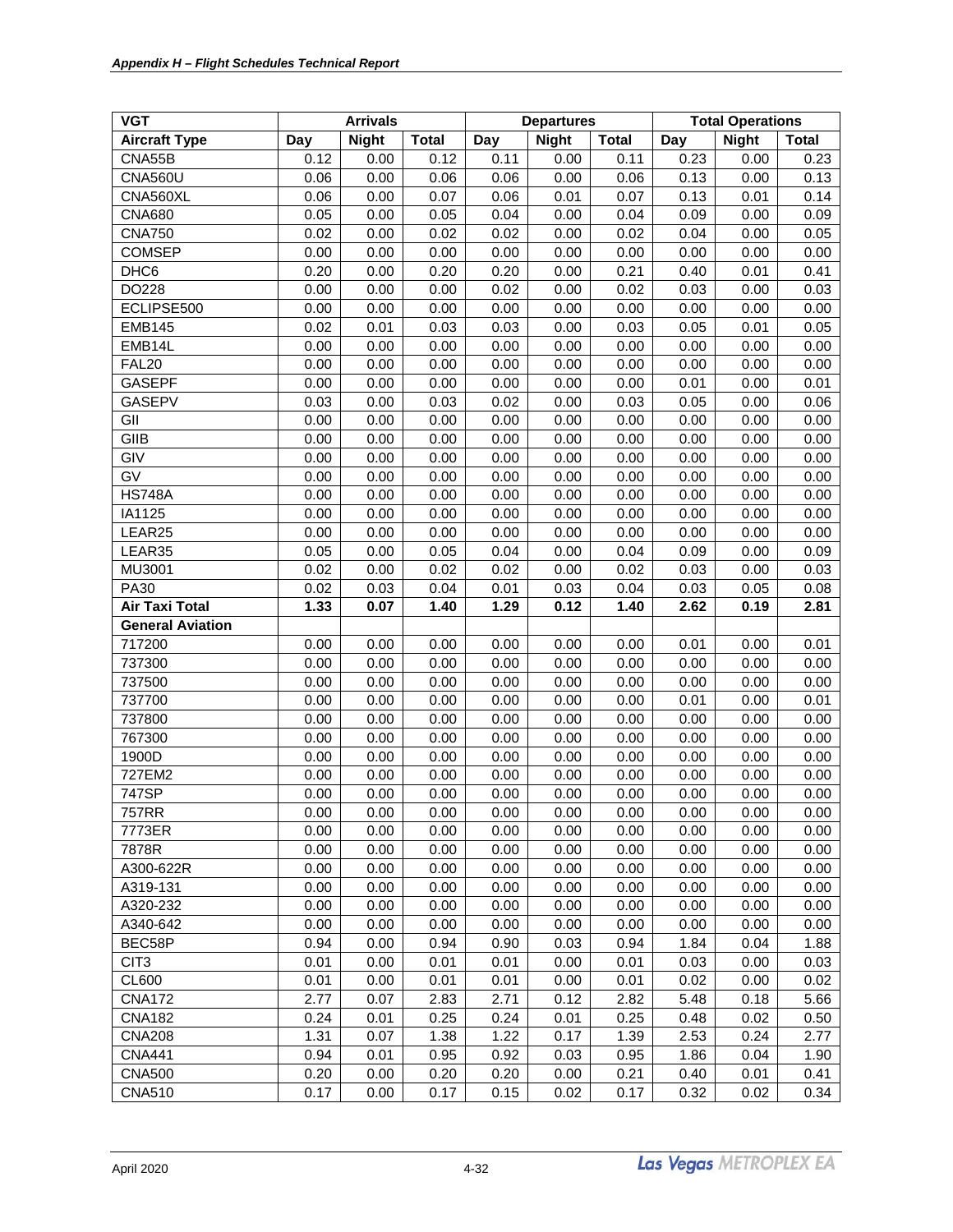| VGT | Arrivals | | | Departures | | | Total Operations | | |
|---|---|---|---|---|---|---|---|---|---|
| **Aircraft Type** | **Day** | **Night** | **Total** | **Day** | **Night** | **Total** | **Day** | **Night** | **Total** |
| CNA55B | 0.12 | 0.00 | 0.12 | 0.11 | 0.00 | 0.11 | 0.23 | 0.00 | 0.23 |
| CNA560U | 0.06 | 0.00 | 0.06 | 0.06 | 0.00 | 0.06 | 0.13 | 0.00 | 0.13 |
| CNA560XL | 0.06 | 0.00 | 0.07 | 0.06 | 0.01 | 0.07 | 0.13 | 0.01 | 0.14 |
| CNA680 | 0.05 | 0.00 | 0.05 | 0.04 | 0.00 | 0.04 | 0.09 | 0.00 | 0.09 |
| CNA750 | 0.02 | 0.00 | 0.02 | 0.02 | 0.00 | 0.02 | 0.04 | 0.00 | 0.05 |
| COMSEP | 0.00 | 0.00 | 0.00 | 0.00 | 0.00 | 0.00 | 0.00 | 0.00 | 0.00 |
| DHC6 | 0.20 | 0.00 | 0.20 | 0.20 | 0.00 | 0.21 | 0.40 | 0.01 | 0.41 |
| DO228 | 0.00 | 0.00 | 0.00 | 0.02 | 0.00 | 0.02 | 0.03 | 0.00 | 0.03 |
| ECLIPSE500 | 0.00 | 0.00 | 0.00 | 0.00 | 0.00 | 0.00 | 0.00 | 0.00 | 0.00 |
| EMB145 | 0.02 | 0.01 | 0.03 | 0.03 | 0.00 | 0.03 | 0.05 | 0.01 | 0.05 |
| EMB14L | 0.00 | 0.00 | 0.00 | 0.00 | 0.00 | 0.00 | 0.00 | 0.00 | 0.00 |
| FAL20 | 0.00 | 0.00 | 0.00 | 0.00 | 0.00 | 0.00 | 0.00 | 0.00 | 0.00 |
| GASEPF | 0.00 | 0.00 | 0.00 | 0.00 | 0.00 | 0.00 | 0.01 | 0.00 | 0.01 |
| GASEPV | 0.03 | 0.00 | 0.03 | 0.02 | 0.00 | 0.03 | 0.05 | 0.00 | 0.06 |
| GII | 0.00 | 0.00 | 0.00 | 0.00 | 0.00 | 0.00 | 0.00 | 0.00 | 0.00 |
| GIIB | 0.00 | 0.00 | 0.00 | 0.00 | 0.00 | 0.00 | 0.00 | 0.00 | 0.00 |
| GIV | 0.00 | 0.00 | 0.00 | 0.00 | 0.00 | 0.00 | 0.00 | 0.00 | 0.00 |
| GV | 0.00 | 0.00 | 0.00 | 0.00 | 0.00 | 0.00 | 0.00 | 0.00 | 0.00 |
| HS748A | 0.00 | 0.00 | 0.00 | 0.00 | 0.00 | 0.00 | 0.00 | 0.00 | 0.00 |
| IA1125 | 0.00 | 0.00 | 0.00 | 0.00 | 0.00 | 0.00 | 0.00 | 0.00 | 0.00 |
| LEAR25 | 0.00 | 0.00 | 0.00 | 0.00 | 0.00 | 0.00 | 0.00 | 0.00 | 0.00 |
| LEAR35 | 0.05 | 0.00 | 0.05 | 0.04 | 0.00 | 0.04 | 0.09 | 0.00 | 0.09 |
| MU3001 | 0.02 | 0.00 | 0.02 | 0.02 | 0.00 | 0.02 | 0.03 | 0.00 | 0.03 |
| PA30 | 0.02 | 0.03 | 0.04 | 0.01 | 0.03 | 0.04 | 0.03 | 0.05 | 0.08 |
| **Air Taxi Total** | **1.33** | **0.07** | **1.40** | **1.29** | **0.12** | **1.40** | **2.62** | **0.19** | **2.81** |
| **General Aviation** | | | | | | | | | |
| 717200 | 0.00 | 0.00 | 0.00 | 0.00 | 0.00 | 0.00 | 0.01 | 0.00 | 0.01 |
| 737300 | 0.00 | 0.00 | 0.00 | 0.00 | 0.00 | 0.00 | 0.00 | 0.00 | 0.00 |
| 737500 | 0.00 | 0.00 | 0.00 | 0.00 | 0.00 | 0.00 | 0.00 | 0.00 | 0.00 |
| 737700 | 0.00 | 0.00 | 0.00 | 0.00 | 0.00 | 0.00 | 0.01 | 0.00 | 0.01 |
| 737800 | 0.00 | 0.00 | 0.00 | 0.00 | 0.00 | 0.00 | 0.00 | 0.00 | 0.00 |
| 767300 | 0.00 | 0.00 | 0.00 | 0.00 | 0.00 | 0.00 | 0.00 | 0.00 | 0.00 |
| 1900D | 0.00 | 0.00 | 0.00 | 0.00 | 0.00 | 0.00 | 0.00 | 0.00 | 0.00 |
| 727EM2 | 0.00 | 0.00 | 0.00 | 0.00 | 0.00 | 0.00 | 0.00 | 0.00 | 0.00 |
| 747SP | 0.00 | 0.00 | 0.00 | 0.00 | 0.00 | 0.00 | 0.00 | 0.00 | 0.00 |
| 757RR | 0.00 | 0.00 | 0.00 | 0.00 | 0.00 | 0.00 | 0.00 | 0.00 | 0.00 |
| 7773ER | 0.00 | 0.00 | 0.00 | 0.00 | 0.00 | 0.00 | 0.00 | 0.00 | 0.00 |
| 7878R | 0.00 | 0.00 | 0.00 | 0.00 | 0.00 | 0.00 | 0.00 | 0.00 | 0.00 |
| A300-622R | 0.00 | 0.00 | 0.00 | 0.00 | 0.00 | 0.00 | 0.00 | 0.00 | 0.00 |
| A319-131 | 0.00 | 0.00 | 0.00 | 0.00 | 0.00 | 0.00 | 0.00 | 0.00 | 0.00 |
| A320-232 | 0.00 | 0.00 | 0.00 | 0.00 | 0.00 | 0.00 | 0.00 | 0.00 | 0.00 |
| A340-642 | 0.00 | 0.00 | 0.00 | 0.00 | 0.00 | 0.00 | 0.00 | 0.00 | 0.00 |
| BEC58P | 0.94 | 0.00 | 0.94 | 0.90 | 0.03 | 0.94 | 1.84 | 0.04 | 1.88 |
| CIT3 | 0.01 | 0.00 | 0.01 | 0.01 | 0.00 | 0.01 | 0.03 | 0.00 | 0.03 |
| CL600 | 0.01 | 0.00 | 0.01 | 0.01 | 0.00 | 0.01 | 0.02 | 0.00 | 0.02 |
| CNA172 | 2.77 | 0.07 | 2.83 | 2.71 | 0.12 | 2.82 | 5.48 | 0.18 | 5.66 |
| CNA182 | 0.24 | 0.01 | 0.25 | 0.24 | 0.01 | 0.25 | 0.48 | 0.02 | 0.50 |
| CNA208 | 1.31 | 0.07 | 1.38 | 1.22 | 0.17 | 1.39 | 2.53 | 0.24 | 2.77 |
| CNA441 | 0.94 | 0.01 | 0.95 | 0.92 | 0.03 | 0.95 | 1.86 | 0.04 | 1.90 |
| CNA500 | 0.20 | 0.00 | 0.20 | 0.20 | 0.00 | 0.21 | 0.40 | 0.01 | 0.41 |
| CNA510 | 0.17 | 0.00 | 0.17 | 0.15 | 0.02 | 0.17 | 0.32 | 0.02 | 0.34 |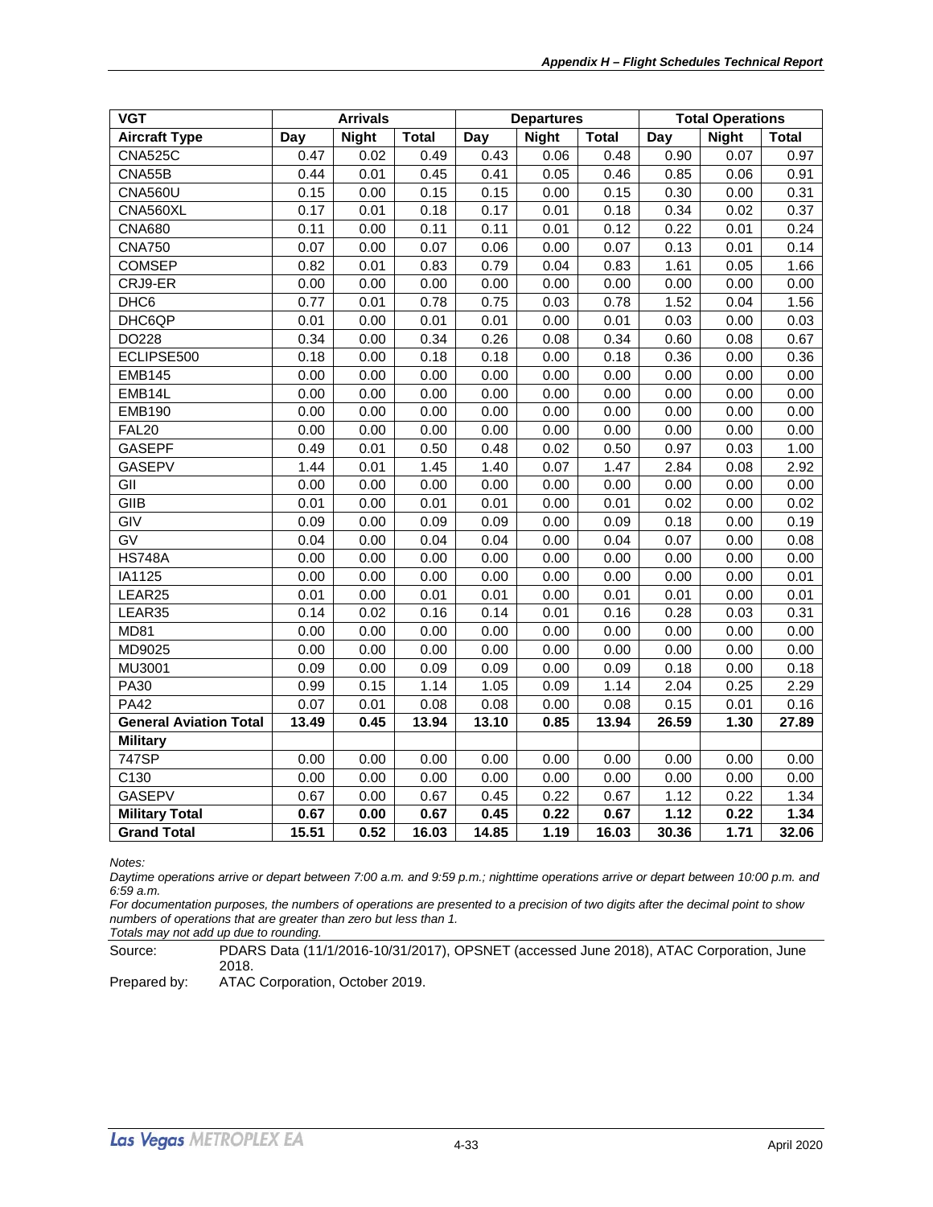| VGT | Arrivals | | | Departures | | | Total Operations | | |
|---|---|---|---|---|---|---|---|---|---|
| **Aircraft Type** | **Day** | **Night** | **Total** | **Day** | **Night** | **Total** | **Day** | **Night** | **Total** |
| CNA525C | 0.47 | 0.02 | 0.49 | 0.43 | 0.06 | 0.48 | 0.90 | 0.07 | 0.97 |
| CNA55B | 0.44 | 0.01 | 0.45 | 0.41 | 0.05 | 0.46 | 0.85 | 0.06 | 0.91 |
| CNA560U | 0.15 | 0.00 | 0.15 | 0.15 | 0.00 | 0.15 | 0.30 | 0.00 | 0.31 |
| CNA560XL | 0.17 | 0.01 | 0.18 | 0.17 | 0.01 | 0.18 | 0.34 | 0.02 | 0.37 |
| CNA680 | 0.11 | 0.00 | 0.11 | 0.11 | 0.01 | 0.12 | 0.22 | 0.01 | 0.24 |
| CNA750 | 0.07 | 0.00 | 0.07 | 0.06 | 0.00 | 0.07 | 0.13 | 0.01 | 0.14 |
| COMSEP | 0.82 | 0.01 | 0.83 | 0.79 | 0.04 | 0.83 | 1.61 | 0.05 | 1.66 |
| CRJ9-ER | 0.00 | 0.00 | 0.00 | 0.00 | 0.00 | 0.00 | 0.00 | 0.00 | 0.00 |
| DHC6 | 0.77 | 0.01 | 0.78 | 0.75 | 0.03 | 0.78 | 1.52 | 0.04 | 1.56 |
| DHC6QP | 0.01 | 0.00 | 0.01 | 0.01 | 0.00 | 0.01 | 0.03 | 0.00 | 0.03 |
| DO228 | 0.34 | 0.00 | 0.34 | 0.26 | 0.08 | 0.34 | 0.60 | 0.08 | 0.67 |
| ECLIPSE500 | 0.18 | 0.00 | 0.18 | 0.18 | 0.00 | 0.18 | 0.36 | 0.00 | 0.36 |
| EMB145 | 0.00 | 0.00 | 0.00 | 0.00 | 0.00 | 0.00 | 0.00 | 0.00 | 0.00 |
| EMB14L | 0.00 | 0.00 | 0.00 | 0.00 | 0.00 | 0.00 | 0.00 | 0.00 | 0.00 |
| EMB190 | 0.00 | 0.00 | 0.00 | 0.00 | 0.00 | 0.00 | 0.00 | 0.00 | 0.00 |
| FAL20 | 0.00 | 0.00 | 0.00 | 0.00 | 0.00 | 0.00 | 0.00 | 0.00 | 0.00 |
| GASEPF | 0.49 | 0.01 | 0.50 | 0.48 | 0.02 | 0.50 | 0.97 | 0.03 | 1.00 |
| GASEPV | 1.44 | 0.01 | 1.45 | 1.40 | 0.07 | 1.47 | 2.84 | 0.08 | 2.92 |
| GII | 0.00 | 0.00 | 0.00 | 0.00 | 0.00 | 0.00 | 0.00 | 0.00 | 0.00 |
| GIIB | 0.01 | 0.00 | 0.01 | 0.01 | 0.00 | 0.01 | 0.02 | 0.00 | 0.02 |
| GIV | 0.09 | 0.00 | 0.09 | 0.09 | 0.00 | 0.09 | 0.18 | 0.00 | 0.19 |
| GV | 0.04 | 0.00 | 0.04 | 0.04 | 0.00 | 0.04 | 0.07 | 0.00 | 0.08 |
| HS748A | 0.00 | 0.00 | 0.00 | 0.00 | 0.00 | 0.00 | 0.00 | 0.00 | 0.00 |
| IA1125 | 0.00 | 0.00 | 0.00 | 0.00 | 0.00 | 0.00 | 0.00 | 0.00 | 0.01 |
| LEAR25 | 0.01 | 0.00 | 0.01 | 0.01 | 0.00 | 0.01 | 0.01 | 0.00 | 0.01 |
| LEAR35 | 0.14 | 0.02 | 0.16 | 0.14 | 0.01 | 0.16 | 0.28 | 0.03 | 0.31 |
| MD81 | 0.00 | 0.00 | 0.00 | 0.00 | 0.00 | 0.00 | 0.00 | 0.00 | 0.00 |
| MD9025 | 0.00 | 0.00 | 0.00 | 0.00 | 0.00 | 0.00 | 0.00 | 0.00 | 0.00 |
| MU3001 | 0.09 | 0.00 | 0.09 | 0.09 | 0.00 | 0.09 | 0.18 | 0.00 | 0.18 |
| PA30 | 0.99 | 0.15 | 1.14 | 1.05 | 0.09 | 1.14 | 2.04 | 0.25 | 2.29 |
| PA42 | 0.07 | 0.01 | 0.08 | 0.08 | 0.00 | 0.08 | 0.15 | 0.01 | 0.16 |
| **General Aviation Total** | **13.49** | **0.45** | **13.94** | **13.10** | **0.85** | **13.94** | **26.59** | **1.30** | **27.89** |
| **Military** | | | | | | | | | |
| 747SP | 0.00 | 0.00 | 0.00 | 0.00 | 0.00 | 0.00 | 0.00 | 0.00 | 0.00 |
| C130 | 0.00 | 0.00 | 0.00 | 0.00 | 0.00 | 0.00 | 0.00 | 0.00 | 0.00 |
| GASEPV | 0.67 | 0.00 | 0.67 | 0.45 | 0.22 | 0.67 | 1.12 | 0.22 | 1.34 |
| **Military Total** | **0.67** | **0.00** | **0.67** | **0.45** | **0.22** | **0.67** | **1.12** | **0.22** | **1.34** |
| **Grand Total** | **15.51** | **0.52** | **16.03** | **14.85** | **1.19** | **16.03** | **30.36** | **1.71** | **32.06** |

*Notes:*
*Daytime operations arrive or depart between 7:00 a.m. and 9:59 p.m.; nighttime operations arrive or depart between 10:00 p.m. and 6:59 a.m.*
*For documentation purposes, the numbers of operations are presented to a precision of two digits after the decimal point to show numbers of operations that are greater than zero but less than 1.*
*Totals may not add up due to rounding.*

Source: PDARS Data (11/1/2016-10/31/2017), OPSNET (accessed June 2018), ATAC Corporation, June 2018.
Prepared by: ATAC Corporation, October 2019.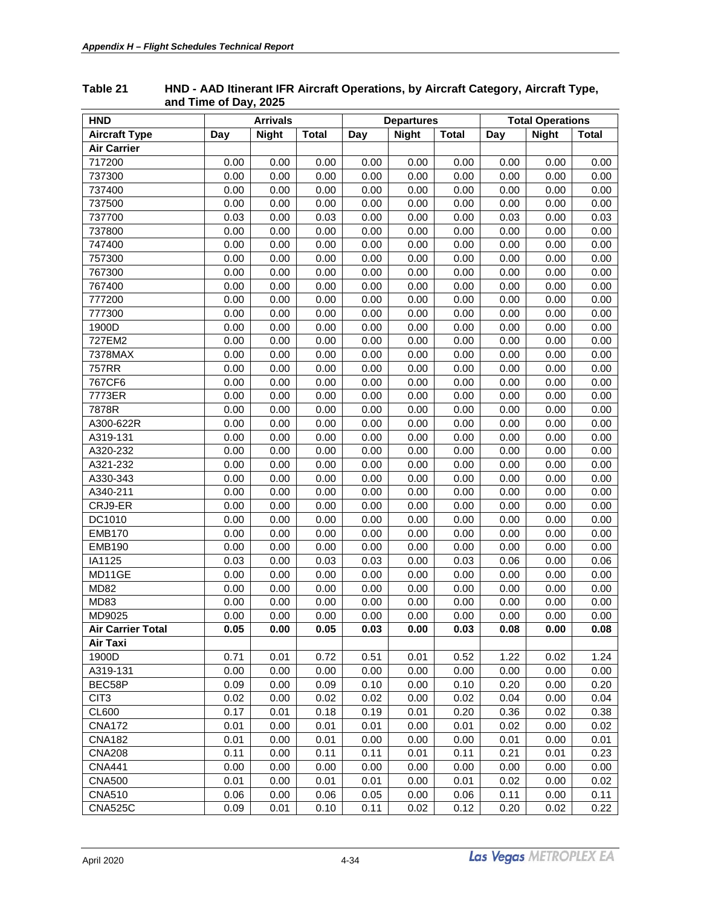**Table 21 HND - AAD Itinerant IFR Aircraft Operations, by Aircraft Category, Aircraft Type, and Time of Day, 2025**

| HND | Arrivals | | | Departures | | | Total Operations | | |
|---|---|---|---|---|---|---|---|---|---|
| **Aircraft Type** | **Day** | **Night** | **Total** | **Day** | **Night** | **Total** | **Day** | **Night** | **Total** |
| **Air Carrier** | | | | | | | | | |
| 717200 | 0.00 | 0.00 | 0.00 | 0.00 | 0.00 | 0.00 | 0.00 | 0.00 | 0.00 |
| 737300 | 0.00 | 0.00 | 0.00 | 0.00 | 0.00 | 0.00 | 0.00 | 0.00 | 0.00 |
| 737400 | 0.00 | 0.00 | 0.00 | 0.00 | 0.00 | 0.00 | 0.00 | 0.00 | 0.00 |
| 737500 | 0.00 | 0.00 | 0.00 | 0.00 | 0.00 | 0.00 | 0.00 | 0.00 | 0.00 |
| 737700 | 0.03 | 0.00 | 0.03 | 0.00 | 0.00 | 0.00 | 0.03 | 0.00 | 0.03 |
| 737800 | 0.00 | 0.00 | 0.00 | 0.00 | 0.00 | 0.00 | 0.00 | 0.00 | 0.00 |
| 747400 | 0.00 | 0.00 | 0.00 | 0.00 | 0.00 | 0.00 | 0.00 | 0.00 | 0.00 |
| 757300 | 0.00 | 0.00 | 0.00 | 0.00 | 0.00 | 0.00 | 0.00 | 0.00 | 0.00 |
| 767300 | 0.00 | 0.00 | 0.00 | 0.00 | 0.00 | 0.00 | 0.00 | 0.00 | 0.00 |
| 767400 | 0.00 | 0.00 | 0.00 | 0.00 | 0.00 | 0.00 | 0.00 | 0.00 | 0.00 |
| 777200 | 0.00 | 0.00 | 0.00 | 0.00 | 0.00 | 0.00 | 0.00 | 0.00 | 0.00 |
| 777300 | 0.00 | 0.00 | 0.00 | 0.00 | 0.00 | 0.00 | 0.00 | 0.00 | 0.00 |
| 1900D | 0.00 | 0.00 | 0.00 | 0.00 | 0.00 | 0.00 | 0.00 | 0.00 | 0.00 |
| 727EM2 | 0.00 | 0.00 | 0.00 | 0.00 | 0.00 | 0.00 | 0.00 | 0.00 | 0.00 |
| 7378MAX | 0.00 | 0.00 | 0.00 | 0.00 | 0.00 | 0.00 | 0.00 | 0.00 | 0.00 |
| 757RR | 0.00 | 0.00 | 0.00 | 0.00 | 0.00 | 0.00 | 0.00 | 0.00 | 0.00 |
| 767CF6 | 0.00 | 0.00 | 0.00 | 0.00 | 0.00 | 0.00 | 0.00 | 0.00 | 0.00 |
| 7773ER | 0.00 | 0.00 | 0.00 | 0.00 | 0.00 | 0.00 | 0.00 | 0.00 | 0.00 |
| 7878R | 0.00 | 0.00 | 0.00 | 0.00 | 0.00 | 0.00 | 0.00 | 0.00 | 0.00 |
| A300-622R | 0.00 | 0.00 | 0.00 | 0.00 | 0.00 | 0.00 | 0.00 | 0.00 | 0.00 |
| A319-131 | 0.00 | 0.00 | 0.00 | 0.00 | 0.00 | 0.00 | 0.00 | 0.00 | 0.00 |
| A320-232 | 0.00 | 0.00 | 0.00 | 0.00 | 0.00 | 0.00 | 0.00 | 0.00 | 0.00 |
| A321-232 | 0.00 | 0.00 | 0.00 | 0.00 | 0.00 | 0.00 | 0.00 | 0.00 | 0.00 |
| A330-343 | 0.00 | 0.00 | 0.00 | 0.00 | 0.00 | 0.00 | 0.00 | 0.00 | 0.00 |
| A340-211 | 0.00 | 0.00 | 0.00 | 0.00 | 0.00 | 0.00 | 0.00 | 0.00 | 0.00 |
| CRJ9-ER | 0.00 | 0.00 | 0.00 | 0.00 | 0.00 | 0.00 | 0.00 | 0.00 | 0.00 |
| DC1010 | 0.00 | 0.00 | 0.00 | 0.00 | 0.00 | 0.00 | 0.00 | 0.00 | 0.00 |
| EMB170 | 0.00 | 0.00 | 0.00 | 0.00 | 0.00 | 0.00 | 0.00 | 0.00 | 0.00 |
| EMB190 | 0.00 | 0.00 | 0.00 | 0.00 | 0.00 | 0.00 | 0.00 | 0.00 | 0.00 |
| IA1125 | 0.03 | 0.00 | 0.03 | 0.03 | 0.00 | 0.03 | 0.06 | 0.00 | 0.06 |
| MD11GE | 0.00 | 0.00 | 0.00 | 0.00 | 0.00 | 0.00 | 0.00 | 0.00 | 0.00 |
| MD82 | 0.00 | 0.00 | 0.00 | 0.00 | 0.00 | 0.00 | 0.00 | 0.00 | 0.00 |
| MD83 | 0.00 | 0.00 | 0.00 | 0.00 | 0.00 | 0.00 | 0.00 | 0.00 | 0.00 |
| MD9025 | 0.00 | 0.00 | 0.00 | 0.00 | 0.00 | 0.00 | 0.00 | 0.00 | 0.00 |
| **Air Carrier Total** | **0.05** | **0.00** | **0.05** | **0.03** | **0.00** | **0.03** | **0.08** | **0.00** | **0.08** |
| **Air Taxi** | | | | | | | | | |
| 1900D | 0.71 | 0.01 | 0.72 | 0.51 | 0.01 | 0.52 | 1.22 | 0.02 | 1.24 |
| A319-131 | 0.00 | 0.00 | 0.00 | 0.00 | 0.00 | 0.00 | 0.00 | 0.00 | 0.00 |
| BEC58P | 0.09 | 0.00 | 0.09 | 0.10 | 0.00 | 0.10 | 0.20 | 0.00 | 0.20 |
| CIT3 | 0.02 | 0.00 | 0.02 | 0.02 | 0.00 | 0.02 | 0.04 | 0.00 | 0.04 |
| CL600 | 0.17 | 0.01 | 0.18 | 0.19 | 0.01 | 0.20 | 0.36 | 0.02 | 0.38 |
| CNA172 | 0.01 | 0.00 | 0.01 | 0.01 | 0.00 | 0.01 | 0.02 | 0.00 | 0.02 |
| CNA182 | 0.01 | 0.00 | 0.01 | 0.00 | 0.00 | 0.00 | 0.01 | 0.00 | 0.01 |
| CNA208 | 0.11 | 0.00 | 0.11 | 0.11 | 0.01 | 0.11 | 0.21 | 0.01 | 0.23 |
| CNA441 | 0.00 | 0.00 | 0.00 | 0.00 | 0.00 | 0.00 | 0.00 | 0.00 | 0.00 |
| CNA500 | 0.01 | 0.00 | 0.01 | 0.01 | 0.00 | 0.01 | 0.02 | 0.00 | 0.02 |
| CNA510 | 0.06 | 0.00 | 0.06 | 0.05 | 0.00 | 0.06 | 0.11 | 0.00 | 0.11 |
| CNA525C | 0.09 | 0.01 | 0.10 | 0.11 | 0.02 | 0.12 | 0.20 | 0.02 | 0.22 |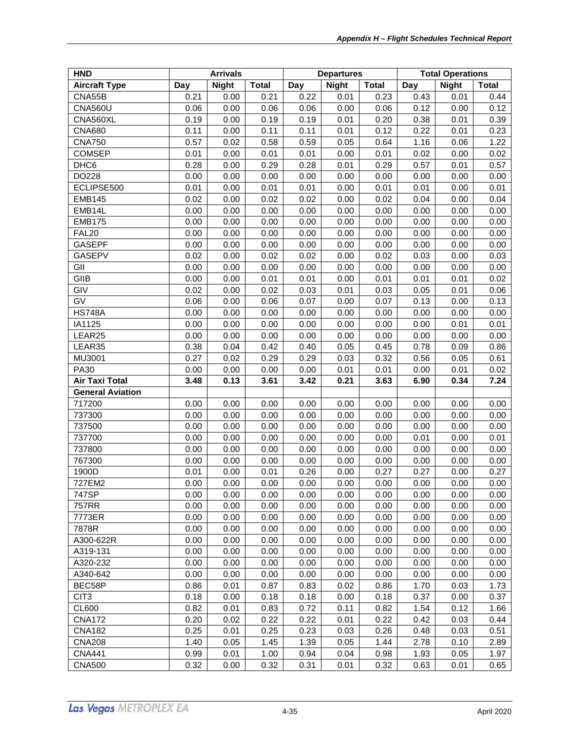| HND | Arrivals | | | Departures | | | Total Operations | | |
|---|---|---|---|---|---|---|---|---|---|
| **Aircraft Type** | **Day** | **Night** | **Total** | **Day** | **Night** | **Total** | **Day** | **Night** | **Total** |
| CNA55B | 0.21 | 0.00 | 0.21 | 0.22 | 0.01 | 0.23 | 0.43 | 0.01 | 0.44 |
| CNA560U | 0.06 | 0.00 | 0.06 | 0.06 | 0.00 | 0.06 | 0.12 | 0.00 | 0.12 |
| CNA560XL | 0.19 | 0.00 | 0.19 | 0.19 | 0.01 | 0.20 | 0.38 | 0.01 | 0.39 |
| CNA680 | 0.11 | 0.00 | 0.11 | 0.11 | 0.01 | 0.12 | 0.22 | 0.01 | 0.23 |
| CNA750 | 0.57 | 0.02 | 0.58 | 0.59 | 0.05 | 0.64 | 1.16 | 0.06 | 1.22 |
| COMSEP | 0.01 | 0.00 | 0.01 | 0.01 | 0.00 | 0.01 | 0.02 | 0.00 | 0.02 |
| DHC6 | 0.28 | 0.00 | 0.29 | 0.28 | 0.01 | 0.29 | 0.57 | 0.01 | 0.57 |
| DO228 | 0.00 | 0.00 | 0.00 | 0.00 | 0.00 | 0.00 | 0.00 | 0.00 | 0.00 |
| ECLIPSE500 | 0.01 | 0.00 | 0.01 | 0.01 | 0.00 | 0.01 | 0.01 | 0.00 | 0.01 |
| EMB145 | 0.02 | 0.00 | 0.02 | 0.02 | 0.00 | 0.02 | 0.04 | 0.00 | 0.04 |
| EMB14L | 0.00 | 0.00 | 0.00 | 0.00 | 0.00 | 0.00 | 0.00 | 0.00 | 0.00 |
| EMB175 | 0.00 | 0.00 | 0.00 | 0.00 | 0.00 | 0.00 | 0.00 | 0.00 | 0.00 |
| FAL20 | 0.00 | 0.00 | 0.00 | 0.00 | 0.00 | 0.00 | 0.00 | 0.00 | 0.00 |
| GASEPF | 0.00 | 0.00 | 0.00 | 0.00 | 0.00 | 0.00 | 0.00 | 0.00 | 0.00 |
| GASEPV | 0.02 | 0.00 | 0.02 | 0.02 | 0.00 | 0.02 | 0.03 | 0.00 | 0.03 |
| GII | 0.00 | 0.00 | 0.00 | 0.00 | 0.00 | 0.00 | 0.00 | 0.00 | 0.00 |
| GIIB | 0.00 | 0.00 | 0.01 | 0.01 | 0.00 | 0.01 | 0.01 | 0.01 | 0.02 |
| GIV | 0.02 | 0.00 | 0.02 | 0.03 | 0.01 | 0.03 | 0.05 | 0.01 | 0.06 |
| GV | 0.06 | 0.00 | 0.06 | 0.07 | 0.00 | 0.07 | 0.13 | 0.00 | 0.13 |
| HS748A | 0.00 | 0.00 | 0.00 | 0.00 | 0.00 | 0.00 | 0.00 | 0.00 | 0.00 |
| IA1125 | 0.00 | 0.00 | 0.00 | 0.00 | 0.00 | 0.00 | 0.00 | 0.01 | 0.01 |
| LEAR25 | 0.00 | 0.00 | 0.00 | 0.00 | 0.00 | 0.00 | 0.00 | 0.00 | 0.00 |
| LEAR35 | 0.38 | 0.04 | 0.42 | 0.40 | 0.05 | 0.45 | 0.78 | 0.09 | 0.86 |
| MU3001 | 0.27 | 0.02 | 0.29 | 0.29 | 0.03 | 0.32 | 0.56 | 0.05 | 0.61 |
| PA30 | 0.00 | 0.00 | 0.00 | 0.00 | 0.01 | 0.01 | 0.00 | 0.01 | 0.02 |
| **Air Taxi Total** | **3.48** | **0.13** | **3.61** | **3.42** | **0.21** | **3.63** | **6.90** | **0.34** | **7.24** |
| **General Aviation** | | | | | | | | | |
| 717200 | 0.00 | 0.00 | 0.00 | 0.00 | 0.00 | 0.00 | 0.00 | 0.00 | 0.00 |
| 737300 | 0.00 | 0.00 | 0.00 | 0.00 | 0.00 | 0.00 | 0.00 | 0.00 | 0.00 |
| 737500 | 0.00 | 0.00 | 0.00 | 0.00 | 0.00 | 0.00 | 0.00 | 0.00 | 0.00 |
| 737700 | 0.00 | 0.00 | 0.00 | 0.00 | 0.00 | 0.00 | 0.01 | 0.00 | 0.01 |
| 737800 | 0.00 | 0.00 | 0.00 | 0.00 | 0.00 | 0.00 | 0.00 | 0.00 | 0.00 |
| 767300 | 0.00 | 0.00 | 0.00 | 0.00 | 0.00 | 0.00 | 0.00 | 0.00 | 0.00 |
| 1900D | 0.01 | 0.00 | 0.01 | 0.26 | 0.00 | 0.27 | 0.27 | 0.00 | 0.27 |
| 727EM2 | 0.00 | 0.00 | 0.00 | 0.00 | 0.00 | 0.00 | 0.00 | 0.00 | 0.00 |
| 747SP | 0.00 | 0.00 | 0.00 | 0.00 | 0.00 | 0.00 | 0.00 | 0.00 | 0.00 |
| 757RR | 0.00 | 0.00 | 0.00 | 0.00 | 0.00 | 0.00 | 0.00 | 0.00 | 0.00 |
| 7773ER | 0.00 | 0.00 | 0.00 | 0.00 | 0.00 | 0.00 | 0.00 | 0.00 | 0.00 |
| 7878R | 0.00 | 0.00 | 0.00 | 0.00 | 0.00 | 0.00 | 0.00 | 0.00 | 0.00 |
| A300-622R | 0.00 | 0.00 | 0.00 | 0.00 | 0.00 | 0.00 | 0.00 | 0.00 | 0.00 |
| A319-131 | 0.00 | 0.00 | 0.00 | 0.00 | 0.00 | 0.00 | 0.00 | 0.00 | 0.00 |
| A320-232 | 0.00 | 0.00 | 0.00 | 0.00 | 0.00 | 0.00 | 0.00 | 0.00 | 0.00 |
| A340-642 | 0.00 | 0.00 | 0.00 | 0.00 | 0.00 | 0.00 | 0.00 | 0.00 | 0.00 |
| BEC58P | 0.86 | 0.01 | 0.87 | 0.83 | 0.02 | 0.86 | 1.70 | 0.03 | 1.73 |
| CIT3 | 0.18 | 0.00 | 0.18 | 0.18 | 0.00 | 0.18 | 0.37 | 0.00 | 0.37 |
| CL600 | 0.82 | 0.01 | 0.83 | 0.72 | 0.11 | 0.82 | 1.54 | 0.12 | 1.66 |
| CNA172 | 0.20 | 0.02 | 0.22 | 0.22 | 0.01 | 0.22 | 0.42 | 0.03 | 0.44 |
| CNA182 | 0.25 | 0.01 | 0.25 | 0.23 | 0.03 | 0.26 | 0.48 | 0.03 | 0.51 |
| CNA208 | 1.40 | 0.05 | 1.45 | 1.39 | 0.05 | 1.44 | 2.78 | 0.10 | 2.89 |
| CNA441 | 0.99 | 0.01 | 1.00 | 0.94 | 0.04 | 0.98 | 1.93 | 0.05 | 1.97 |
| CNA500 | 0.32 | 0.00 | 0.32 | 0.31 | 0.01 | 0.32 | 0.63 | 0.01 | 0.65 |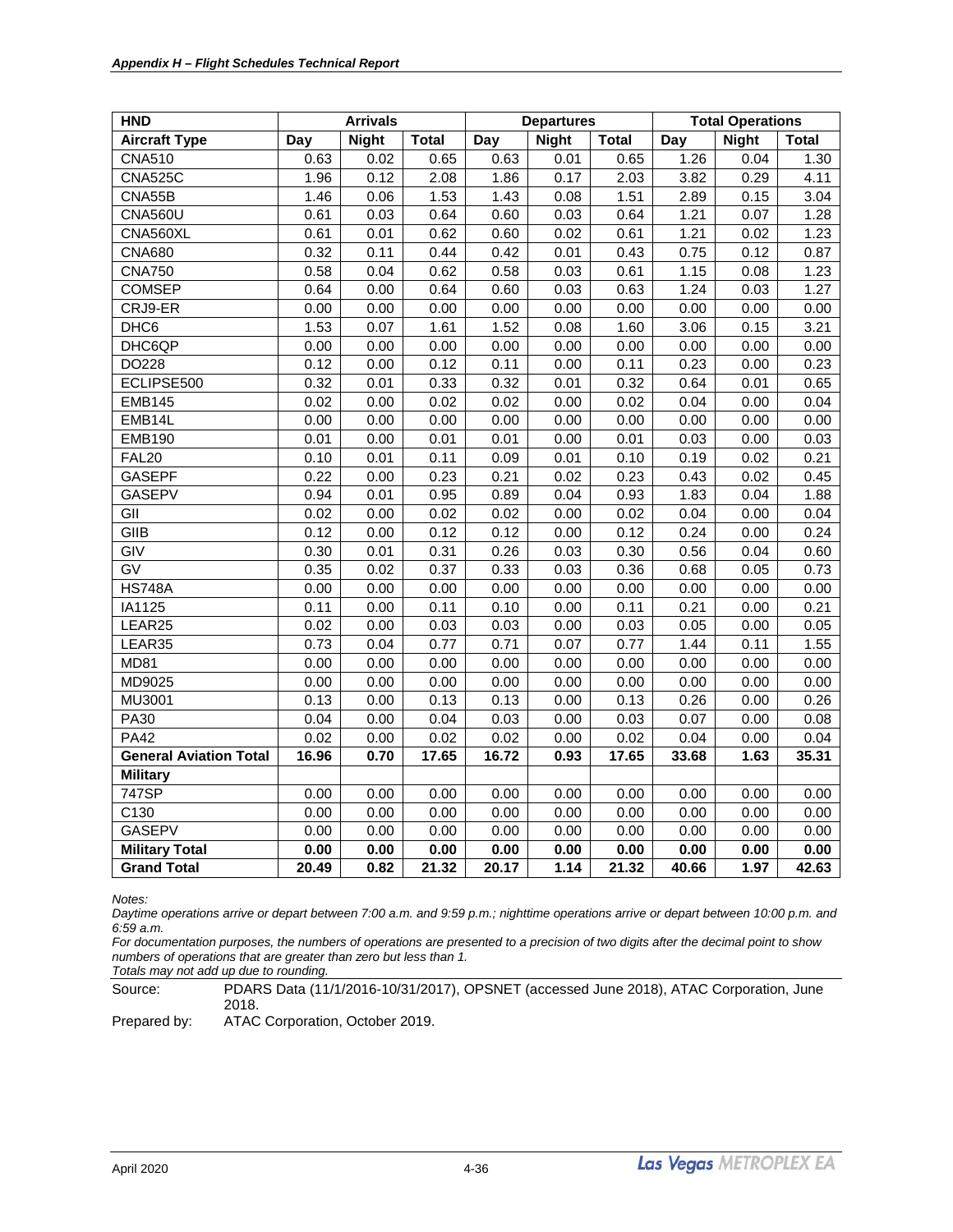| HND | Arrivals | | | Departures | | | Total Operations | | |
|---|---|---|---|---|---|---|---|---|---|
| **Aircraft Type** | **Day** | **Night** | **Total** | **Day** | **Night** | **Total** | **Day** | **Night** | **Total** |
| CNA510 | 0.63 | 0.02 | 0.65 | 0.63 | 0.01 | 0.65 | 1.26 | 0.04 | 1.30 |
| CNA525C | 1.96 | 0.12 | 2.08 | 1.86 | 0.17 | 2.03 | 3.82 | 0.29 | 4.11 |
| CNA55B | 1.46 | 0.06 | 1.53 | 1.43 | 0.08 | 1.51 | 2.89 | 0.15 | 3.04 |
| CNA560U | 0.61 | 0.03 | 0.64 | 0.60 | 0.03 | 0.64 | 1.21 | 0.07 | 1.28 |
| CNA560XL | 0.61 | 0.01 | 0.62 | 0.60 | 0.02 | 0.61 | 1.21 | 0.02 | 1.23 |
| CNA680 | 0.32 | 0.11 | 0.44 | 0.42 | 0.01 | 0.43 | 0.75 | 0.12 | 0.87 |
| CNA750 | 0.58 | 0.04 | 0.62 | 0.58 | 0.03 | 0.61 | 1.15 | 0.08 | 1.23 |
| COMSEP | 0.64 | 0.00 | 0.64 | 0.60 | 0.03 | 0.63 | 1.24 | 0.03 | 1.27 |
| CRJ9-ER | 0.00 | 0.00 | 0.00 | 0.00 | 0.00 | 0.00 | 0.00 | 0.00 | 0.00 |
| DHC6 | 1.53 | 0.07 | 1.61 | 1.52 | 0.08 | 1.60 | 3.06 | 0.15 | 3.21 |
| DHC6QP | 0.00 | 0.00 | 0.00 | 0.00 | 0.00 | 0.00 | 0.00 | 0.00 | 0.00 |
| DO228 | 0.12 | 0.00 | 0.12 | 0.11 | 0.00 | 0.11 | 0.23 | 0.00 | 0.23 |
| ECLIPSE500 | 0.32 | 0.01 | 0.33 | 0.32 | 0.01 | 0.32 | 0.64 | 0.01 | 0.65 |
| EMB145 | 0.02 | 0.00 | 0.02 | 0.02 | 0.00 | 0.02 | 0.04 | 0.00 | 0.04 |
| EMB14L | 0.00 | 0.00 | 0.00 | 0.00 | 0.00 | 0.00 | 0.00 | 0.00 | 0.00 |
| EMB190 | 0.01 | 0.00 | 0.01 | 0.01 | 0.00 | 0.01 | 0.03 | 0.00 | 0.03 |
| FAL20 | 0.10 | 0.01 | 0.11 | 0.09 | 0.01 | 0.10 | 0.19 | 0.02 | 0.21 |
| GASEPF | 0.22 | 0.00 | 0.23 | 0.21 | 0.02 | 0.23 | 0.43 | 0.02 | 0.45 |
| GASEPV | 0.94 | 0.01 | 0.95 | 0.89 | 0.04 | 0.93 | 1.83 | 0.04 | 1.88 |
| GII | 0.02 | 0.00 | 0.02 | 0.02 | 0.00 | 0.02 | 0.04 | 0.00 | 0.04 |
| GIIB | 0.12 | 0.00 | 0.12 | 0.12 | 0.00 | 0.12 | 0.24 | 0.00 | 0.24 |
| GIV | 0.30 | 0.01 | 0.31 | 0.26 | 0.03 | 0.30 | 0.56 | 0.04 | 0.60 |
| GV | 0.35 | 0.02 | 0.37 | 0.33 | 0.03 | 0.36 | 0.68 | 0.05 | 0.73 |
| HS748A | 0.00 | 0.00 | 0.00 | 0.00 | 0.00 | 0.00 | 0.00 | 0.00 | 0.00 |
| IA1125 | 0.11 | 0.00 | 0.11 | 0.10 | 0.00 | 0.11 | 0.21 | 0.00 | 0.21 |
| LEAR25 | 0.02 | 0.00 | 0.03 | 0.03 | 0.00 | 0.03 | 0.05 | 0.00 | 0.05 |
| LEAR35 | 0.73 | 0.04 | 0.77 | 0.71 | 0.07 | 0.77 | 1.44 | 0.11 | 1.55 |
| MD81 | 0.00 | 0.00 | 0.00 | 0.00 | 0.00 | 0.00 | 0.00 | 0.00 | 0.00 |
| MD9025 | 0.00 | 0.00 | 0.00 | 0.00 | 0.00 | 0.00 | 0.00 | 0.00 | 0.00 |
| MU3001 | 0.13 | 0.00 | 0.13 | 0.13 | 0.00 | 0.13 | 0.26 | 0.00 | 0.26 |
| PA30 | 0.04 | 0.00 | 0.04 | 0.03 | 0.00 | 0.03 | 0.07 | 0.00 | 0.08 |
| PA42 | 0.02 | 0.00 | 0.02 | 0.02 | 0.00 | 0.02 | 0.04 | 0.00 | 0.04 |
| **General Aviation Total** | **16.96** | **0.70** | **17.65** | **16.72** | **0.93** | **17.65** | **33.68** | **1.63** | **35.31** |
| **Military** | | | | | | | | | |
| 747SP | 0.00 | 0.00 | 0.00 | 0.00 | 0.00 | 0.00 | 0.00 | 0.00 | 0.00 |
| C130 | 0.00 | 0.00 | 0.00 | 0.00 | 0.00 | 0.00 | 0.00 | 0.00 | 0.00 |
| GASEPV | 0.00 | 0.00 | 0.00 | 0.00 | 0.00 | 0.00 | 0.00 | 0.00 | 0.00 |
| **Military Total** | **0.00** | **0.00** | **0.00** | **0.00** | **0.00** | **0.00** | **0.00** | **0.00** | **0.00** |
| **Grand Total** | **20.49** | **0.82** | **21.32** | **20.17** | **1.14** | **21.32** | **40.66** | **1.97** | **42.63** |

*Notes:*
*Daytime operations arrive or depart between 7:00 a.m. and 9:59 p.m.; nighttime operations arrive or depart between 10:00 p.m. and 6:59 a.m.*
*For documentation purposes, the numbers of operations are presented to a precision of two digits after the decimal point to show numbers of operations that are greater than zero but less than 1.*
*Totals may not add up due to rounding.*

Source: PDARS Data (11/1/2016-10/31/2017), OPSNET (accessed June 2018), ATAC Corporation, June 2018.

Prepared by: ATAC Corporation, October 2019.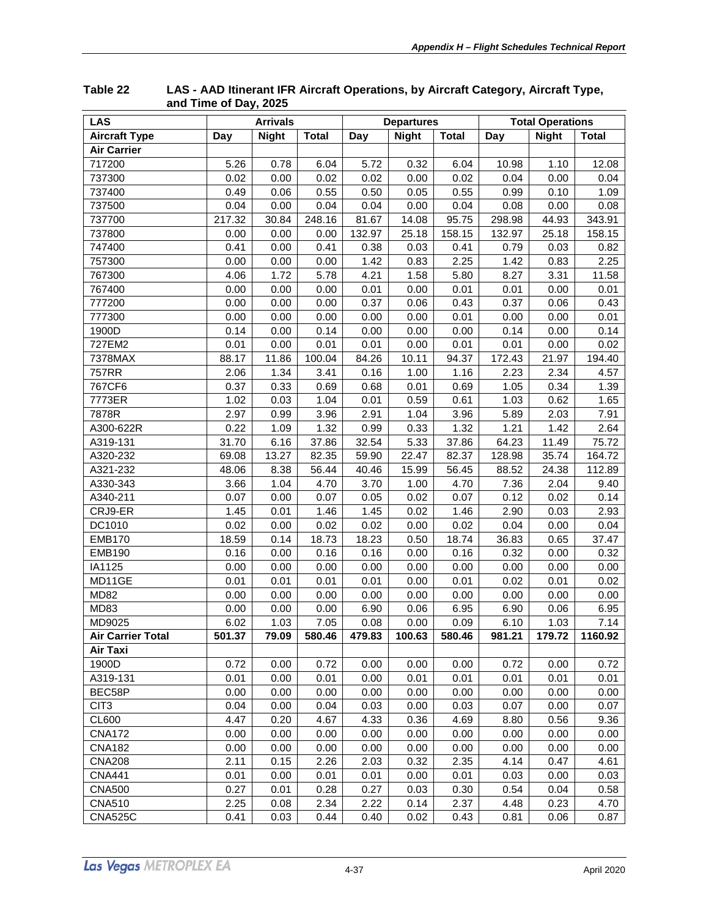**Table 22 LAS - AAD Itinerant IFR Aircraft Operations, by Aircraft Category, Aircraft Type, and Time of Day, 2025**

| LAS | Arrivals | | | Departures | | | Total Operations | | |
|---|---|---|---|---|---|---|---|---|---|
| **Aircraft Type** | **Day** | **Night** | **Total** | **Day** | **Night** | **Total** | **Day** | **Night** | **Total** |
| **Air Carrier** | | | | | | | | | |
| 717200 | 5.26 | 0.78 | 6.04 | 5.72 | 0.32 | 6.04 | 10.98 | 1.10 | 12.08 |
| 737300 | 0.02 | 0.00 | 0.02 | 0.02 | 0.00 | 0.02 | 0.04 | 0.00 | 0.04 |
| 737400 | 0.49 | 0.06 | 0.55 | 0.50 | 0.05 | 0.55 | 0.99 | 0.10 | 1.09 |
| 737500 | 0.04 | 0.00 | 0.04 | 0.04 | 0.00 | 0.04 | 0.08 | 0.00 | 0.08 |
| 737700 | 217.32 | 30.84 | 248.16 | 81.67 | 14.08 | 95.75 | 298.98 | 44.93 | 343.91 |
| 737800 | 0.00 | 0.00 | 0.00 | 132.97 | 25.18 | 158.15 | 132.97 | 25.18 | 158.15 |
| 747400 | 0.41 | 0.00 | 0.41 | 0.38 | 0.03 | 0.41 | 0.79 | 0.03 | 0.82 |
| 757300 | 0.00 | 0.00 | 0.00 | 1.42 | 0.83 | 2.25 | 1.42 | 0.83 | 2.25 |
| 767300 | 4.06 | 1.72 | 5.78 | 4.21 | 1.58 | 5.80 | 8.27 | 3.31 | 11.58 |
| 767400 | 0.00 | 0.00 | 0.00 | 0.01 | 0.00 | 0.01 | 0.01 | 0.00 | 0.01 |
| 777200 | 0.00 | 0.00 | 0.00 | 0.37 | 0.06 | 0.43 | 0.37 | 0.06 | 0.43 |
| 777300 | 0.00 | 0.00 | 0.00 | 0.00 | 0.00 | 0.01 | 0.00 | 0.00 | 0.01 |
| 1900D | 0.14 | 0.00 | 0.14 | 0.00 | 0.00 | 0.00 | 0.14 | 0.00 | 0.14 |
| 727EM2 | 0.01 | 0.00 | 0.01 | 0.01 | 0.00 | 0.01 | 0.01 | 0.00 | 0.02 |
| 7378MAX | 88.17 | 11.86 | 100.04 | 84.26 | 10.11 | 94.37 | 172.43 | 21.97 | 194.40 |
| 757RR | 2.06 | 1.34 | 3.41 | 0.16 | 1.00 | 1.16 | 2.23 | 2.34 | 4.57 |
| 767CF6 | 0.37 | 0.33 | 0.69 | 0.68 | 0.01 | 0.69 | 1.05 | 0.34 | 1.39 |
| 7773ER | 1.02 | 0.03 | 1.04 | 0.01 | 0.59 | 0.61 | 1.03 | 0.62 | 1.65 |
| 7878R | 2.97 | 0.99 | 3.96 | 2.91 | 1.04 | 3.96 | 5.89 | 2.03 | 7.91 |
| A300-622R | 0.22 | 1.09 | 1.32 | 0.99 | 0.33 | 1.32 | 1.21 | 1.42 | 2.64 |
| A319-131 | 31.70 | 6.16 | 37.86 | 32.54 | 5.33 | 37.86 | 64.23 | 11.49 | 75.72 |
| A320-232 | 69.08 | 13.27 | 82.35 | 59.90 | 22.47 | 82.37 | 128.98 | 35.74 | 164.72 |
| A321-232 | 48.06 | 8.38 | 56.44 | 40.46 | 15.99 | 56.45 | 88.52 | 24.38 | 112.89 |
| A330-343 | 3.66 | 1.04 | 4.70 | 3.70 | 1.00 | 4.70 | 7.36 | 2.04 | 9.40 |
| A340-211 | 0.07 | 0.00 | 0.07 | 0.05 | 0.02 | 0.07 | 0.12 | 0.02 | 0.14 |
| CRJ9-ER | 1.45 | 0.01 | 1.46 | 1.45 | 0.02 | 1.46 | 2.90 | 0.03 | 2.93 |
| DC1010 | 0.02 | 0.00 | 0.02 | 0.02 | 0.00 | 0.02 | 0.04 | 0.00 | 0.04 |
| EMB170 | 18.59 | 0.14 | 18.73 | 18.23 | 0.50 | 18.74 | 36.83 | 0.65 | 37.47 |
| EMB190 | 0.16 | 0.00 | 0.16 | 0.16 | 0.00 | 0.16 | 0.32 | 0.00 | 0.32 |
| IA1125 | 0.00 | 0.00 | 0.00 | 0.00 | 0.00 | 0.00 | 0.00 | 0.00 | 0.00 |
| MD11GE | 0.01 | 0.01 | 0.01 | 0.01 | 0.00 | 0.01 | 0.02 | 0.01 | 0.02 |
| MD82 | 0.00 | 0.00 | 0.00 | 0.00 | 0.00 | 0.00 | 0.00 | 0.00 | 0.00 |
| MD83 | 0.00 | 0.00 | 0.00 | 6.90 | 0.06 | 6.95 | 6.90 | 0.06 | 6.95 |
| MD9025 | 6.02 | 1.03 | 7.05 | 0.08 | 0.00 | 0.09 | 6.10 | 1.03 | 7.14 |
| **Air Carrier Total** | **501.37** | **79.09** | **580.46** | **479.83** | **100.63** | **580.46** | **981.21** | **179.72** | **1160.92** |
| **Air Taxi** | | | | | | | | | |
| 1900D | 0.72 | 0.00 | 0.72 | 0.00 | 0.00 | 0.00 | 0.72 | 0.00 | 0.72 |
| A319-131 | 0.01 | 0.00 | 0.01 | 0.00 | 0.01 | 0.01 | 0.01 | 0.01 | 0.01 |
| BEC58P | 0.00 | 0.00 | 0.00 | 0.00 | 0.00 | 0.00 | 0.00 | 0.00 | 0.00 |
| CIT3 | 0.04 | 0.00 | 0.04 | 0.03 | 0.00 | 0.03 | 0.07 | 0.00 | 0.07 |
| CL600 | 4.47 | 0.20 | 4.67 | 4.33 | 0.36 | 4.69 | 8.80 | 0.56 | 9.36 |
| CNA172 | 0.00 | 0.00 | 0.00 | 0.00 | 0.00 | 0.00 | 0.00 | 0.00 | 0.00 |
| CNA182 | 0.00 | 0.00 | 0.00 | 0.00 | 0.00 | 0.00 | 0.00 | 0.00 | 0.00 |
| CNA208 | 2.11 | 0.15 | 2.26 | 2.03 | 0.32 | 2.35 | 4.14 | 0.47 | 4.61 |
| CNA441 | 0.01 | 0.00 | 0.01 | 0.01 | 0.00 | 0.01 | 0.03 | 0.00 | 0.03 |
| CNA500 | 0.27 | 0.01 | 0.28 | 0.27 | 0.03 | 0.30 | 0.54 | 0.04 | 0.58 |
| CNA510 | 2.25 | 0.08 | 2.34 | 2.22 | 0.14 | 2.37 | 4.48 | 0.23 | 4.70 |
| CNA525C | 0.41 | 0.03 | 0.44 | 0.40 | 0.02 | 0.43 | 0.81 | 0.06 | 0.87 |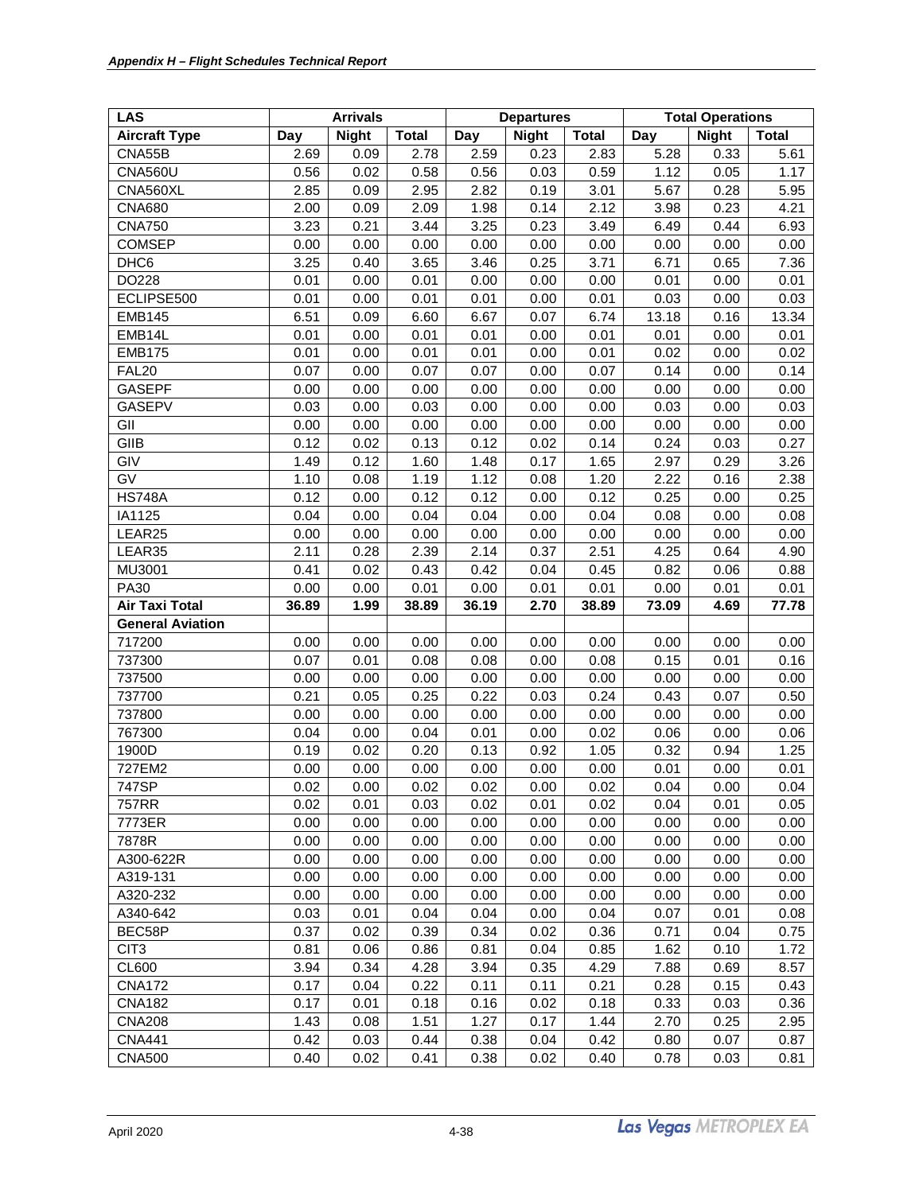| LAS | Arrivals | | | Departures | | | Total Operations | | |
|---|---|---|---|---|---|---|---|---|---|
| **Aircraft Type** | **Day** | **Night** | **Total** | **Day** | **Night** | **Total** | **Day** | **Night** | **Total** |
| CNA55B | 2.69 | 0.09 | 2.78 | 2.59 | 0.23 | 2.83 | 5.28 | 0.33 | 5.61 |
| CNA560U | 0.56 | 0.02 | 0.58 | 0.56 | 0.03 | 0.59 | 1.12 | 0.05 | 1.17 |
| CNA560XL | 2.85 | 0.09 | 2.95 | 2.82 | 0.19 | 3.01 | 5.67 | 0.28 | 5.95 |
| CNA680 | 2.00 | 0.09 | 2.09 | 1.98 | 0.14 | 2.12 | 3.98 | 0.23 | 4.21 |
| CNA750 | 3.23 | 0.21 | 3.44 | 3.25 | 0.23 | 3.49 | 6.49 | 0.44 | 6.93 |
| COMSEP | 0.00 | 0.00 | 0.00 | 0.00 | 0.00 | 0.00 | 0.00 | 0.00 | 0.00 |
| DHC6 | 3.25 | 0.40 | 3.65 | 3.46 | 0.25 | 3.71 | 6.71 | 0.65 | 7.36 |
| DO228 | 0.01 | 0.00 | 0.01 | 0.00 | 0.00 | 0.00 | 0.01 | 0.00 | 0.01 |
| ECLIPSE500 | 0.01 | 0.00 | 0.01 | 0.01 | 0.00 | 0.01 | 0.03 | 0.00 | 0.03 |
| EMB145 | 6.51 | 0.09 | 6.60 | 6.67 | 0.07 | 6.74 | 13.18 | 0.16 | 13.34 |
| EMB14L | 0.01 | 0.00 | 0.01 | 0.01 | 0.00 | 0.01 | 0.01 | 0.00 | 0.01 |
| EMB175 | 0.01 | 0.00 | 0.01 | 0.01 | 0.00 | 0.01 | 0.02 | 0.00 | 0.02 |
| FAL20 | 0.07 | 0.00 | 0.07 | 0.07 | 0.00 | 0.07 | 0.14 | 0.00 | 0.14 |
| GASEPF | 0.00 | 0.00 | 0.00 | 0.00 | 0.00 | 0.00 | 0.00 | 0.00 | 0.00 |
| GASEPV | 0.03 | 0.00 | 0.03 | 0.00 | 0.00 | 0.00 | 0.03 | 0.00 | 0.03 |
| GII | 0.00 | 0.00 | 0.00 | 0.00 | 0.00 | 0.00 | 0.00 | 0.00 | 0.00 |
| GIIB | 0.12 | 0.02 | 0.13 | 0.12 | 0.02 | 0.14 | 0.24 | 0.03 | 0.27 |
| GIV | 1.49 | 0.12 | 1.60 | 1.48 | 0.17 | 1.65 | 2.97 | 0.29 | 3.26 |
| GV | 1.10 | 0.08 | 1.19 | 1.12 | 0.08 | 1.20 | 2.22 | 0.16 | 2.38 |
| HS748A | 0.12 | 0.00 | 0.12 | 0.12 | 0.00 | 0.12 | 0.25 | 0.00 | 0.25 |
| IA1125 | 0.04 | 0.00 | 0.04 | 0.04 | 0.00 | 0.04 | 0.08 | 0.00 | 0.08 |
| LEAR25 | 0.00 | 0.00 | 0.00 | 0.00 | 0.00 | 0.00 | 0.00 | 0.00 | 0.00 |
| LEAR35 | 2.11 | 0.28 | 2.39 | 2.14 | 0.37 | 2.51 | 4.25 | 0.64 | 4.90 |
| MU3001 | 0.41 | 0.02 | 0.43 | 0.42 | 0.04 | 0.45 | 0.82 | 0.06 | 0.88 |
| PA30 | 0.00 | 0.00 | 0.01 | 0.00 | 0.01 | 0.01 | 0.00 | 0.01 | 0.01 |
| **Air Taxi Total** | **36.89** | **1.99** | **38.89** | **36.19** | **2.70** | **38.89** | **73.09** | **4.69** | **77.78** |
| **General Aviation** | | | | | | | | | |
| 717200 | 0.00 | 0.00 | 0.00 | 0.00 | 0.00 | 0.00 | 0.00 | 0.00 | 0.00 |
| 737300 | 0.07 | 0.01 | 0.08 | 0.08 | 0.00 | 0.08 | 0.15 | 0.01 | 0.16 |
| 737500 | 0.00 | 0.00 | 0.00 | 0.00 | 0.00 | 0.00 | 0.00 | 0.00 | 0.00 |
| 737700 | 0.21 | 0.05 | 0.25 | 0.22 | 0.03 | 0.24 | 0.43 | 0.07 | 0.50 |
| 737800 | 0.00 | 0.00 | 0.00 | 0.00 | 0.00 | 0.00 | 0.00 | 0.00 | 0.00 |
| 767300 | 0.04 | 0.00 | 0.04 | 0.01 | 0.00 | 0.02 | 0.06 | 0.00 | 0.06 |
| 1900D | 0.19 | 0.02 | 0.20 | 0.13 | 0.92 | 1.05 | 0.32 | 0.94 | 1.25 |
| 727EM2 | 0.00 | 0.00 | 0.00 | 0.00 | 0.00 | 0.00 | 0.01 | 0.00 | 0.01 |
| 747SP | 0.02 | 0.00 | 0.02 | 0.02 | 0.00 | 0.02 | 0.04 | 0.00 | 0.04 |
| 757RR | 0.02 | 0.01 | 0.03 | 0.02 | 0.01 | 0.02 | 0.04 | 0.01 | 0.05 |
| 7773ER | 0.00 | 0.00 | 0.00 | 0.00 | 0.00 | 0.00 | 0.00 | 0.00 | 0.00 |
| 7878R | 0.00 | 0.00 | 0.00 | 0.00 | 0.00 | 0.00 | 0.00 | 0.00 | 0.00 |
| A300-622R | 0.00 | 0.00 | 0.00 | 0.00 | 0.00 | 0.00 | 0.00 | 0.00 | 0.00 |
| A319-131 | 0.00 | 0.00 | 0.00 | 0.00 | 0.00 | 0.00 | 0.00 | 0.00 | 0.00 |
| A320-232 | 0.00 | 0.00 | 0.00 | 0.00 | 0.00 | 0.00 | 0.00 | 0.00 | 0.00 |
| A340-642 | 0.03 | 0.01 | 0.04 | 0.04 | 0.00 | 0.04 | 0.07 | 0.01 | 0.08 |
| BEC58P | 0.37 | 0.02 | 0.39 | 0.34 | 0.02 | 0.36 | 0.71 | 0.04 | 0.75 |
| CIT3 | 0.81 | 0.06 | 0.86 | 0.81 | 0.04 | 0.85 | 1.62 | 0.10 | 1.72 |
| CL600 | 3.94 | 0.34 | 4.28 | 3.94 | 0.35 | 4.29 | 7.88 | 0.69 | 8.57 |
| CNA172 | 0.17 | 0.04 | 0.22 | 0.11 | 0.11 | 0.21 | 0.28 | 0.15 | 0.43 |
| CNA182 | 0.17 | 0.01 | 0.18 | 0.16 | 0.02 | 0.18 | 0.33 | 0.03 | 0.36 |
| CNA208 | 1.43 | 0.08 | 1.51 | 1.27 | 0.17 | 1.44 | 2.70 | 0.25 | 2.95 |
| CNA441 | 0.42 | 0.03 | 0.44 | 0.38 | 0.04 | 0.42 | 0.80 | 0.07 | 0.87 |
| CNA500 | 0.40 | 0.02 | 0.41 | 0.38 | 0.02 | 0.40 | 0.78 | 0.03 | 0.81 |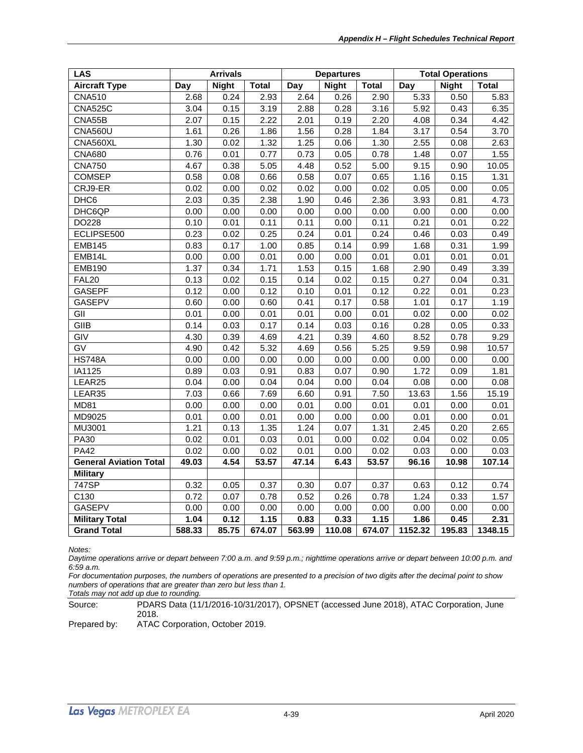| LAS | Arrivals | | | Departures | | | Total Operations | | |
|---|---|---|---|---|---|---|---|---|---|
| **Aircraft Type** | **Day** | **Night** | **Total** | **Day** | **Night** | **Total** | **Day** | **Night** | **Total** |
| CNA510 | 2.68 | 0.24 | 2.93 | 2.64 | 0.26 | 2.90 | 5.33 | 0.50 | 5.83 |
| CNA525C | 3.04 | 0.15 | 3.19 | 2.88 | 0.28 | 3.16 | 5.92 | 0.43 | 6.35 |
| CNA55B | 2.07 | 0.15 | 2.22 | 2.01 | 0.19 | 2.20 | 4.08 | 0.34 | 4.42 |
| CNA560U | 1.61 | 0.26 | 1.86 | 1.56 | 0.28 | 1.84 | 3.17 | 0.54 | 3.70 |
| CNA560XL | 1.30 | 0.02 | 1.32 | 1.25 | 0.06 | 1.30 | 2.55 | 0.08 | 2.63 |
| CNA680 | 0.76 | 0.01 | 0.77 | 0.73 | 0.05 | 0.78 | 1.48 | 0.07 | 1.55 |
| CNA750 | 4.67 | 0.38 | 5.05 | 4.48 | 0.52 | 5.00 | 9.15 | 0.90 | 10.05 |
| COMSEP | 0.58 | 0.08 | 0.66 | 0.58 | 0.07 | 0.65 | 1.16 | 0.15 | 1.31 |
| CRJ9-ER | 0.02 | 0.00 | 0.02 | 0.02 | 0.00 | 0.02 | 0.05 | 0.00 | 0.05 |
| DHC6 | 2.03 | 0.35 | 2.38 | 1.90 | 0.46 | 2.36 | 3.93 | 0.81 | 4.73 |
| DHC6QP | 0.00 | 0.00 | 0.00 | 0.00 | 0.00 | 0.00 | 0.00 | 0.00 | 0.00 |
| DO228 | 0.10 | 0.01 | 0.11 | 0.11 | 0.00 | 0.11 | 0.21 | 0.01 | 0.22 |
| ECLIPSE500 | 0.23 | 0.02 | 0.25 | 0.24 | 0.01 | 0.24 | 0.46 | 0.03 | 0.49 |
| EMB145 | 0.83 | 0.17 | 1.00 | 0.85 | 0.14 | 0.99 | 1.68 | 0.31 | 1.99 |
| EMB14L | 0.00 | 0.00 | 0.01 | 0.00 | 0.00 | 0.01 | 0.01 | 0.01 | 0.01 |
| EMB190 | 1.37 | 0.34 | 1.71 | 1.53 | 0.15 | 1.68 | 2.90 | 0.49 | 3.39 |
| FAL20 | 0.13 | 0.02 | 0.15 | 0.14 | 0.02 | 0.15 | 0.27 | 0.04 | 0.31 |
| GASEPF | 0.12 | 0.00 | 0.12 | 0.10 | 0.01 | 0.12 | 0.22 | 0.01 | 0.23 |
| GASEPV | 0.60 | 0.00 | 0.60 | 0.41 | 0.17 | 0.58 | 1.01 | 0.17 | 1.19 |
| GII | 0.01 | 0.00 | 0.01 | 0.01 | 0.00 | 0.01 | 0.02 | 0.00 | 0.02 |
| GIIB | 0.14 | 0.03 | 0.17 | 0.14 | 0.03 | 0.16 | 0.28 | 0.05 | 0.33 |
| GIV | 4.30 | 0.39 | 4.69 | 4.21 | 0.39 | 4.60 | 8.52 | 0.78 | 9.29 |
| GV | 4.90 | 0.42 | 5.32 | 4.69 | 0.56 | 5.25 | 9.59 | 0.98 | 10.57 |
| HS748A | 0.00 | 0.00 | 0.00 | 0.00 | 0.00 | 0.00 | 0.00 | 0.00 | 0.00 |
| IA1125 | 0.89 | 0.03 | 0.91 | 0.83 | 0.07 | 0.90 | 1.72 | 0.09 | 1.81 |
| LEAR25 | 0.04 | 0.00 | 0.04 | 0.04 | 0.00 | 0.04 | 0.08 | 0.00 | 0.08 |
| LEAR35 | 7.03 | 0.66 | 7.69 | 6.60 | 0.91 | 7.50 | 13.63 | 1.56 | 15.19 |
| MD81 | 0.00 | 0.00 | 0.00 | 0.01 | 0.00 | 0.01 | 0.01 | 0.00 | 0.01 |
| MD9025 | 0.01 | 0.00 | 0.01 | 0.00 | 0.00 | 0.00 | 0.01 | 0.00 | 0.01 |
| MU3001 | 1.21 | 0.13 | 1.35 | 1.24 | 0.07 | 1.31 | 2.45 | 0.20 | 2.65 |
| PA30 | 0.02 | 0.01 | 0.03 | 0.01 | 0.00 | 0.02 | 0.04 | 0.02 | 0.05 |
| PA42 | 0.02 | 0.00 | 0.02 | 0.01 | 0.00 | 0.02 | 0.03 | 0.00 | 0.03 |
| **General Aviation Total** | **49.03** | **4.54** | **53.57** | **47.14** | **6.43** | **53.57** | **96.16** | **10.98** | **107.14** |
| **Military** | | | | | | | | | |
| 747SP | 0.32 | 0.05 | 0.37 | 0.30 | 0.07 | 0.37 | 0.63 | 0.12 | 0.74 |
| C130 | 0.72 | 0.07 | 0.78 | 0.52 | 0.26 | 0.78 | 1.24 | 0.33 | 1.57 |
| GASEPV | 0.00 | 0.00 | 0.00 | 0.00 | 0.00 | 0.00 | 0.00 | 0.00 | 0.00 |
| **Military Total** | **1.04** | **0.12** | **1.15** | **0.83** | **0.33** | **1.15** | **1.86** | **0.45** | **2.31** |
| **Grand Total** | **588.33** | **85.75** | **674.07** | **563.99** | **110.08** | **674.07** | **1152.32** | **195.83** | **1348.15** |

*Notes:*
*Daytime operations arrive or depart between 7:00 a.m. and 9:59 p.m.; nighttime operations arrive or depart between 10:00 p.m. and 6:59 a.m.*
*For documentation purposes, the numbers of operations are presented to a precision of two digits after the decimal point to show numbers of operations that are greater than zero but less than 1.*
*Totals may not add up due to rounding.*

Source: PDARS Data (11/1/2016-10/31/2017), OPSNET (accessed June 2018), ATAC Corporation, June 2018.
Prepared by: ATAC Corporation, October 2019.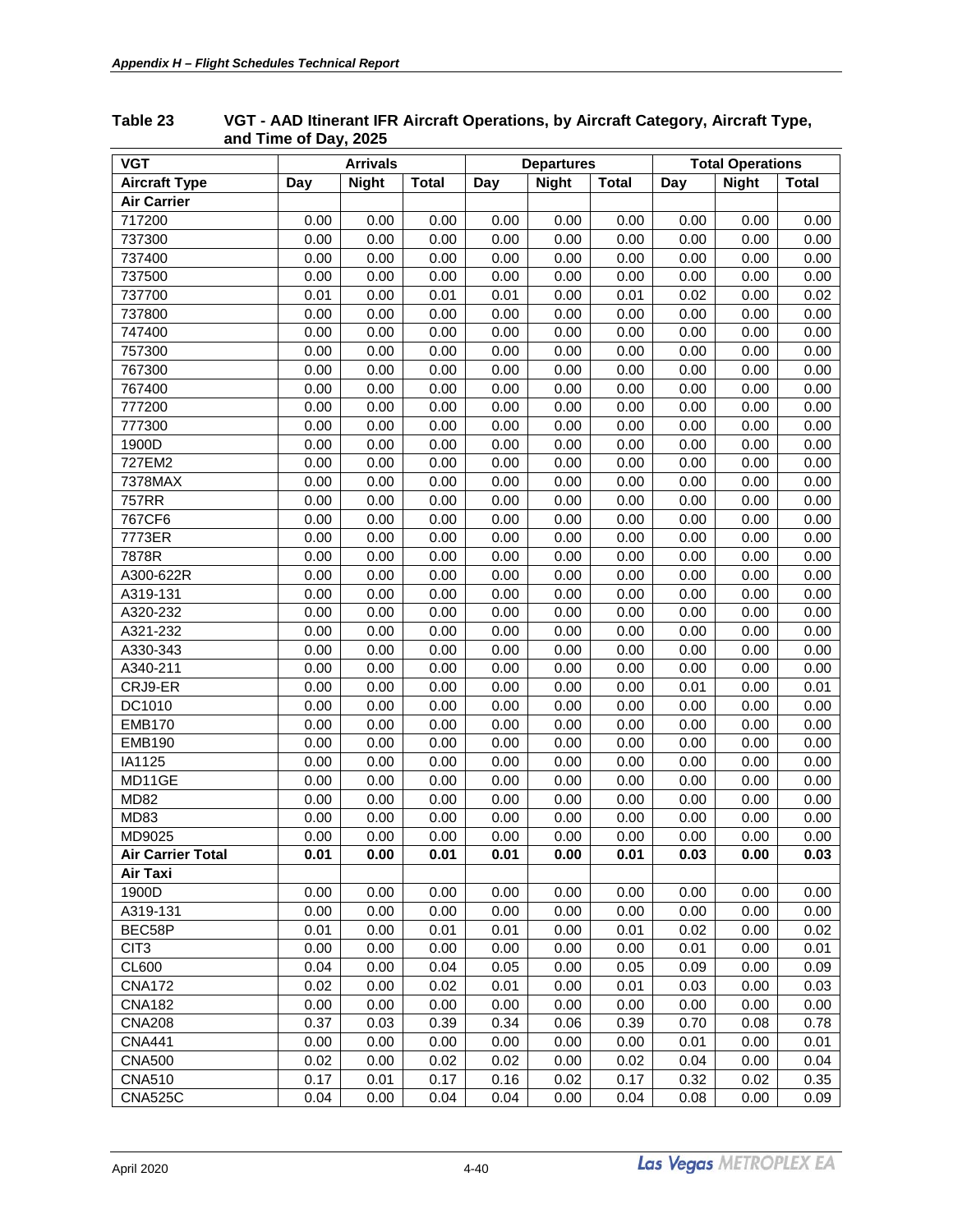**Table 23 VGT - AAD Itinerant IFR Aircraft Operations, by Aircraft Category, Aircraft Type, and Time of Day, 2025**

| VGT | Arrivals | | | Departures | | | Total Operations | | |
|---|---|---|---|---|---|---|---|---|---|
| Aircraft Type | Day | Night | Total | Day | Night | Total | Day | Night | Total |
| **Air Carrier** | | | | | | | | | |
| 717200 | 0.00 | 0.00 | 0.00 | 0.00 | 0.00 | 0.00 | 0.00 | 0.00 | 0.00 |
| 737300 | 0.00 | 0.00 | 0.00 | 0.00 | 0.00 | 0.00 | 0.00 | 0.00 | 0.00 |
| 737400 | 0.00 | 0.00 | 0.00 | 0.00 | 0.00 | 0.00 | 0.00 | 0.00 | 0.00 |
| 737500 | 0.00 | 0.00 | 0.00 | 0.00 | 0.00 | 0.00 | 0.00 | 0.00 | 0.00 |
| 737700 | 0.01 | 0.00 | 0.01 | 0.01 | 0.00 | 0.01 | 0.02 | 0.00 | 0.02 |
| 737800 | 0.00 | 0.00 | 0.00 | 0.00 | 0.00 | 0.00 | 0.00 | 0.00 | 0.00 |
| 747400 | 0.00 | 0.00 | 0.00 | 0.00 | 0.00 | 0.00 | 0.00 | 0.00 | 0.00 |
| 757300 | 0.00 | 0.00 | 0.00 | 0.00 | 0.00 | 0.00 | 0.00 | 0.00 | 0.00 |
| 767300 | 0.00 | 0.00 | 0.00 | 0.00 | 0.00 | 0.00 | 0.00 | 0.00 | 0.00 |
| 767400 | 0.00 | 0.00 | 0.00 | 0.00 | 0.00 | 0.00 | 0.00 | 0.00 | 0.00 |
| 777200 | 0.00 | 0.00 | 0.00 | 0.00 | 0.00 | 0.00 | 0.00 | 0.00 | 0.00 |
| 777300 | 0.00 | 0.00 | 0.00 | 0.00 | 0.00 | 0.00 | 0.00 | 0.00 | 0.00 |
| 1900D | 0.00 | 0.00 | 0.00 | 0.00 | 0.00 | 0.00 | 0.00 | 0.00 | 0.00 |
| 727EM2 | 0.00 | 0.00 | 0.00 | 0.00 | 0.00 | 0.00 | 0.00 | 0.00 | 0.00 |
| 7378MAX | 0.00 | 0.00 | 0.00 | 0.00 | 0.00 | 0.00 | 0.00 | 0.00 | 0.00 |
| 757RR | 0.00 | 0.00 | 0.00 | 0.00 | 0.00 | 0.00 | 0.00 | 0.00 | 0.00 |
| 767CF6 | 0.00 | 0.00 | 0.00 | 0.00 | 0.00 | 0.00 | 0.00 | 0.00 | 0.00 |
| 7773ER | 0.00 | 0.00 | 0.00 | 0.00 | 0.00 | 0.00 | 0.00 | 0.00 | 0.00 |
| 7878R | 0.00 | 0.00 | 0.00 | 0.00 | 0.00 | 0.00 | 0.00 | 0.00 | 0.00 |
| A300-622R | 0.00 | 0.00 | 0.00 | 0.00 | 0.00 | 0.00 | 0.00 | 0.00 | 0.00 |
| A319-131 | 0.00 | 0.00 | 0.00 | 0.00 | 0.00 | 0.00 | 0.00 | 0.00 | 0.00 |
| A320-232 | 0.00 | 0.00 | 0.00 | 0.00 | 0.00 | 0.00 | 0.00 | 0.00 | 0.00 |
| A321-232 | 0.00 | 0.00 | 0.00 | 0.00 | 0.00 | 0.00 | 0.00 | 0.00 | 0.00 |
| A330-343 | 0.00 | 0.00 | 0.00 | 0.00 | 0.00 | 0.00 | 0.00 | 0.00 | 0.00 |
| A340-211 | 0.00 | 0.00 | 0.00 | 0.00 | 0.00 | 0.00 | 0.00 | 0.00 | 0.00 |
| CRJ9-ER | 0.00 | 0.00 | 0.00 | 0.00 | 0.00 | 0.00 | 0.01 | 0.00 | 0.01 |
| DC1010 | 0.00 | 0.00 | 0.00 | 0.00 | 0.00 | 0.00 | 0.00 | 0.00 | 0.00 |
| EMB170 | 0.00 | 0.00 | 0.00 | 0.00 | 0.00 | 0.00 | 0.00 | 0.00 | 0.00 |
| EMB190 | 0.00 | 0.00 | 0.00 | 0.00 | 0.00 | 0.00 | 0.00 | 0.00 | 0.00 |
| IA1125 | 0.00 | 0.00 | 0.00 | 0.00 | 0.00 | 0.00 | 0.00 | 0.00 | 0.00 |
| MD11GE | 0.00 | 0.00 | 0.00 | 0.00 | 0.00 | 0.00 | 0.00 | 0.00 | 0.00 |
| MD82 | 0.00 | 0.00 | 0.00 | 0.00 | 0.00 | 0.00 | 0.00 | 0.00 | 0.00 |
| MD83 | 0.00 | 0.00 | 0.00 | 0.00 | 0.00 | 0.00 | 0.00 | 0.00 | 0.00 |
| MD9025 | 0.00 | 0.00 | 0.00 | 0.00 | 0.00 | 0.00 | 0.00 | 0.00 | 0.00 |
| **Air Carrier Total** | **0.01** | **0.00** | **0.01** | **0.01** | **0.00** | **0.01** | **0.03** | **0.00** | **0.03** |
| **Air Taxi** | | | | | | | | | |
| 1900D | 0.00 | 0.00 | 0.00 | 0.00 | 0.00 | 0.00 | 0.00 | 0.00 | 0.00 |
| A319-131 | 0.00 | 0.00 | 0.00 | 0.00 | 0.00 | 0.00 | 0.00 | 0.00 | 0.00 |
| BEC58P | 0.01 | 0.00 | 0.01 | 0.01 | 0.00 | 0.01 | 0.02 | 0.00 | 0.02 |
| CIT3 | 0.00 | 0.00 | 0.00 | 0.00 | 0.00 | 0.00 | 0.01 | 0.00 | 0.01 |
| CL600 | 0.04 | 0.00 | 0.04 | 0.05 | 0.00 | 0.05 | 0.09 | 0.00 | 0.09 |
| CNA172 | 0.02 | 0.00 | 0.02 | 0.01 | 0.00 | 0.01 | 0.03 | 0.00 | 0.03 |
| CNA182 | 0.00 | 0.00 | 0.00 | 0.00 | 0.00 | 0.00 | 0.00 | 0.00 | 0.00 |
| CNA208 | 0.37 | 0.03 | 0.39 | 0.34 | 0.06 | 0.39 | 0.70 | 0.08 | 0.78 |
| CNA441 | 0.00 | 0.00 | 0.00 | 0.00 | 0.00 | 0.00 | 0.01 | 0.00 | 0.01 |
| CNA500 | 0.02 | 0.00 | 0.02 | 0.02 | 0.00 | 0.02 | 0.04 | 0.00 | 0.04 |
| CNA510 | 0.17 | 0.01 | 0.17 | 0.16 | 0.02 | 0.17 | 0.32 | 0.02 | 0.35 |
| CNA525C | 0.04 | 0.00 | 0.04 | 0.04 | 0.00 | 0.04 | 0.08 | 0.00 | 0.09 |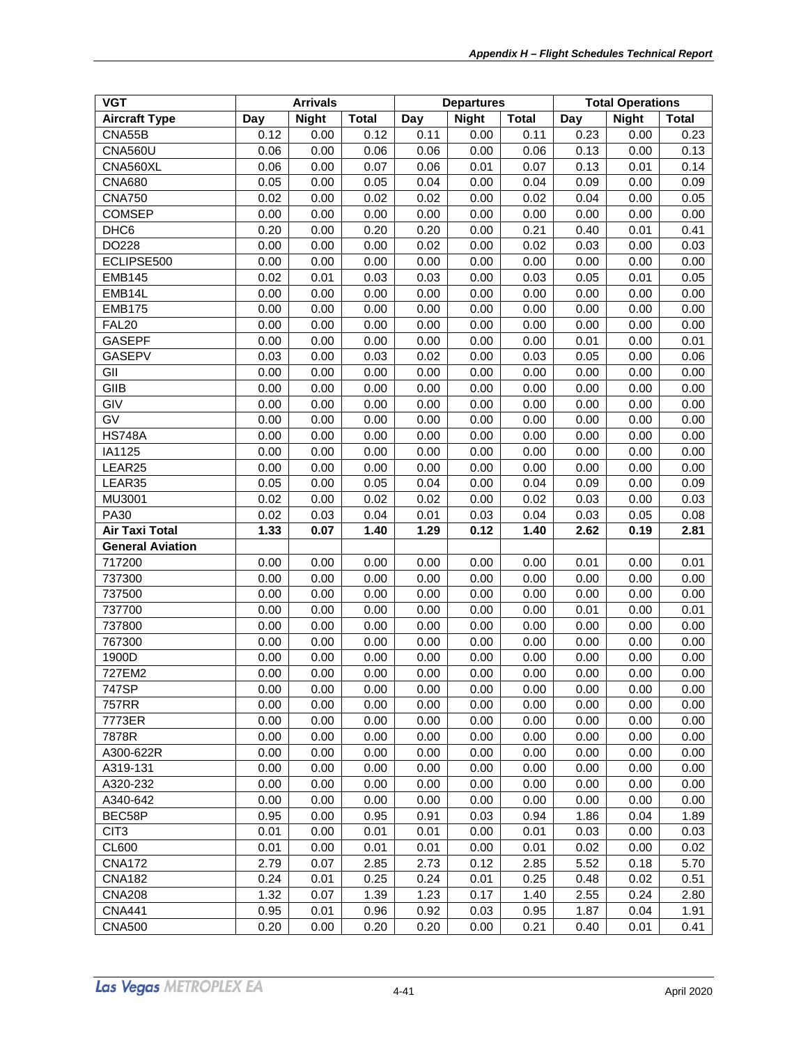| VGT | Arrivals | | | Departures | | | Total Operations | | |
|---|---|---|---|---|---|---|---|---|---|
| **Aircraft Type** | **Day** | **Night** | **Total** | **Day** | **Night** | **Total** | **Day** | **Night** | **Total** |
| CNA55B | 0.12 | 0.00 | 0.12 | 0.11 | 0.00 | 0.11 | 0.23 | 0.00 | 0.23 |
| CNA560U | 0.06 | 0.00 | 0.06 | 0.06 | 0.00 | 0.06 | 0.13 | 0.00 | 0.13 |
| CNA560XL | 0.06 | 0.00 | 0.07 | 0.06 | 0.01 | 0.07 | 0.13 | 0.01 | 0.14 |
| CNA680 | 0.05 | 0.00 | 0.05 | 0.04 | 0.00 | 0.04 | 0.09 | 0.00 | 0.09 |
| CNA750 | 0.02 | 0.00 | 0.02 | 0.02 | 0.00 | 0.02 | 0.04 | 0.00 | 0.05 |
| COMSEP | 0.00 | 0.00 | 0.00 | 0.00 | 0.00 | 0.00 | 0.00 | 0.00 | 0.00 |
| DHC6 | 0.20 | 0.00 | 0.20 | 0.20 | 0.00 | 0.21 | 0.40 | 0.01 | 0.41 |
| DO228 | 0.00 | 0.00 | 0.00 | 0.02 | 0.00 | 0.02 | 0.03 | 0.00 | 0.03 |
| ECLIPSE500 | 0.00 | 0.00 | 0.00 | 0.00 | 0.00 | 0.00 | 0.00 | 0.00 | 0.00 |
| EMB145 | 0.02 | 0.01 | 0.03 | 0.03 | 0.00 | 0.03 | 0.05 | 0.01 | 0.05 |
| EMB14L | 0.00 | 0.00 | 0.00 | 0.00 | 0.00 | 0.00 | 0.00 | 0.00 | 0.00 |
| EMB175 | 0.00 | 0.00 | 0.00 | 0.00 | 0.00 | 0.00 | 0.00 | 0.00 | 0.00 |
| FAL20 | 0.00 | 0.00 | 0.00 | 0.00 | 0.00 | 0.00 | 0.00 | 0.00 | 0.00 |
| GASEPF | 0.00 | 0.00 | 0.00 | 0.00 | 0.00 | 0.00 | 0.01 | 0.00 | 0.01 |
| GASEPV | 0.03 | 0.00 | 0.03 | 0.02 | 0.00 | 0.03 | 0.05 | 0.00 | 0.06 |
| GII | 0.00 | 0.00 | 0.00 | 0.00 | 0.00 | 0.00 | 0.00 | 0.00 | 0.00 |
| GIIB | 0.00 | 0.00 | 0.00 | 0.00 | 0.00 | 0.00 | 0.00 | 0.00 | 0.00 |
| GIV | 0.00 | 0.00 | 0.00 | 0.00 | 0.00 | 0.00 | 0.00 | 0.00 | 0.00 |
| GV | 0.00 | 0.00 | 0.00 | 0.00 | 0.00 | 0.00 | 0.00 | 0.00 | 0.00 |
| HS748A | 0.00 | 0.00 | 0.00 | 0.00 | 0.00 | 0.00 | 0.00 | 0.00 | 0.00 |
| IA1125 | 0.00 | 0.00 | 0.00 | 0.00 | 0.00 | 0.00 | 0.00 | 0.00 | 0.00 |
| LEAR25 | 0.00 | 0.00 | 0.00 | 0.00 | 0.00 | 0.00 | 0.00 | 0.00 | 0.00 |
| LEAR35 | 0.05 | 0.00 | 0.05 | 0.04 | 0.00 | 0.04 | 0.09 | 0.00 | 0.09 |
| MU3001 | 0.02 | 0.00 | 0.02 | 0.02 | 0.00 | 0.02 | 0.03 | 0.00 | 0.03 |
| PA30 | 0.02 | 0.03 | 0.04 | 0.01 | 0.03 | 0.04 | 0.03 | 0.05 | 0.08 |
| **Air Taxi Total** | **1.33** | **0.07** | **1.40** | **1.29** | **0.12** | **1.40** | **2.62** | **0.19** | **2.81** |
| **General Aviation** | | | | | | | | | |
| 717200 | 0.00 | 0.00 | 0.00 | 0.00 | 0.00 | 0.00 | 0.01 | 0.00 | 0.01 |
| 737300 | 0.00 | 0.00 | 0.00 | 0.00 | 0.00 | 0.00 | 0.00 | 0.00 | 0.00 |
| 737500 | 0.00 | 0.00 | 0.00 | 0.00 | 0.00 | 0.00 | 0.00 | 0.00 | 0.00 |
| 737700 | 0.00 | 0.00 | 0.00 | 0.00 | 0.00 | 0.00 | 0.01 | 0.00 | 0.01 |
| 737800 | 0.00 | 0.00 | 0.00 | 0.00 | 0.00 | 0.00 | 0.00 | 0.00 | 0.00 |
| 767300 | 0.00 | 0.00 | 0.00 | 0.00 | 0.00 | 0.00 | 0.00 | 0.00 | 0.00 |
| 1900D | 0.00 | 0.00 | 0.00 | 0.00 | 0.00 | 0.00 | 0.00 | 0.00 | 0.00 |
| 727EM2 | 0.00 | 0.00 | 0.00 | 0.00 | 0.00 | 0.00 | 0.00 | 0.00 | 0.00 |
| 747SP | 0.00 | 0.00 | 0.00 | 0.00 | 0.00 | 0.00 | 0.00 | 0.00 | 0.00 |
| 757RR | 0.00 | 0.00 | 0.00 | 0.00 | 0.00 | 0.00 | 0.00 | 0.00 | 0.00 |
| 7773ER | 0.00 | 0.00 | 0.00 | 0.00 | 0.00 | 0.00 | 0.00 | 0.00 | 0.00 |
| 7878R | 0.00 | 0.00 | 0.00 | 0.00 | 0.00 | 0.00 | 0.00 | 0.00 | 0.00 |
| A300-622R | 0.00 | 0.00 | 0.00 | 0.00 | 0.00 | 0.00 | 0.00 | 0.00 | 0.00 |
| A319-131 | 0.00 | 0.00 | 0.00 | 0.00 | 0.00 | 0.00 | 0.00 | 0.00 | 0.00 |
| A320-232 | 0.00 | 0.00 | 0.00 | 0.00 | 0.00 | 0.00 | 0.00 | 0.00 | 0.00 |
| A340-642 | 0.00 | 0.00 | 0.00 | 0.00 | 0.00 | 0.00 | 0.00 | 0.00 | 0.00 |
| BEC58P | 0.95 | 0.00 | 0.95 | 0.91 | 0.03 | 0.94 | 1.86 | 0.04 | 1.89 |
| CIT3 | 0.01 | 0.00 | 0.01 | 0.01 | 0.00 | 0.01 | 0.03 | 0.00 | 0.03 |
| CL600 | 0.01 | 0.00 | 0.01 | 0.01 | 0.00 | 0.01 | 0.02 | 0.00 | 0.02 |
| CNA172 | 2.79 | 0.07 | 2.85 | 2.73 | 0.12 | 2.85 | 5.52 | 0.18 | 5.70 |
| CNA182 | 0.24 | 0.01 | 0.25 | 0.24 | 0.01 | 0.25 | 0.48 | 0.02 | 0.51 |
| CNA208 | 1.32 | 0.07 | 1.39 | 1.23 | 0.17 | 1.40 | 2.55 | 0.24 | 2.80 |
| CNA441 | 0.95 | 0.01 | 0.96 | 0.92 | 0.03 | 0.95 | 1.87 | 0.04 | 1.91 |
| CNA500 | 0.20 | 0.00 | 0.20 | 0.20 | 0.00 | 0.21 | 0.40 | 0.01 | 0.41 |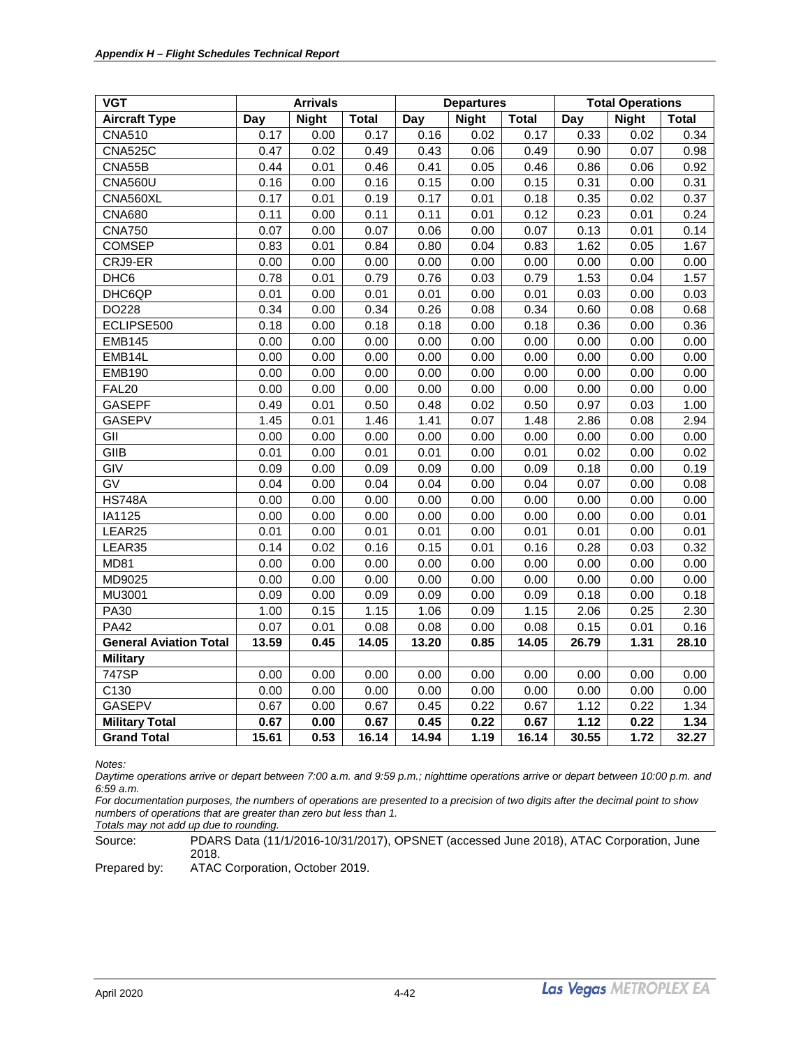| VGT | Arrivals | | | Departures | | | Total Operations | | |
|---|---|---|---|---|---|---|---|---|---|
| **Aircraft Type** | **Day** | **Night** | **Total** | **Day** | **Night** | **Total** | **Day** | **Night** | **Total** |
| CNA510 | 0.17 | 0.00 | 0.17 | 0.16 | 0.02 | 0.17 | 0.33 | 0.02 | 0.34 |
| CNA525C | 0.47 | 0.02 | 0.49 | 0.43 | 0.06 | 0.49 | 0.90 | 0.07 | 0.98 |
| CNA55B | 0.44 | 0.01 | 0.46 | 0.41 | 0.05 | 0.46 | 0.86 | 0.06 | 0.92 |
| CNA560U | 0.16 | 0.00 | 0.16 | 0.15 | 0.00 | 0.15 | 0.31 | 0.00 | 0.31 |
| CNA560XL | 0.17 | 0.01 | 0.19 | 0.17 | 0.01 | 0.18 | 0.35 | 0.02 | 0.37 |
| CNA680 | 0.11 | 0.00 | 0.11 | 0.11 | 0.01 | 0.12 | 0.23 | 0.01 | 0.24 |
| CNA750 | 0.07 | 0.00 | 0.07 | 0.06 | 0.00 | 0.07 | 0.13 | 0.01 | 0.14 |
| COMSEP | 0.83 | 0.01 | 0.84 | 0.80 | 0.04 | 0.83 | 1.62 | 0.05 | 1.67 |
| CRJ9-ER | 0.00 | 0.00 | 0.00 | 0.00 | 0.00 | 0.00 | 0.00 | 0.00 | 0.00 |
| DHC6 | 0.78 | 0.01 | 0.79 | 0.76 | 0.03 | 0.79 | 1.53 | 0.04 | 1.57 |
| DHC6QP | 0.01 | 0.00 | 0.01 | 0.01 | 0.00 | 0.01 | 0.03 | 0.00 | 0.03 |
| DO228 | 0.34 | 0.00 | 0.34 | 0.26 | 0.08 | 0.34 | 0.60 | 0.08 | 0.68 |
| ECLIPSE500 | 0.18 | 0.00 | 0.18 | 0.18 | 0.00 | 0.18 | 0.36 | 0.00 | 0.36 |
| EMB145 | 0.00 | 0.00 | 0.00 | 0.00 | 0.00 | 0.00 | 0.00 | 0.00 | 0.00 |
| EMB14L | 0.00 | 0.00 | 0.00 | 0.00 | 0.00 | 0.00 | 0.00 | 0.00 | 0.00 |
| EMB190 | 0.00 | 0.00 | 0.00 | 0.00 | 0.00 | 0.00 | 0.00 | 0.00 | 0.00 |
| FAL20 | 0.00 | 0.00 | 0.00 | 0.00 | 0.00 | 0.00 | 0.00 | 0.00 | 0.00 |
| GASEPF | 0.49 | 0.01 | 0.50 | 0.48 | 0.02 | 0.50 | 0.97 | 0.03 | 1.00 |
| GASEPV | 1.45 | 0.01 | 1.46 | 1.41 | 0.07 | 1.48 | 2.86 | 0.08 | 2.94 |
| GII | 0.00 | 0.00 | 0.00 | 0.00 | 0.00 | 0.00 | 0.00 | 0.00 | 0.00 |
| GIIB | 0.01 | 0.00 | 0.01 | 0.01 | 0.00 | 0.01 | 0.02 | 0.00 | 0.02 |
| GIV | 0.09 | 0.00 | 0.09 | 0.09 | 0.00 | 0.09 | 0.18 | 0.00 | 0.19 |
| GV | 0.04 | 0.00 | 0.04 | 0.04 | 0.00 | 0.04 | 0.07 | 0.00 | 0.08 |
| HS748A | 0.00 | 0.00 | 0.00 | 0.00 | 0.00 | 0.00 | 0.00 | 0.00 | 0.00 |
| IA1125 | 0.00 | 0.00 | 0.00 | 0.00 | 0.00 | 0.00 | 0.00 | 0.00 | 0.01 |
| LEAR25 | 0.01 | 0.00 | 0.01 | 0.01 | 0.00 | 0.01 | 0.01 | 0.00 | 0.01 |
| LEAR35 | 0.14 | 0.02 | 0.16 | 0.15 | 0.01 | 0.16 | 0.28 | 0.03 | 0.32 |
| MD81 | 0.00 | 0.00 | 0.00 | 0.00 | 0.00 | 0.00 | 0.00 | 0.00 | 0.00 |
| MD9025 | 0.00 | 0.00 | 0.00 | 0.00 | 0.00 | 0.00 | 0.00 | 0.00 | 0.00 |
| MU3001 | 0.09 | 0.00 | 0.09 | 0.09 | 0.00 | 0.09 | 0.18 | 0.00 | 0.18 |
| PA30 | 1.00 | 0.15 | 1.15 | 1.06 | 0.09 | 1.15 | 2.06 | 0.25 | 2.30 |
| PA42 | 0.07 | 0.01 | 0.08 | 0.08 | 0.00 | 0.08 | 0.15 | 0.01 | 0.16 |
| **General Aviation Total** | **13.59** | **0.45** | **14.05** | **13.20** | **0.85** | **14.05** | **26.79** | **1.31** | **28.10** |
| **Military** | | | | | | | | | |
| 747SP | 0.00 | 0.00 | 0.00 | 0.00 | 0.00 | 0.00 | 0.00 | 0.00 | 0.00 |
| C130 | 0.00 | 0.00 | 0.00 | 0.00 | 0.00 | 0.00 | 0.00 | 0.00 | 0.00 |
| GASEPV | 0.67 | 0.00 | 0.67 | 0.45 | 0.22 | 0.67 | 1.12 | 0.22 | 1.34 |
| **Military Total** | **0.67** | **0.00** | **0.67** | **0.45** | **0.22** | **0.67** | **1.12** | **0.22** | **1.34** |
| **Grand Total** | **15.61** | **0.53** | **16.14** | **14.94** | **1.19** | **16.14** | **30.55** | **1.72** | **32.27** |

*Notes:*

*Daytime operations arrive or depart between 7:00 a.m. and 9:59 p.m.; nighttime operations arrive or depart between 10:00 p.m. and 6:59 a.m.*

*For documentation purposes, the numbers of operations are presented to a precision of two digits after the decimal point to show numbers of operations that are greater than zero but less than 1.*

*Totals may not add up due to rounding.*

Source: PDARS Data (11/1/2016-10/31/2017), OPSNET (accessed June 2018), ATAC Corporation, June 2018.

Prepared by: ATAC Corporation, October 2019.